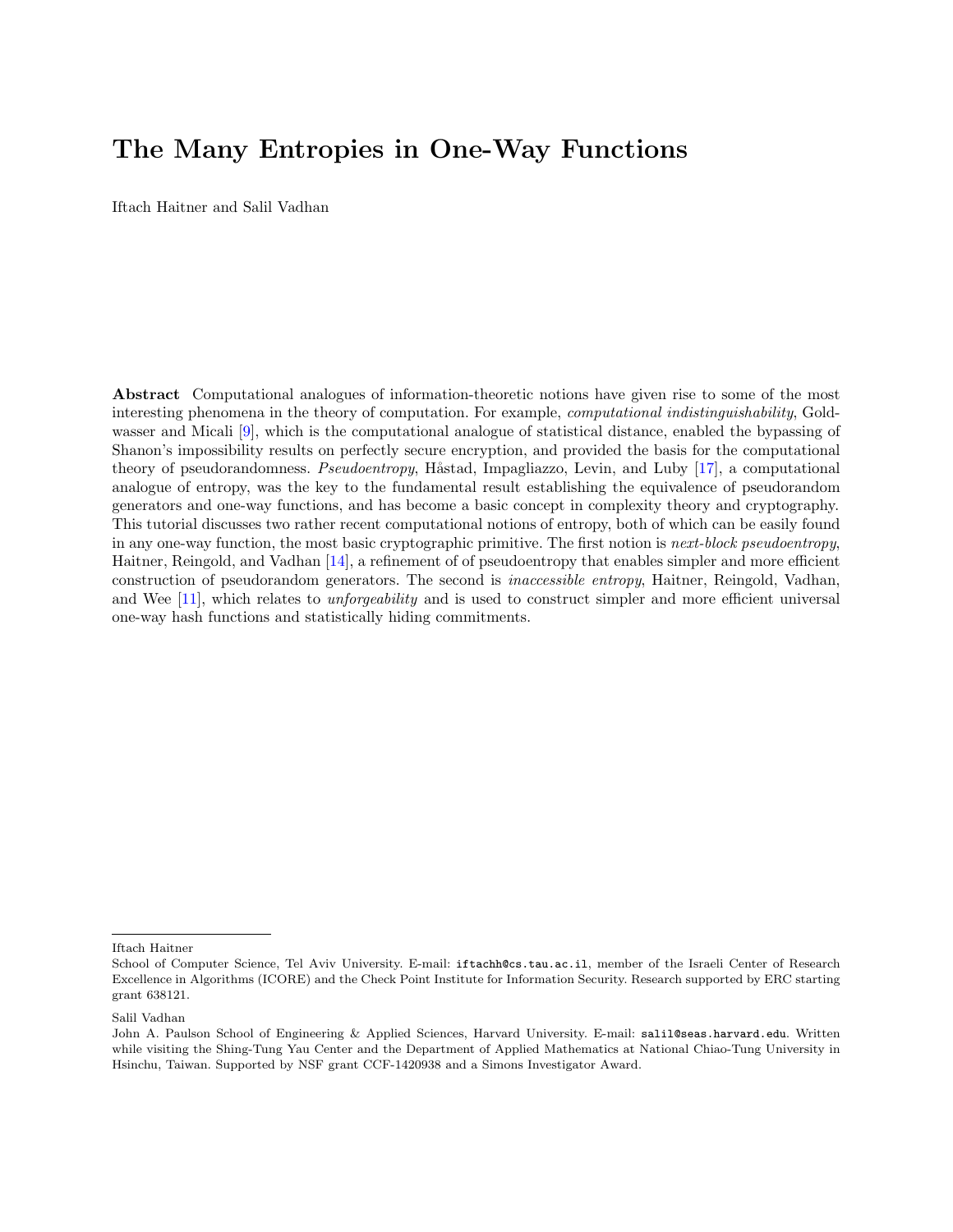# The Many Entropies in One-Way Functions

Iftach Haitner and Salil Vadhan

**Abstract** Computational analogues of information-theoretic notions have given rise to some of the most interesting phenomena in the theory of computation. For example, *computational indistinguishability*, Goldwasser and Micali [9], which is the computational analogue of statistical distance, enabled the bypassing of Shanon's impossibility results on perfectly secure encryption, and provided the basis for the computational theory of pseudorandomness. *Pseudoentropy*, Håstad, Impagliazzo, Levin, and Luby [17], a computational analogue of entropy, was the key to the fundamental result establishing the equivalence of pseudorandom generators and one-way functions, and has become a basic concept in complexity theory and cryptography. This tutorial discusses two rather recent computational notions of entropy, both of which can be easily found in any one-way function, the most basic cryptographic primitive. The first notion is *next-block pseudoentropy*, Haitner, Reingold, and Vadhan [14], a refinement of of pseudoentropy that enables simpler and more efficient construction of pseudorandom generators. The second is *inaccessible entropy*, Haitner, Reingold, Vadhan, and Wee [11], which relates to *unforgeability* and is used to construct simpler and more efficient universal one-way hash functions and statistically hiding commitments.

---

Iftach Haitner

School of Computer Science, Tel Aviv University. E-mail: `iftachh@cs.tau.ac.il`, member of the Israeli Center of Research Excellence in Algorithms (ICORE) and the Check Point Institute for Information Security. Research supported by ERC starting grant 638121.

Salil Vadhan

John A. Paulson School of Engineering & Applied Sciences, Harvard University. E-mail: `salil@seas.harvard.edu`. Written while visiting the Shing-Tung Yau Center and the Department of Applied Mathematics at National Chiao-Tung University in Hsinchu, Taiwan. Supported by NSF grant CCF-1420938 and a Simons Investigator Award.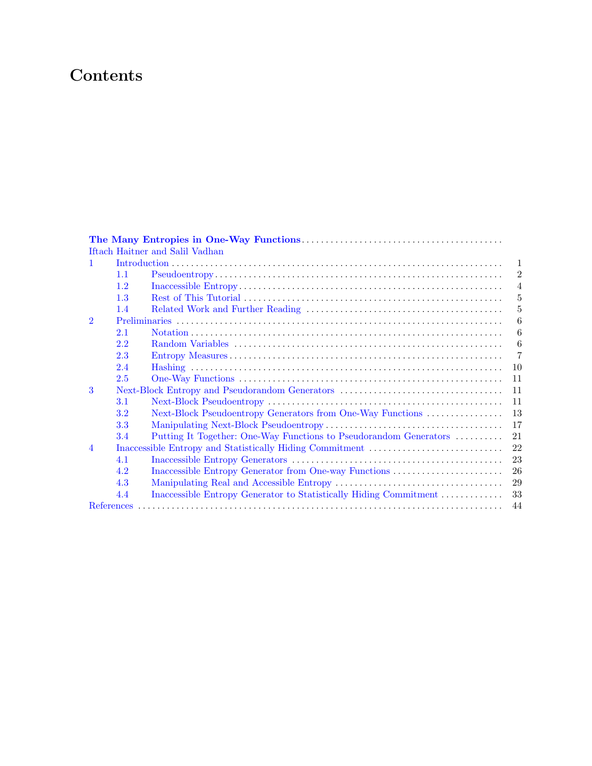# Contents

**The Many Entropies in One-Way Functions**
Iftach Haitner and Salil Vadhan

- 1 Introduction ... 1
  - 1.1 Pseudoentropy ... 2
  - 1.2 Inaccessible Entropy ... 4
  - 1.3 Rest of This Tutorial ... 5
  - 1.4 Related Work and Further Reading ... 5
- 2 Preliminaries ... 6
  - 2.1 Notation ... 6
  - 2.2 Random Variables ... 6
  - 2.3 Entropy Measures ... 7
  - 2.4 Hashing ... 10
  - 2.5 One-Way Functions ... 11
- 3 Next-Block Entropy and Pseudorandom Generators ... 11
  - 3.1 Next-Block Pseudoentropy ... 11
  - 3.2 Next-Block Pseudoentropy Generators from One-Way Functions ... 13
  - 3.3 Manipulating Next-Block Pseudoentropy ... 17
  - 3.4 Putting It Together: One-Way Functions to Pseudorandom Generators ... 21
- 4 Inaccessible Entropy and Statistically Hiding Commitment ... 22
  - 4.1 Inaccessible Entropy Generators ... 23
  - 4.2 Inaccessible Entropy Generator from One-way Functions ... 26
  - 4.3 Manipulating Real and Accessible Entropy ... 29
  - 4.4 Inaccessible Entropy Generator to Statistically Hiding Commitment ... 33
- References ... 44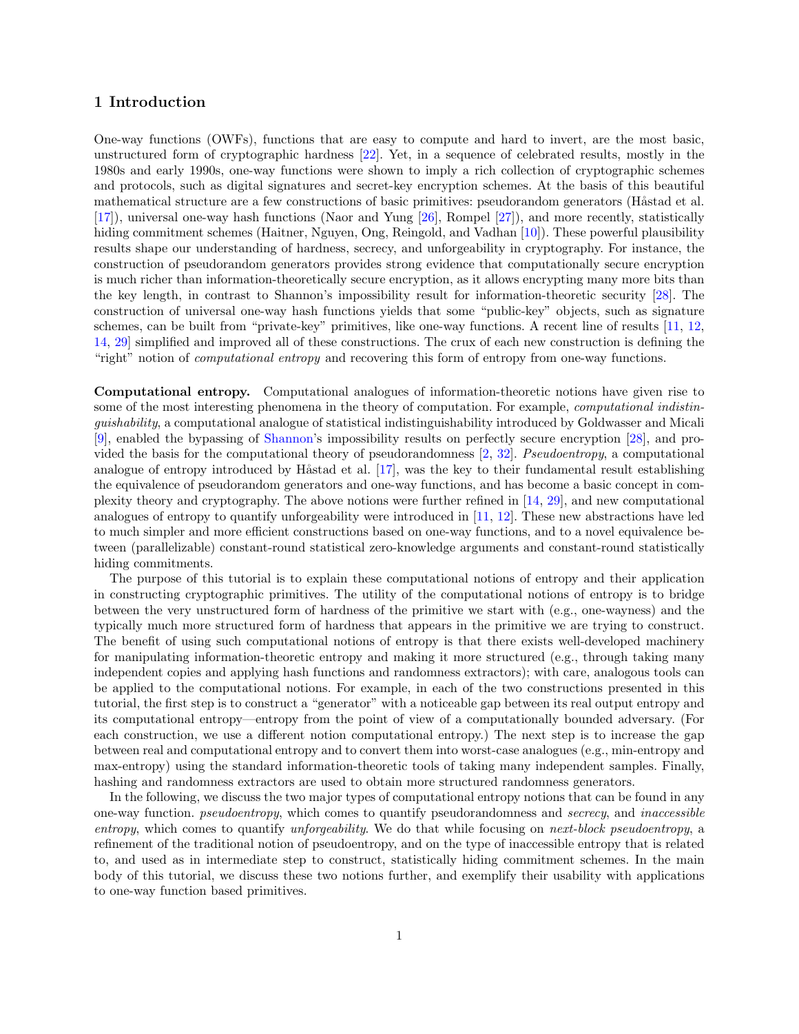## 1 Introduction

One-way functions (OWFs), functions that are easy to compute and hard to invert, are the most basic, unstructured form of cryptographic hardness [22]. Yet, in a sequence of celebrated results, mostly in the 1980s and early 1990s, one-way functions were shown to imply a rich collection of cryptographic schemes and protocols, such as digital signatures and secret-key encryption schemes. At the basis of this beautiful mathematical structure are a few constructions of basic primitives: pseudorandom generators (Håstad et al. [17]), universal one-way hash functions (Naor and Yung [26], Rompel [27]), and more recently, statistically hiding commitment schemes (Haitner, Nguyen, Ong, Reingold, and Vadhan [10]). These powerful plausibility results shape our understanding of hardness, secrecy, and unforgeability in cryptography. For instance, the construction of pseudorandom generators provides strong evidence that computationally secure encryption is much richer than information-theoretically secure encryption, as it allows encrypting many more bits than the key length, in contrast to Shannon's impossibility result for information-theoretic security [28]. The construction of universal one-way hash functions yields that some "public-key" objects, such as signature schemes, can be built from "private-key" primitives, like one-way functions. A recent line of results [11, 12, 14, 29] simplified and improved all of these constructions. The crux of each new construction is defining the "right" notion of *computational entropy* and recovering this form of entropy from one-way functions.

**Computational entropy.** Computational analogues of information-theoretic notions have given rise to some of the most interesting phenomena in the theory of computation. For example, *computational indistinguishability*, a computational analogue of statistical indistinguishability introduced by Goldwasser and Micali [9], enabled the bypassing of Shannon's impossibility results on perfectly secure encryption [28], and provided the basis for the computational theory of pseudorandomness [2, 32]. *Pseudoentropy*, a computational analogue of entropy introduced by Håstad et al. [17], was the key to their fundamental result establishing the equivalence of pseudorandom generators and one-way functions, and has become a basic concept in complexity theory and cryptography. The above notions were further refined in [14, 29], and new computational analogues of entropy to quantify unforgeability were introduced in [11, 12]. These new abstractions have led to much simpler and more efficient constructions based on one-way functions, and to a novel equivalence between (parallelizable) constant-round statistical zero-knowledge arguments and constant-round statistically hiding commitments.

The purpose of this tutorial is to explain these computational notions of entropy and their application in constructing cryptographic primitives. The utility of the computational notions of entropy is to bridge between the very unstructured form of hardness of the primitive we start with (e.g., one-wayness) and the typically much more structured form of hardness that appears in the primitive we are trying to construct. The benefit of using such computational notions of entropy is that there exists well-developed machinery for manipulating information-theoretic entropy and making it more structured (e.g., through taking many independent copies and applying hash functions and randomness extractors); with care, analogous tools can be applied to the computational notions. For example, in each of the two constructions presented in this tutorial, the first step is to construct a "generator" with a noticeable gap between its real output entropy and its computational entropy—entropy from the point of view of a computationally bounded adversary. (For each construction, we use a different notion computational entropy.) The next step is to increase the gap between real and computational entropy and to convert them into worst-case analogues (e.g., min-entropy and max-entropy) using the standard information-theoretic tools of taking many independent samples. Finally, hashing and randomness extractors are used to obtain more structured randomness generators.

In the following, we discuss the two major types of computational entropy notions that can be found in any one-way function. *pseudoentropy*, which comes to quantify pseudorandomness and *secrecy*, and *inaccessible entropy*, which comes to quantify *unforgeability*. We do that while focusing on *next-block pseudoentropy*, a refinement of the traditional notion of pseudoentropy, and on the type of inaccessible entropy that is related to, and used as in intermediate step to construct, statistically hiding commitment schemes. In the main body of this tutorial, we discuss these two notions further, and exemplify their usability with applications to one-way function based primitives.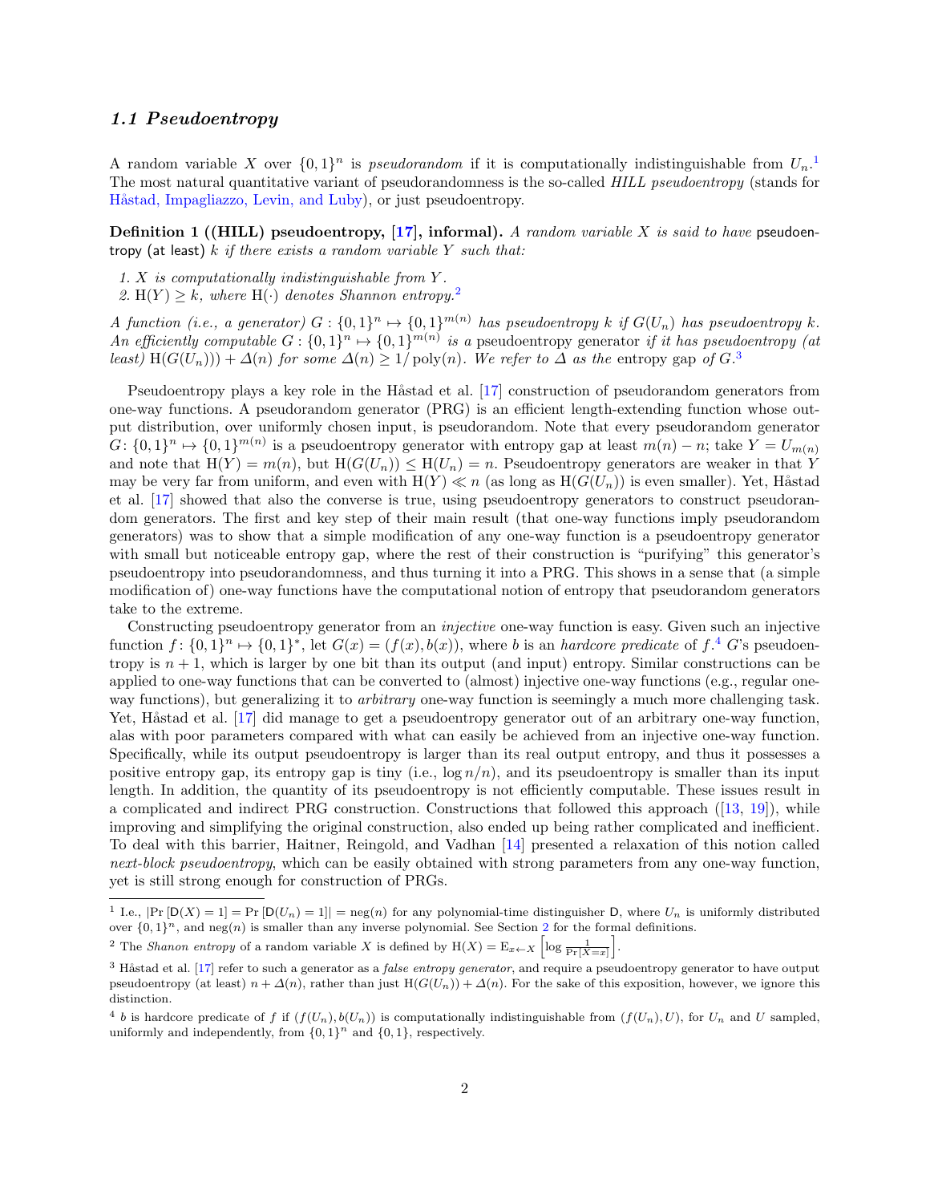### 1.1 Pseudoentropy

A random variable $X$ over $\{0,1\}^n$ is *pseudorandom* if it is computationally indistinguishable from $U_n$.[1] The most natural quantitative variant of pseudorandomness is the so-called *HILL pseudoentropy* (stands for Håstad, Impagliazzo, Levin, and Luby), or just pseudoentropy.

**Definition 1 ((HILL) pseudoentropy, [17], informal).** *A random variable $X$ is said to have* pseudoentropy (at least) $k$ *if there exists a random variable $Y$ such that:*

1. *$X$ is computationally indistinguishable from $Y$.*
2. *$\mathrm{H}(Y) \geq k$, where $\mathrm{H}(\cdot)$ denotes Shannon entropy.*[2]

*A function (i.e., a generator) $G : \{0,1\}^n \mapsto \{0,1\}^{m(n)}$ has pseudoentropy $k$ if $G(U_n)$ has pseudoentropy $k$. An efficiently computable $G : \{0,1\}^n \mapsto \{0,1\}^{m(n)}$ is a* pseudoentropy generator *if it has pseudoentropy (at least) $\mathrm{H}(G(U_n))) + \Delta(n)$ for some $\Delta(n) \geq 1/\operatorname{poly}(n)$. We refer to $\Delta$ as the* entropy gap *of $G$.*[3]

Pseudoentropy plays a key role in the Håstad et al. [17] construction of pseudorandom generators from one-way functions. A pseudorandom generator (PRG) is an efficient length-extending function whose output distribution, over uniformly chosen input, is pseudorandom. Note that every pseudorandom generator $G \colon \{0,1\}^n \mapsto \{0,1\}^{m(n)}$ is a pseudoentropy generator with entropy gap at least $m(n) - n$; take $Y = U_{m(n)}$ and note that $\mathrm{H}(Y) = m(n)$, but $\mathrm{H}(G(U_n)) \leq \mathrm{H}(U_n) = n$. Pseudoentropy generators are weaker in that $Y$ may be very far from uniform, and even with $\mathrm{H}(Y) \ll n$ (as long as $\mathrm{H}(G(U_n))$ is even smaller). Yet, Håstad et al. [17] showed that also the converse is true, using pseudoentropy generators to construct pseudorandom generators. The first and key step of their main result (that one-way functions imply pseudorandom generators) was to show that a simple modification of any one-way function is a pseudoentropy generator with small but noticeable entropy gap, where the rest of their construction is "purifying" this generator's pseudoentropy into pseudorandomness, and thus turning it into a PRG. This shows in a sense that (a simple modification of) one-way functions have the computational notion of entropy that pseudorandom generators take to the extreme.

Constructing pseudoentropy generator from an *injective* one-way function is easy. Given such an injective function $f \colon \{0,1\}^n \mapsto \{0,1\}^*$, let $G(x) = (f(x), b(x))$, where $b$ is an *hardcore predicate* of $f$.[4] $G$'s pseudoentropy is $n+1$, which is larger by one bit than its output (and input) entropy. Similar constructions can be applied to one-way functions that can be converted to (almost) injective one-way functions (e.g., regular one-way functions), but generalizing it to *arbitrary* one-way function is seemingly a much more challenging task. Yet, Håstad et al. [17] did manage to get a pseudoentropy generator out of an arbitrary one-way function, alas with poor parameters compared with what can easily be achieved from an injective one-way function. Specifically, while its output pseudoentropy is larger than its real output entropy, and thus it possesses a positive entropy gap, its entropy gap is tiny (i.e., $\log n/n$), and its pseudoentropy is smaller than its input length. In addition, the quantity of its pseudoentropy is not efficiently computable. These issues result in a complicated and indirect PRG construction. Constructions that followed this approach ([13, 19]), while improving and simplifying the original construction, also ended up being rather complicated and inefficient. To deal with this barrier, Haitner, Reingold, and Vadhan [14] presented a relaxation of this notion called *next-block pseudoentropy*, which can be easily obtained with strong parameters from any one-way function, yet is still strong enough for construction of PRGs.

---

[1] I.e., $|\Pr[\mathsf{D}(X) = 1] = \Pr[\mathsf{D}(U_n) = 1]| = \operatorname{neg}(n)$ for any polynomial-time distinguisher $\mathsf{D}$, where $U_n$ is uniformly distributed over $\{0,1\}^n$, and $\operatorname{neg}(n)$ is smaller than any inverse polynomial. See Section 2 for the formal definitions.

[2] The *Shanon entropy* of a random variable $X$ is defined by $\mathrm{H}(X) = \mathrm{E}_{x \leftarrow X}\left[\log \frac{1}{\Pr[X=x]}\right]$.

[3] Håstad et al. [17] refer to such a generator as a *false entropy generator*, and require a pseudoentropy generator to have output pseudoentropy (at least) $n + \Delta(n)$, rather than just $\mathrm{H}(G(U_n)) + \Delta(n)$. For the sake of this exposition, however, we ignore this distinction.

[4] $b$ is hardcore predicate of $f$ if $(f(U_n), b(U_n))$ is computationally indistinguishable from $(f(U_n), U)$, for $U_n$ and $U$ sampled, uniformly and independently, from $\{0,1\}^n$ and $\{0,1\}$, respectively.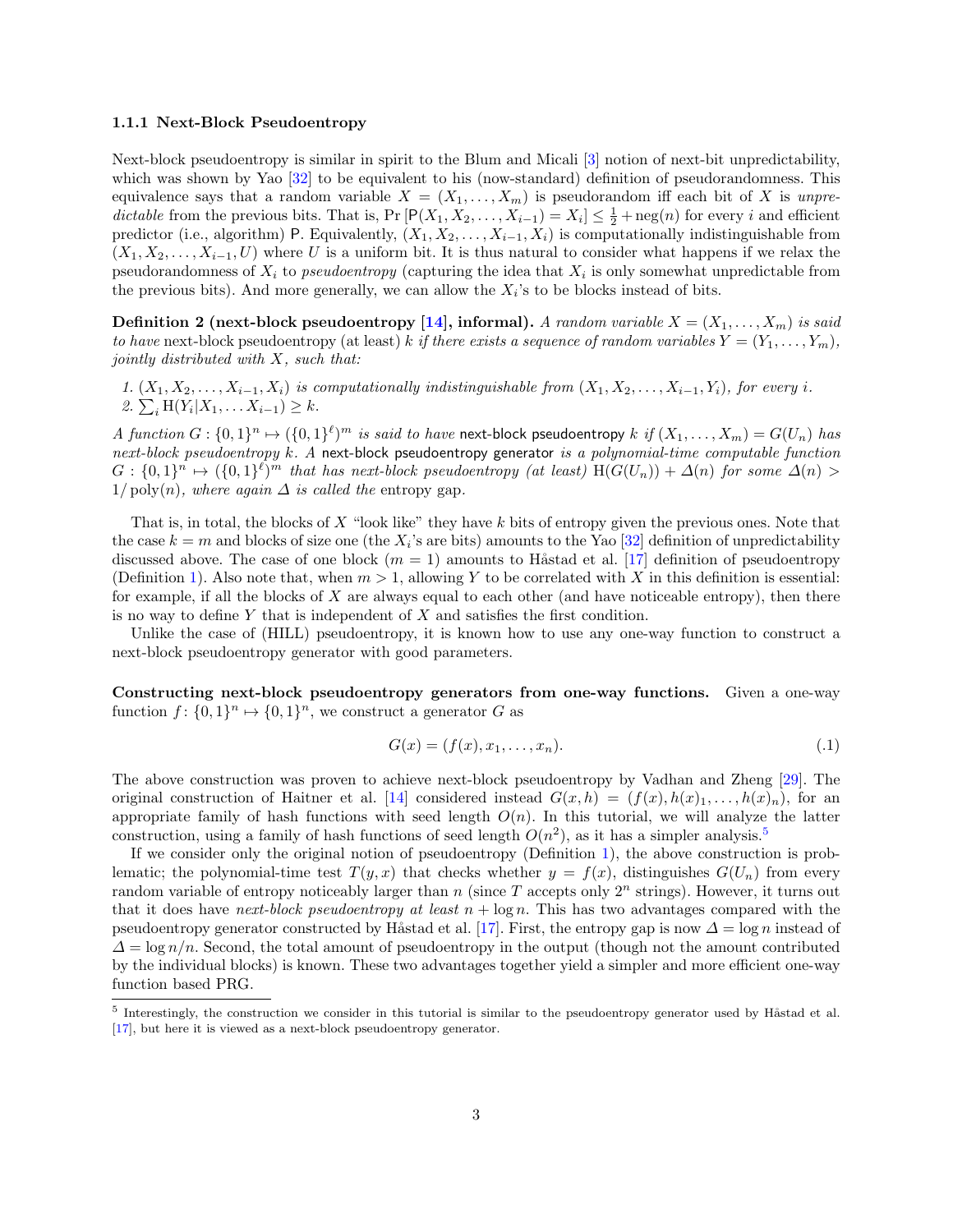### 1.1.1 Next-Block Pseudoentropy

Next-block pseudoentropy is similar in spirit to the Blum and Micali [3] notion of next-bit unpredictability, which was shown by Yao [32] to be equivalent to his (now-standard) definition of pseudorandomness. This equivalence says that a random variable $X = (X_1, \ldots, X_m)$ is pseudorandom iff each bit of $X$ is *unpredictable* from the previous bits. That is, $\Pr[\mathsf{P}(X_1, X_2, \ldots, X_{i-1}) = X_i] \leq \frac{1}{2} + \operatorname{neg}(n)$ for every $i$ and efficient predictor (i.e., algorithm) $\mathsf{P}$. Equivalently, $(X_1, X_2, \ldots, X_{i-1}, X_i)$ is computationally indistinguishable from $(X_1, X_2, \ldots, X_{i-1}, U)$ where $U$ is a uniform bit. It is thus natural to consider what happens if we relax the pseudorandomness of $X_i$ to *pseudoentropy* (capturing the idea that $X_i$ is only somewhat unpredictable from the previous bits). And more generally, we can allow the $X_i$'s to be blocks instead of bits.

**Definition 2 (next-block pseudoentropy [14], informal).** *A random variable $X = (X_1, \ldots, X_m)$ is said to have* next-block pseudoentropy *(at least) $k$ if there exists a sequence of random variables $Y = (Y_1, \ldots, Y_m)$, jointly distributed with $X$, such that:*

1. *$(X_1, X_2, \ldots, X_{i-1}, X_i)$ is computationally indistinguishable from $(X_1, X_2, \ldots, X_{i-1}, Y_i)$, for every $i$.*
2. *$\sum_i \mathrm{H}(Y_i | X_1, \ldots X_{i-1}) \geq k$.*

*A function $G: \{0,1\}^n \mapsto (\{0,1\}^\ell)^m$ is said to have* next-block pseudoentropy *$k$ if $(X_1, \ldots, X_m) = G(U_n)$ has next-block pseudoentropy $k$. A* next-block pseudoentropy generator *is a polynomial-time computable function $G: \{0,1\}^n \mapsto (\{0,1\}^\ell)^m$ that has next-block pseudoentropy (at least) $\mathrm{H}(G(U_n)) + \Delta(n)$ for some $\Delta(n) > 1/\operatorname{poly}(n)$, where again $\Delta$ is called the* entropy gap.

That is, in total, the blocks of $X$ "look like" they have $k$ bits of entropy given the previous ones. Note that the case $k = m$ and blocks of size one (the $X_i$'s are bits) amounts to the Yao [32] definition of unpredictability discussed above. The case of one block ($m = 1$) amounts to Håstad et al. [17] definition of pseudoentropy (Definition 1). Also note that, when $m > 1$, allowing $Y$ to be correlated with $X$ in this definition is essential: for example, if all the blocks of $X$ are always equal to each other (and have noticeable entropy), then there is no way to define $Y$ that is independent of $X$ and satisfies the first condition.

Unlike the case of (HILL) pseudoentropy, it is known how to use any one-way function to construct a next-block pseudoentropy generator with good parameters.

**Constructing next-block pseudoentropy generators from one-way functions.** Given a one-way function $f\colon \{0,1\}^n \mapsto \{0,1\}^n$, we construct a generator $G$ as

$$G(x) = (f(x), x_1, \ldots, x_n). \tag{.1}$$

The above construction was proven to achieve next-block pseudoentropy by Vadhan and Zheng [29]. The original construction of Haitner et al. [14] considered instead $G(x, h) = (f(x), h(x)_1, \ldots, h(x)_n)$, for an appropriate family of hash functions with seed length $O(n)$. In this tutorial, we will analyze the latter construction, using a family of hash functions of seed length $O(n^2)$, as it has a simpler analysis.[5]

If we consider only the original notion of pseudoentropy (Definition 1), the above construction is problematic; the polynomial-time test $T(y, x)$ that checks whether $y = f(x)$, distinguishes $G(U_n)$ from every random variable of entropy noticeably larger than $n$ (since $T$ accepts only $2^n$ strings). However, it turns out that it does have *next-block pseudoentropy at least* $n + \log n$. This has two advantages compared with the pseudoentropy generator constructed by Håstad et al. [17]. First, the entropy gap is now $\Delta = \log n$ instead of $\Delta = \log n/n$. Second, the total amount of pseudoentropy in the output (though not the amount contributed by the individual blocks) is known. These two advantages together yield a simpler and more efficient one-way function based PRG.

[5] Interestingly, the construction we consider in this tutorial is similar to the pseudoentropy generator used by Håstad et al. [17], but here it is viewed as a next-block pseudoentropy generator.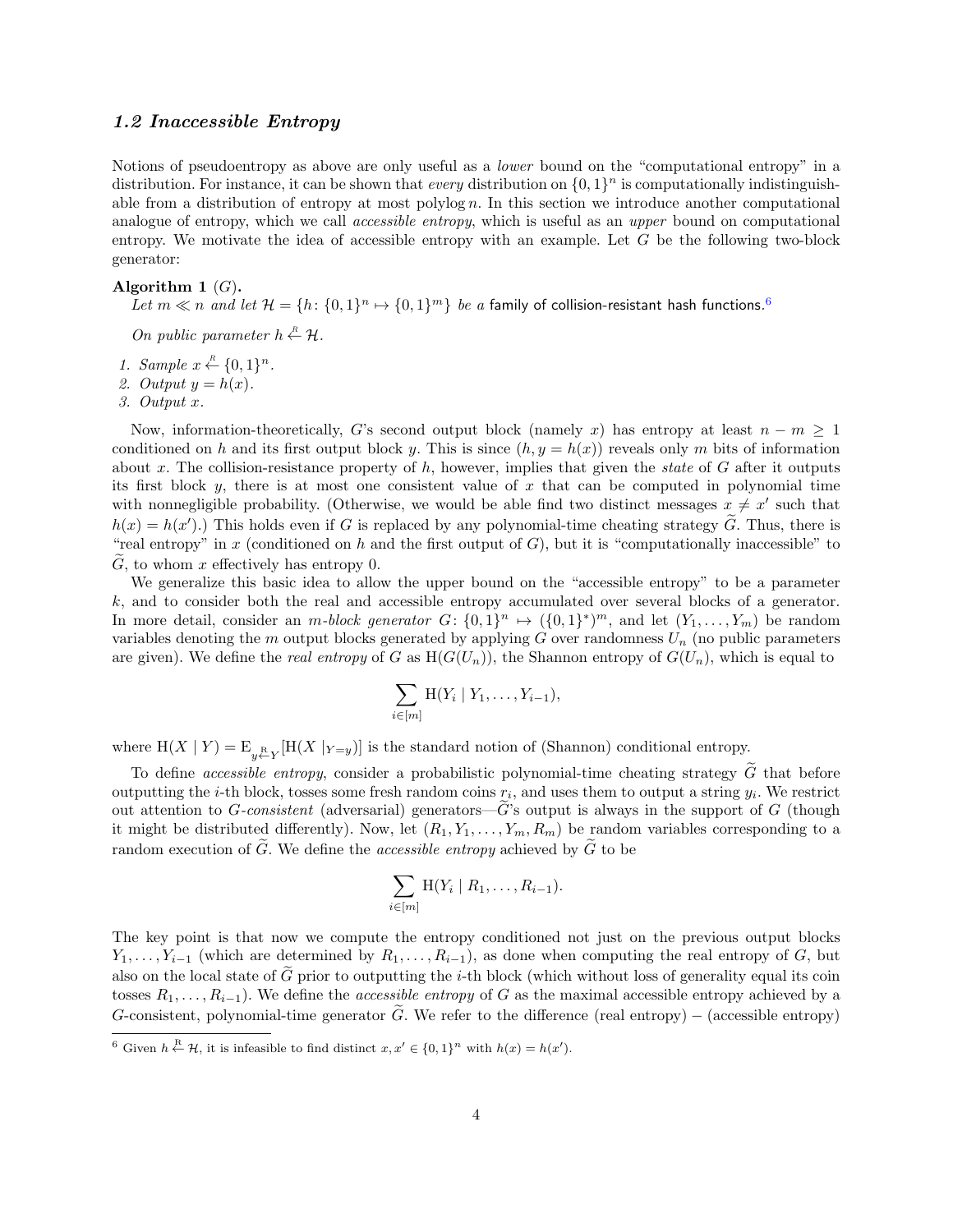### *1.2 Inaccessible Entropy*

Notions of pseudoentropy as above are only useful as a *lower* bound on the "computational entropy" in a distribution. For instance, it can be shown that *every* distribution on $\{0,1\}^n$ is computationally indistinguishable from a distribution of entropy at most polylog $n$. In this section we introduce another computational analogue of entropy, which we call *accessible entropy*, which is useful as an *upper* bound on computational entropy. We motivate the idea of accessible entropy with an example. Let $G$ be the following two-block generator:

**Algorithm 1** ($G$).
*Let $m \ll n$ and let $\mathcal{H} = \{h \colon \{0,1\}^n \mapsto \{0,1\}^m\}$ be a* family of collision-resistant hash functions.[6]

*On public parameter $h \stackrel{R}{\leftarrow} \mathcal{H}$.*

1. *Sample $x \stackrel{R}{\leftarrow} \{0,1\}^n$.*
2. *Output $y = h(x)$.*
3. *Output $x$.*

Now, information-theoretically, $G$'s second output block (namely $x$) has entropy at least $n - m \geq 1$ conditioned on $h$ and its first output block $y$. This is since $(h, y = h(x))$ reveals only $m$ bits of information about $x$. The collision-resistance property of $h$, however, implies that given the *state* of $G$ after it outputs its first block $y$, there is at most one consistent value of $x$ that can be computed in polynomial time with nonnegligible probability. (Otherwise, we would be able find two distinct messages $x \neq x'$ such that $h(x) = h(x')$.) This holds even if $G$ is replaced by any polynomial-time cheating strategy $\widetilde{G}$. Thus, there is "real entropy" in $x$ (conditioned on $h$ and the first output of $G$), but it is "computationally inaccessible" to $\widetilde{G}$, to whom $x$ effectively has entropy 0.

We generalize this basic idea to allow the upper bound on the "accessible entropy" to be a parameter $k$, and to consider both the real and accessible entropy accumulated over several blocks of a generator. In more detail, consider an *$m$-block generator* $G \colon \{0,1\}^n \mapsto (\{0,1\}^*)^m$, and let $(Y_1, \ldots, Y_m)$ be random variables denoting the $m$ output blocks generated by applying $G$ over randomness $U_n$ (no public parameters are given). We define the *real entropy* of $G$ as $\mathrm{H}(G(U_n))$, the Shannon entropy of $G(U_n)$, which is equal to

$$\sum_{i \in [m]} \mathrm{H}(Y_i \mid Y_1, \ldots, Y_{i-1}),$$

where $\mathrm{H}(X \mid Y) = \mathrm{E}_{y \stackrel{R}{\leftarrow} Y}[\mathrm{H}(X \mid_{Y=y})]$ is the standard notion of (Shannon) conditional entropy.

To define *accessible entropy*, consider a probabilistic polynomial-time cheating strategy $\widetilde{G}$ that before outputting the $i$-th block, tosses some fresh random coins $r_i$, and uses them to output a string $y_i$. We restrict out attention to *$G$-consistent* (adversarial) generators—$\widetilde{G}$'s output is always in the support of $G$ (though it might be distributed differently). Now, let $(R_1, Y_1, \ldots, Y_m, R_m)$ be random variables corresponding to a random execution of $\widetilde{G}$. We define the *accessible entropy* achieved by $\widetilde{G}$ to be

$$\sum_{i \in [m]} \mathrm{H}(Y_i \mid R_1, \ldots, R_{i-1}).$$

The key point is that now we compute the entropy conditioned not just on the previous output blocks $Y_1, \ldots, Y_{i-1}$ (which are determined by $R_1, \ldots, R_{i-1}$), as done when computing the real entropy of $G$, but also on the local state of $\widetilde{G}$ prior to outputting the $i$-th block (which without loss of generality equal its coin tosses $R_1, \ldots, R_{i-1}$). We define the *accessible entropy* of $G$ as the maximal accessible entropy achieved by a $G$-consistent, polynomial-time generator $\widetilde{G}$. We refer to the difference (real entropy) $-$ (accessible entropy)

[6] Given $h \stackrel{R}{\leftarrow} \mathcal{H}$, it is infeasible to find distinct $x, x' \in \{0,1\}^n$ with $h(x) = h(x')$.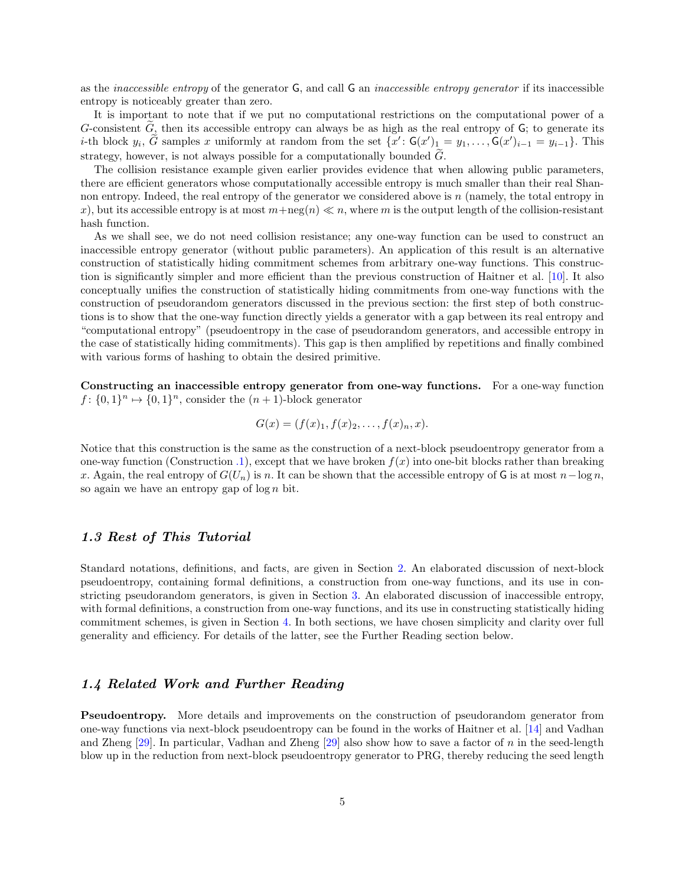as the *inaccessible entropy* of the generator $\mathsf{G}$, and call $\mathsf{G}$ an *inaccessible entropy generator* if its inaccessible entropy is noticeably greater than zero.

It is important to note that if we put no computational restrictions on the computational power of a $G$-consistent $\widetilde{G}$, then its accessible entropy can always be as high as the real entropy of $\mathsf{G}$; to generate its $i$-th block $y_i$, $\widetilde{G}$ samples $x$ uniformly at random from the set $\{x' \colon \mathsf{G}(x')_1 = y_1, \ldots, \mathsf{G}(x')_{i-1} = y_{i-1}\}$. This strategy, however, is not always possible for a computationally bounded $\widetilde{G}$.

The collision resistance example given earlier provides evidence that when allowing public parameters, there are efficient generators whose computationally accessible entropy is much smaller than their real Shannon entropy. Indeed, the real entropy of the generator we considered above is $n$ (namely, the total entropy in $x$), but its accessible entropy is at most $m+\text{neg}(n) \ll n$, where $m$ is the output length of the collision-resistant hash function.

As we shall see, we do not need collision resistance; any one-way function can be used to construct an inaccessible entropy generator (without public parameters). An application of this result is an alternative construction of statistically hiding commitment schemes from arbitrary one-way functions. This construction is significantly simpler and more efficient than the previous construction of Haitner et al. [10]. It also conceptually unifies the construction of statistically hiding commitments from one-way functions with the construction of pseudorandom generators discussed in the previous section: the first step of both constructions is to show that the one-way function directly yields a generator with a gap between its real entropy and "computational entropy" (pseudoentropy in the case of pseudorandom generators, and accessible entropy in the case of statistically hiding commitments). This gap is then amplified by repetitions and finally combined with various forms of hashing to obtain the desired primitive.

**Constructing an inaccessible entropy generator from one-way functions.** For a one-way function $f\colon \{0,1\}^n \mapsto \{0,1\}^n$, consider the $(n+1)$-block generator

$$G(x) = (f(x)_1, f(x)_2, \ldots, f(x)_n, x).$$

Notice that this construction is the same as the construction of a next-block pseudoentropy generator from a one-way function (Construction .1), except that we have broken $f(x)$ into one-bit blocks rather than breaking $x$. Again, the real entropy of $G(U_n)$ is $n$. It can be shown that the accessible entropy of $\mathsf{G}$ is at most $n - \log n$, so again we have an entropy gap of $\log n$ bit.

## *1.3 Rest of This Tutorial*

Standard notations, definitions, and facts, are given in Section 2. An elaborated discussion of next-block pseudoentropy, containing formal definitions, a construction from one-way functions, and its use in constricting pseudorandom generators, is given in Section 3. An elaborated discussion of inaccessible entropy, with formal definitions, a construction from one-way functions, and its use in constructing statistically hiding commitment schemes, is given in Section 4. In both sections, we have chosen simplicity and clarity over full generality and efficiency. For details of the latter, see the Further Reading section below.

## *1.4 Related Work and Further Reading*

**Pseudoentropy.** More details and improvements on the construction of pseudorandom generator from one-way functions via next-block pseudoentropy can be found in the works of Haitner et al. [14] and Vadhan and Zheng [29]. In particular, Vadhan and Zheng [29] also show how to save a factor of $n$ in the seed-length blow up in the reduction from next-block pseudoentropy generator to PRG, thereby reducing the seed length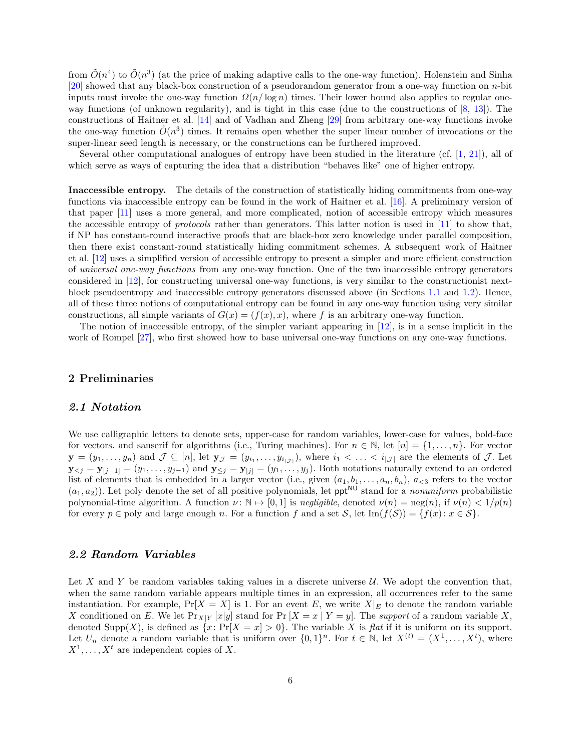from $\tilde{O}(n^4)$ to $\tilde{O}(n^3)$ (at the price of making adaptive calls to the one-way function). Holenstein and Sinha [20] showed that any black-box construction of a pseudorandom generator from a one-way function on $n$-bit inputs must invoke the one-way function $\Omega(n/\log n)$ times. Their lower bound also applies to regular one-way functions (of unknown regularity), and is tight in this case (due to the constructions of [8, 13]). The constructions of Haitner et al. [14] and of Vadhan and Zheng [29] from arbitrary one-way functions invoke the one-way function $\tilde{O}(n^3)$ times. It remains open whether the super linear number of invocations or the super-linear seed length is necessary, or the constructions can be furthered improved.

Several other computational analogues of entropy have been studied in the literature (cf. [1, 21]), all of which serve as ways of capturing the idea that a distribution "behaves like" one of higher entropy.

**Inaccessible entropy.** The details of the construction of statistically hiding commitments from one-way functions via inaccessible entropy can be found in the work of Haitner et al. [16]. A preliminary version of that paper [11] uses a more general, and more complicated, notion of accessible entropy which measures the accessible entropy of *protocols* rather than generators. This latter notion is used in [11] to show that, if NP has constant-round interactive proofs that are black-box zero knowledge under parallel composition, then there exist constant-round statistically hiding commitment schemes. A subsequent work of Haitner et al. [12] uses a simplified version of accessible entropy to present a simpler and more efficient construction of *universal one-way functions* from any one-way function. One of the two inaccessible entropy generators considered in [12], for constructing universal one-way functions, is very similar to the constructionist next-block pseudoentropy and inaccessible entropy generators discussed above (in Sections 1.1 and 1.2). Hence, all of these three notions of computational entropy can be found in any one-way function using very similar constructions, all simple variants of $G(x) = (f(x), x)$, where $f$ is an arbitrary one-way function.

The notion of inaccessible entropy, of the simpler variant appearing in [12], is in a sense implicit in the work of Rompel [27], who first showed how to base universal one-way functions on any one-way functions.

## 2 Preliminaries

### 2.1 Notation

We use calligraphic letters to denote sets, upper-case for random variables, lower-case for values, bold-face for vectors. and sanserif for algorithms (i.e., Turing machines). For $n \in \mathbb{N}$, let $[n] = \{1, \ldots, n\}$. For vector $\mathbf{y} = (y_1, \ldots, y_n)$ and $\mathcal{J} \subseteq [n]$, let $\mathbf{y}_{\mathcal{J}} = (y_{i_1}, \ldots, y_{i_{|\mathcal{J}|}})$, where $i_1 < \ldots < i_{|\mathcal{J}|}$ are the elements of $\mathcal{J}$. Let $\mathbf{y}_{<j} = \mathbf{y}_{[j-1]} = (y_1, \ldots, y_{j-1})$ and $\mathbf{y}_{\leq j} = \mathbf{y}_{[j]} = (y_1, \ldots, y_j)$. Both notations naturally extend to an ordered list of elements that is embedded in a larger vector (i.e., given $(a_1, b_1, \ldots, a_n, b_n)$, $a_{<3}$ refers to the vector $(a_1, a_2)$). Let poly denote the set of all positive polynomials, let $\mathsf{ppt}^{\mathsf{NU}}$ stand for a *nonuniform* probabilistic polynomial-time algorithm. A function $\nu \colon \mathbb{N} \mapsto [0,1]$ is *negligible*, denoted $\nu(n) = \operatorname{neg}(n)$, if $\nu(n) < 1/p(n)$ for every $p \in \text{poly}$ and large enough $n$. For a function $f$ and a set $\mathcal{S}$, let $\operatorname{Im}(f(\mathcal{S})) = \{f(x) \colon x \in \mathcal{S}\}$.

### 2.2 Random Variables

Let $X$ and $Y$ be random variables taking values in a discrete universe $\mathcal{U}$. We adopt the convention that, when the same random variable appears multiple times in an expression, all occurrences refer to the same instantiation. For example, $\Pr[X = X]$ is 1. For an event $E$, we write $X|_E$ to denote the random variable $X$ conditioned on $E$. We let $\Pr_{X|Y}[x|y]$ stand for $\Pr[X = x \mid Y = y]$. The *support* of a random variable $X$, denoted $\operatorname{Supp}(X)$, is defined as $\{x \colon \Pr[X = x] > 0\}$. The variable $X$ is *flat* if it is uniform on its support. Let $U_n$ denote a random variable that is uniform over $\{0,1\}^n$. For $t \in \mathbb{N}$, let $X^{(t)} = (X^1, \ldots, X^t)$, where $X^1, \ldots, X^t$ are independent copies of $X$.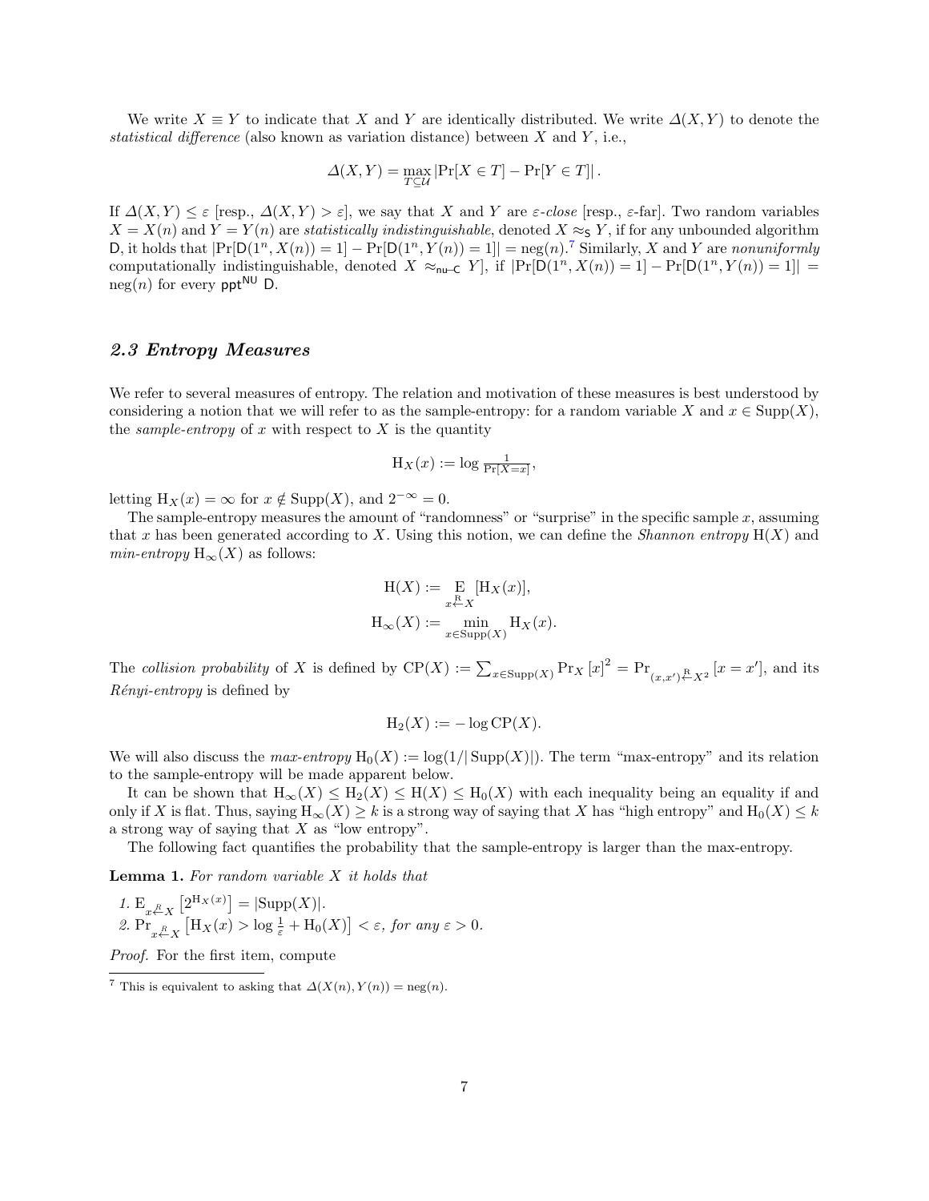We write $X \equiv Y$ to indicate that $X$ and $Y$ are identically distributed. We write $\Delta(X, Y)$ to denote the *statistical difference* (also known as variation distance) between $X$ and $Y$, i.e.,

$$\Delta(X, Y) = \max_{T \subseteq \mathcal{U}} |\Pr[X \in T] - \Pr[Y \in T]|\,.$$

If $\Delta(X, Y) \leq \varepsilon$ [resp., $\Delta(X, Y) > \varepsilon$], we say that $X$ and $Y$ are $\varepsilon$-*close* [resp., $\varepsilon$-far]. Two random variables $X = X(n)$ and $Y = Y(n)$ are *statistically indistinguishable*, denoted $X \approx_{\mathsf{S}} Y$, if for any unbounded algorithm $\mathsf{D}$, it holds that $|\Pr[\mathsf{D}(1^n, X(n)) = 1] - \Pr[\mathsf{D}(1^n, Y(n)) = 1]| = \text{neg}(n)$.[7] Similarly, $X$ and $Y$ are *nonuniformly* computationally indistinguishable, denoted $X \approx_{\mathsf{nu\text{-}C}} Y$], if $|\Pr[\mathsf{D}(1^n, X(n)) = 1] - \Pr[\mathsf{D}(1^n, Y(n)) = 1]| = \text{neg}(n)$ for every $\mathsf{ppt}^{\mathsf{NU}}$ $\mathsf{D}$.

## 2.3 Entropy Measures

We refer to several measures of entropy. The relation and motivation of these measures is best understood by considering a notion that we will refer to as the sample-entropy: for a random variable $X$ and $x \in \text{Supp}(X)$, the *sample-entropy* of $x$ with respect to $X$ is the quantity

$$\text{H}_X(x) := \log \tfrac{1}{\Pr[X=x]},$$

letting $\text{H}_X(x) = \infty$ for $x \notin \text{Supp}(X)$, and $2^{-\infty} = 0$.

The sample-entropy measures the amount of "randomness" or "surprise" in the specific sample $x$, assuming that $x$ has been generated according to $X$. Using this notion, we can define the *Shannon entropy* $\text{H}(X)$ and *min-entropy* $\text{H}_\infty(X)$ as follows:

$$\text{H}(X) := \mathop{\text{E}}_{x \overset{\text{R}}{\leftarrow} X}[\text{H}_X(x)],$$

$$\text{H}_\infty(X) := \min_{x \in \text{Supp}(X)} \text{H}_X(x).$$

The *collision probability* of $X$ is defined by $\text{CP}(X) := \sum_{x \in \text{Supp}(X)} \Pr_X[x]^2 = \Pr_{(x,x') \overset{\text{R}}{\leftarrow} X^2}[x = x']$, and its *Rényi-entropy* is defined by

$$\text{H}_2(X) := -\log \text{CP}(X).$$

We will also discuss the *max-entropy* $\text{H}_0(X) := \log(1/|\text{Supp}(X)|)$. The term "max-entropy" and its relation to the sample-entropy will be made apparent below.

It can be shown that $\text{H}_\infty(X) \leq \text{H}_2(X) \leq \text{H}(X) \leq \text{H}_0(X)$ with each inequality being an equality if and only if $X$ is flat. Thus, saying $\text{H}_\infty(X) \geq k$ is a strong way of saying that $X$ has "high entropy" and $\text{H}_0(X) \leq k$ a strong way of saying that $X$ as "low entropy".

The following fact quantifies the probability that the sample-entropy is larger than the max-entropy.

**Lemma 1.** *For random variable $X$ it holds that*

1. $\text{E}_{x \overset{R}{\leftarrow} X}\left[2^{\text{H}_X(x)}\right] = |\text{Supp}(X)|$.
2. $\Pr_{x \overset{R}{\leftarrow} X}\left[\text{H}_X(x) > \log \frac{1}{\varepsilon} + \text{H}_0(X)\right] < \varepsilon$, *for any* $\varepsilon > 0$.

*Proof.* For the first item, compute

[7] This is equivalent to asking that $\Delta(X(n), Y(n)) = \text{neg}(n)$.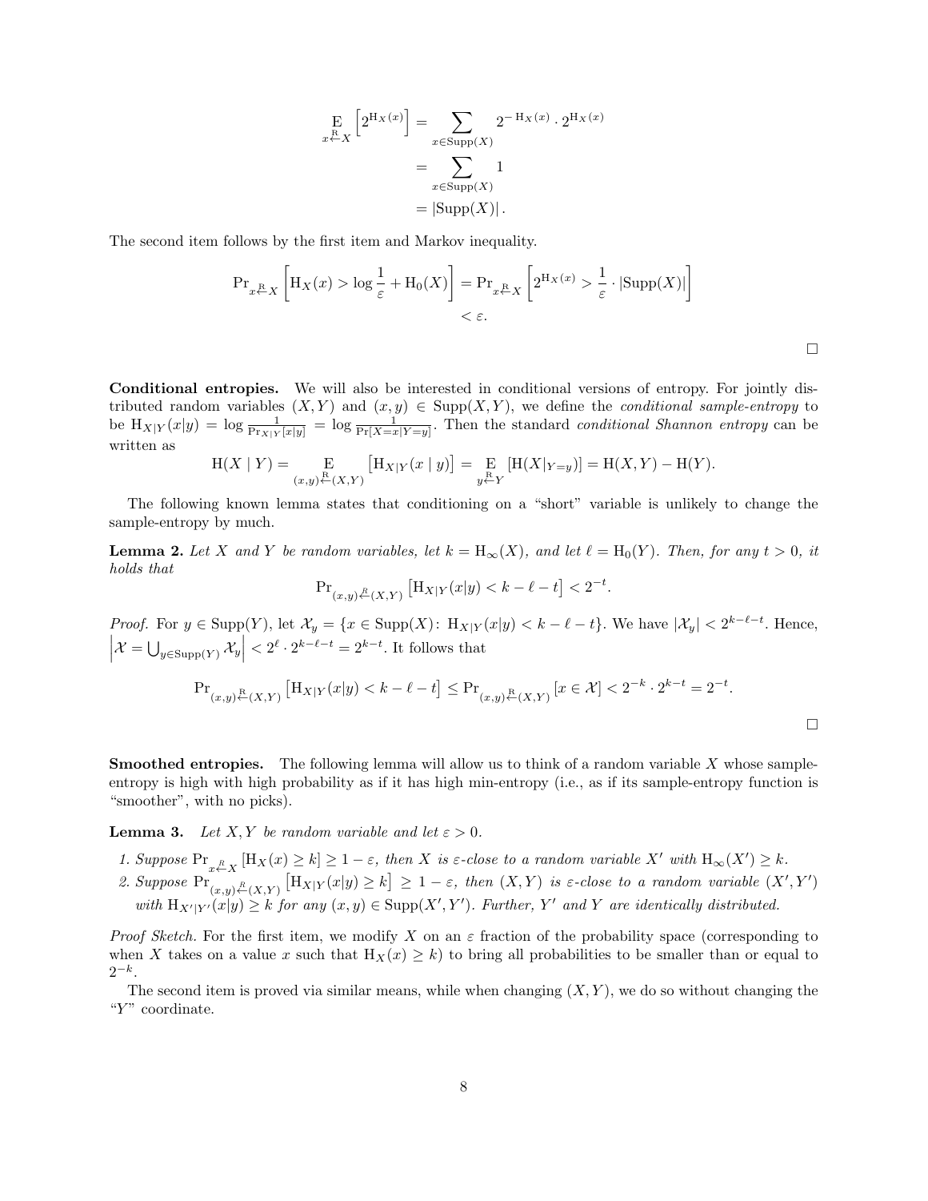$$\mathop{\mathrm{E}}_{x \xleftarrow{\mathrm{R}} X}\left[2^{\mathrm{H}_X(x)}\right] = \sum_{x \in \mathrm{Supp}(X)} 2^{-\mathrm{H}_X(x)} \cdot 2^{\mathrm{H}_X(x)}$$
$$= \sum_{x \in \mathrm{Supp}(X)} 1$$
$$= |\mathrm{Supp}(X)|\,.$$

The second item follows by the first item and Markov inequality.

$$\Pr_{x \xleftarrow{\mathrm{R}} X}\left[\mathrm{H}_X(x) > \log\frac{1}{\varepsilon} + \mathrm{H}_0(X)\right] = \Pr_{x \xleftarrow{\mathrm{R}} X}\left[2^{\mathrm{H}_X(x)} > \frac{1}{\varepsilon}\cdot|\mathrm{Supp}(X)|\right]$$
$$< \varepsilon.$$

□

**Conditional entropies.** We will also be interested in conditional versions of entropy. For jointly distributed random variables $(X, Y)$ and $(x, y) \in \mathrm{Supp}(X, Y)$, we define the *conditional sample-entropy* to be $\mathrm{H}_{X|Y}(x|y) = \log\frac{1}{\Pr_{X|Y}[x|y]} = \log\frac{1}{\Pr[X=x|Y=y]}$. Then the standard *conditional Shannon entropy* can be written as

$$\mathrm{H}(X \mid Y) = \mathop{\mathrm{E}}_{(x,y) \xleftarrow{\mathrm{R}} (X,Y)}\left[\mathrm{H}_{X|Y}(x \mid y)\right] = \mathop{\mathrm{E}}_{y \xleftarrow{\mathrm{R}} Y}\left[\mathrm{H}(X|_{Y=y})\right] = \mathrm{H}(X,Y) - \mathrm{H}(Y).$$

The following known lemma states that conditioning on a "short" variable is unlikely to change the sample-entropy by much.

**Lemma 2.** *Let $X$ and $Y$ be random variables, let $k = \mathrm{H}_\infty(X)$, and let $\ell = \mathrm{H}_0(Y)$. Then, for any $t > 0$, it holds that*

$$\Pr_{(x,y) \xleftarrow{R} (X,Y)}\left[\mathrm{H}_{X|Y}(x|y) < k - \ell - t\right] < 2^{-t}.$$

*Proof.* For $y \in \mathrm{Supp}(Y)$, let $\mathcal{X}_y = \{x \in \mathrm{Supp}(X) \colon \mathrm{H}_{X|Y}(x|y) < k - \ell - t\}$. We have $|\mathcal{X}_y| < 2^{k-\ell-t}$. Hence, $\left|\mathcal{X} = \bigcup_{y \in \mathrm{Supp}(Y)} \mathcal{X}_y\right| < 2^\ell \cdot 2^{k-\ell-t} = 2^{k-t}$. It follows that

$$\Pr_{(x,y) \xleftarrow{\mathrm{R}} (X,Y)}\left[\mathrm{H}_{X|Y}(x|y) < k - \ell - t\right] \le \Pr_{(x,y) \xleftarrow{\mathrm{R}} (X,Y)}\left[x \in \mathcal{X}\right] < 2^{-k} \cdot 2^{k-t} = 2^{-t}.$$

□

**Smoothed entropies.** The following lemma will allow us to think of a random variable $X$ whose sample-entropy is high with high probability as if it has high min-entropy (i.e., as if its sample-entropy function is "smoother", with no picks).

**Lemma 3.** *Let $X, Y$ be random variable and let $\varepsilon > 0$.*

1. *Suppose $\Pr_{x \xleftarrow{R} X}\left[\mathrm{H}_X(x) \ge k\right] \ge 1 - \varepsilon$, then $X$ is $\varepsilon$-close to a random variable $X'$ with $\mathrm{H}_\infty(X') \ge k$.*
2. *Suppose $\Pr_{(x,y) \xleftarrow{R} (X,Y)}\left[\mathrm{H}_{X|Y}(x|y) \ge k\right] \ge 1 - \varepsilon$, then $(X, Y)$ is $\varepsilon$-close to a random variable $(X', Y')$ with $\mathrm{H}_{X'|Y'}(x|y) \ge k$ for any $(x, y) \in \mathrm{Supp}(X', Y')$. Further, $Y'$ and $Y$ are identically distributed.*

*Proof Sketch.* For the first item, we modify $X$ on an $\varepsilon$ fraction of the probability space (corresponding to when $X$ takes on a value $x$ such that $\mathrm{H}_X(x) \ge k$) to bring all probabilities to be smaller than or equal to $2^{-k}$.

The second item is proved via similar means, while when changing $(X, Y)$, we do so without changing the "$Y$" coordinate.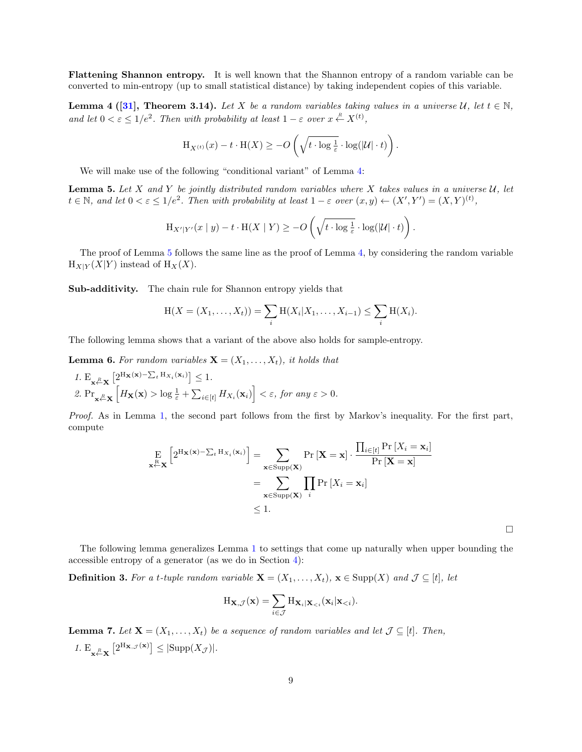**Flattening Shannon entropy.** It is well known that the Shannon entropy of a random variable can be converted to min-entropy (up to small statistical distance) by taking independent copies of this variable.

**Lemma 4 ([31], Theorem 3.14).** *Let $X$ be a random variables taking values in a universe $\mathcal{U}$, let $t \in \mathbb{N}$, and let $0 < \varepsilon \leq 1/e^2$. Then with probability at least $1-\varepsilon$ over $x \xleftarrow{R} X^{(t)}$,*

$$\mathrm{H}_{X^{(t)}}(x) - t \cdot \mathrm{H}(X) \geq -O\left(\sqrt{t \cdot \log \tfrac{1}{\varepsilon}} \cdot \log(|\mathcal{U}| \cdot t)\right).$$

We will make use of the following "conditional variant" of Lemma 4:

**Lemma 5.** *Let $X$ and $Y$ be jointly distributed random variables where $X$ takes values in a universe $\mathcal{U}$, let $t \in \mathbb{N}$, and let $0 < \varepsilon \leq 1/e^2$. Then with probability at least $1-\varepsilon$ over $(x,y) \leftarrow (X', Y') = (X,Y)^{(t)}$,*

$$\mathrm{H}_{X'|Y'}(x \mid y) - t \cdot \mathrm{H}(X \mid Y) \geq -O\left(\sqrt{t \cdot \log \tfrac{1}{\varepsilon}} \cdot \log(|\mathcal{U}| \cdot t)\right).$$

The proof of Lemma 5 follows the same line as the proof of Lemma 4, by considering the random variable $\mathrm{H}_{X|Y}(X|Y)$ instead of $\mathrm{H}_X(X)$.

**Sub-additivity.** The chain rule for Shannon entropy yields that

$$\mathrm{H}(X = (X_1, \ldots, X_t)) = \sum_i \mathrm{H}(X_i | X_1, \ldots, X_{i-1}) \leq \sum_i \mathrm{H}(X_i).$$

The following lemma shows that a variant of the above also holds for sample-entropy.

**Lemma 6.** *For random variables $\mathbf{X} = (X_1, \ldots, X_t)$, it holds that*

1. $\mathrm{E}_{\mathbf{x} \xleftarrow{R} \mathbf{X}}\left[2^{\mathrm{H}_{\mathbf{X}}(\mathbf{x}) - \sum_t \mathrm{H}_{X_i}(\mathbf{x}_i)}\right] \leq 1.$
2. $\Pr_{\mathbf{x} \xleftarrow{R} \mathbf{X}}\left[H_{\mathbf{X}}(\mathbf{x}) > \log \frac{1}{\varepsilon} + \sum_{i \in [t]} H_{X_i}(\mathbf{x}_i)\right] < \varepsilon$, *for any $\varepsilon > 0$.*

*Proof.* As in Lemma 1, the second part follows from the first by Markov's inequality. For the first part, compute

$$\begin{aligned}
\mathop{\mathrm{E}}_{\mathbf{x} \xleftarrow{R} \mathbf{X}}\left[2^{\mathrm{H}_{\mathbf{X}}(\mathbf{x}) - \sum_t \mathrm{H}_{X_i}(\mathbf{x}_i)}\right] &= \sum_{\mathbf{x} \in \mathrm{Supp}(\mathbf{X})} \Pr[\mathbf{X} = \mathbf{x}] \cdot \frac{\prod_{i \in [t]} \Pr[X_i = \mathbf{x}_i]}{\Pr[\mathbf{X} = \mathbf{x}]} \\
&= \sum_{\mathbf{x} \in \mathrm{Supp}(\mathbf{X})} \prod_i \Pr[X_i = \mathbf{x}_i] \\
&\leq 1.
\end{aligned}$$

□

The following lemma generalizes Lemma 1 to settings that come up naturally when upper bounding the accessible entropy of a generator (as we do in Section 4):

**Definition 3.** *For a $t$-tuple random variable $\mathbf{X} = (X_1, \ldots, X_t)$, $\mathbf{x} \in \mathrm{Supp}(X)$ and $\mathcal{J} \subseteq [t]$, let*

$$\mathrm{H}_{\mathbf{X}, \mathcal{J}}(\mathbf{x}) = \sum_{i \in \mathcal{J}} \mathrm{H}_{\mathbf{X}_i | \mathbf{X}_{<i}}(\mathbf{x}_i | \mathbf{x}_{<i}).$$

**Lemma 7.** *Let $\mathbf{X} = (X_1, \ldots, X_t)$ be a sequence of random variables and let $\mathcal{J} \subseteq [t]$. Then,*

1. $\mathrm{E}_{\mathbf{x} \xleftarrow{R} \mathbf{X}}\left[2^{\mathrm{H}_{\mathbf{X}, \mathcal{J}}(\mathbf{x})}\right] \leq |\mathrm{Supp}(X_{\mathcal{J}})|.$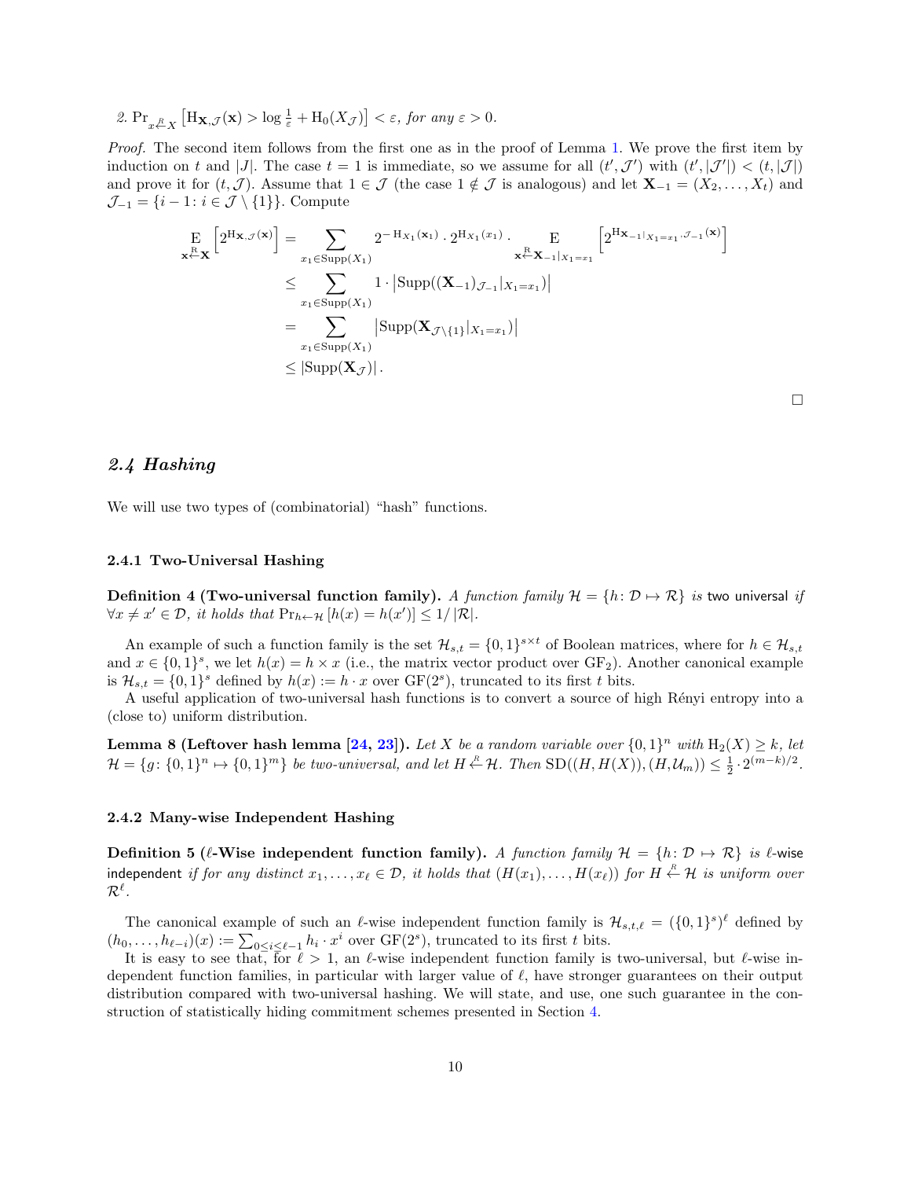2. $\Pr_{x \xleftarrow{R} X}\left[\mathrm{H}_{\mathbf{X},\mathcal{J}}(\mathbf{x}) > \log \frac{1}{\varepsilon} + \mathrm{H}_0(X_{\mathcal{J}})\right] < \varepsilon$, *for any* $\varepsilon > 0$.

*Proof.* The second item follows from the first one as in the proof of Lemma 1. We prove the first item by induction on $t$ and $|J|$. The case $t = 1$ is immediate, so we assume for all $(t', \mathcal{J}')$ with $(t', |\mathcal{J}'|) < (t, |\mathcal{J}|)$ and prove it for $(t, \mathcal{J})$. Assume that $1 \in \mathcal{J}$ (the case $1 \notin \mathcal{J}$ is analogous) and let $\mathbf{X}_{-1} = (X_2, \ldots, X_t)$ and $\mathcal{J}_{-1} = \{i - 1 : i \in \mathcal{J} \setminus \{1\}\}$. Compute

$$
\begin{aligned}
\mathop{\mathrm{E}}_{\mathbf{x} \xleftarrow{R} \mathbf{X}}\left[2^{\mathrm{H}_{\mathbf{X},\mathcal{J}}(\mathbf{x})}\right] &= \sum_{x_1 \in \mathrm{Supp}(X_1)} 2^{-\mathrm{H}_{X_1}(\mathbf{x}_1)} \cdot 2^{\mathrm{H}_{X_1}(x_1)} \cdot \mathop{\mathrm{E}}_{\mathbf{x} \xleftarrow{R} \mathbf{X}_{-1}|_{X_1 = x_1}}\left[2^{\mathrm{H}_{\mathbf{X}_{-1}|_{X_1=x_1}, \mathcal{J}_{-1}}(\mathbf{x})}\right] \\
&\leq \sum_{x_1 \in \mathrm{Supp}(X_1)} 1 \cdot \left|\mathrm{Supp}((\mathbf{X}_{-1})_{\mathcal{J}_{-1}}|_{X_1 = x_1})\right| \\
&= \sum_{x_1 \in \mathrm{Supp}(X_1)} \left|\mathrm{Supp}(\mathbf{X}_{\mathcal{J} \setminus \{1\}}|_{X_1 = x_1})\right| \\
&\leq \left|\mathrm{Supp}(\mathbf{X}_{\mathcal{J}})\right|.
\end{aligned}
$$

□

## 2.4 Hashing

We will use two types of (combinatorial) "hash" functions.

### 2.4.1 Two-Universal Hashing

**Definition 4 (Two-universal function family).** *A function family* $\mathcal{H} = \{h : \mathcal{D} \mapsto \mathcal{R}\}$ *is* two universal *if* $\forall x \neq x' \in \mathcal{D}$, *it holds that* $\Pr_{h \leftarrow \mathcal{H}}[h(x) = h(x')] \leq 1/|\mathcal{R}|$.

An example of such a function family is the set $\mathcal{H}_{s,t} = \{0,1\}^{s \times t}$ of Boolean matrices, where for $h \in \mathcal{H}_{s,t}$ and $x \in \{0,1\}^s$, we let $h(x) = h \times x$ (i.e., the matrix vector product over $\mathrm{GF}_2$). Another canonical example is $\mathcal{H}_{s,t} = \{0,1\}^s$ defined by $h(x) := h \cdot x$ over $\mathrm{GF}(2^s)$, truncated to its first $t$ bits.

A useful application of two-universal hash functions is to convert a source of high Rényi entropy into a (close to) uniform distribution.

**Lemma 8 (Leftover hash lemma [24, 23]).** *Let* $X$ *be a random variable over* $\{0,1\}^n$ *with* $\mathrm{H}_2(X) \geq k$, *let* $\mathcal{H} = \{g : \{0,1\}^n \mapsto \{0,1\}^m\}$ *be two-universal, and let* $H \xleftarrow{R} \mathcal{H}$. *Then* $\mathrm{SD}((H, H(X)), (H, \mathcal{U}_m)) \leq \frac{1}{2} \cdot 2^{(m-k)/2}$.

### 2.4.2 Many-wise Independent Hashing

**Definition 5 ($\ell$-Wise independent function family).** *A function family* $\mathcal{H} = \{h : \mathcal{D} \mapsto \mathcal{R}\}$ *is* $\ell$-wise independent *if for any distinct* $x_1, \ldots, x_\ell \in \mathcal{D}$, *it holds that* $(H(x_1), \ldots, H(x_\ell))$ *for* $H \xleftarrow{R} \mathcal{H}$ *is uniform over* $\mathcal{R}^\ell$.

The canonical example of such an $\ell$-wise independent function family is $\mathcal{H}_{s,t,\ell} = (\{0,1\}^s)^\ell$ defined by $(h_0, \ldots, h_{\ell-i})(x) := \sum_{0 \leq i \leq \ell-1} h_i \cdot x^i$ over $\mathrm{GF}(2^s)$, truncated to its first $t$ bits.

It is easy to see that, for $\ell > 1$, an $\ell$-wise independent function family is two-universal, but $\ell$-wise independent function families, in particular with larger value of $\ell$, have stronger guarantees on their output distribution compared with two-universal hashing. We will state, and use, one such guarantee in the construction of statistically hiding commitment schemes presented in Section 4.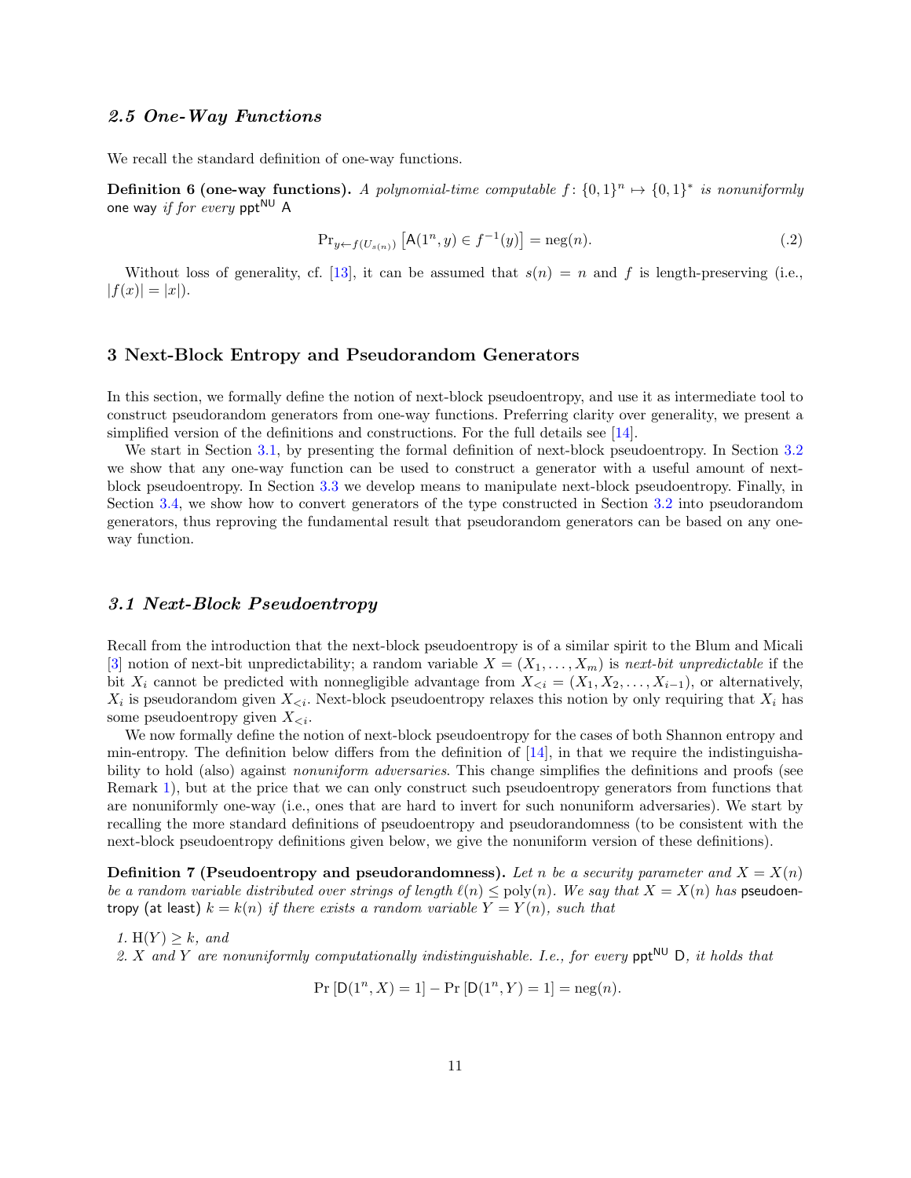### *2.5 One-Way Functions*

We recall the standard definition of one-way functions.

**Definition 6 (one-way functions).** *A polynomial-time computable $f: \{0,1\}^n \mapsto \{0,1\}^*$ is nonuniformly* one way *if for every* $\mathsf{ppt}^{\mathsf{NU}}$ $\mathsf{A}$

$$\Pr_{y \leftarrow f(U_{s(n)})}\left[\mathsf{A}(1^n, y) \in f^{-1}(y)\right] = \mathrm{neg}(n). \tag{.2}$$

Without loss of generality, cf. [13], it can be assumed that $s(n) = n$ and $f$ is length-preserving (i.e., $|f(x)| = |x|$).

## 3 Next-Block Entropy and Pseudorandom Generators

In this section, we formally define the notion of next-block pseudoentropy, and use it as intermediate tool to construct pseudorandom generators from one-way functions. Preferring clarity over generality, we present a simplified version of the definitions and constructions. For the full details see [14].

We start in Section 3.1, by presenting the formal definition of next-block pseudoentropy. In Section 3.2 we show that any one-way function can be used to construct a generator with a useful amount of next-block pseudoentropy. In Section 3.3 we develop means to manipulate next-block pseudoentropy. Finally, in Section 3.4, we show how to convert generators of the type constructed in Section 3.2 into pseudorandom generators, thus reproving the fundamental result that pseudorandom generators can be based on any one-way function.

### *3.1 Next-Block Pseudoentropy*

Recall from the introduction that the next-block pseudoentropy is of a similar spirit to the Blum and Micali [3] notion of next-bit unpredictability; a random variable $X = (X_1, \ldots, X_m)$ is *next-bit unpredictable* if the bit $X_i$ cannot be predicted with nonnegligible advantage from $X_{<i} = (X_1, X_2, \ldots, X_{i-1})$, or alternatively, $X_i$ is pseudorandom given $X_{<i}$. Next-block pseudoentropy relaxes this notion by only requiring that $X_i$ has some pseudoentropy given $X_{<i}$.

We now formally define the notion of next-block pseudoentropy for the cases of both Shannon entropy and min-entropy. The definition below differs from the definition of [14], in that we require the indistinguishability to hold (also) against *nonuniform adversaries*. This change simplifies the definitions and proofs (see Remark 1), but at the price that we can only construct such pseudoentropy generators from functions that are nonuniformly one-way (i.e., ones that are hard to invert for such nonuniform adversaries). We start by recalling the more standard definitions of pseudoentropy and pseudorandomness (to be consistent with the next-block pseudoentropy definitions given below, we give the nonuniform version of these definitions).

**Definition 7 (Pseudoentropy and pseudorandomness).** *Let $n$ be a security parameter and $X = X(n)$ be a random variable distributed over strings of length $\ell(n) \leq \mathrm{poly}(n)$. We say that $X = X(n)$ has* pseudoentropy (at least) *$k = k(n)$ if there exists a random variable $Y = Y(n)$, such that*

1. *$\mathrm{H}(Y) \geq k$, and*
2. *$X$ and $Y$ are nonuniformly computationally indistinguishable. I.e., for every $\mathsf{ppt}^{\mathsf{NU}}$ $\mathsf{D}$, it holds that*

$$\Pr\left[\mathsf{D}(1^n, X) = 1\right] - \Pr\left[\mathsf{D}(1^n, Y) = 1\right] = \mathrm{neg}(n).$$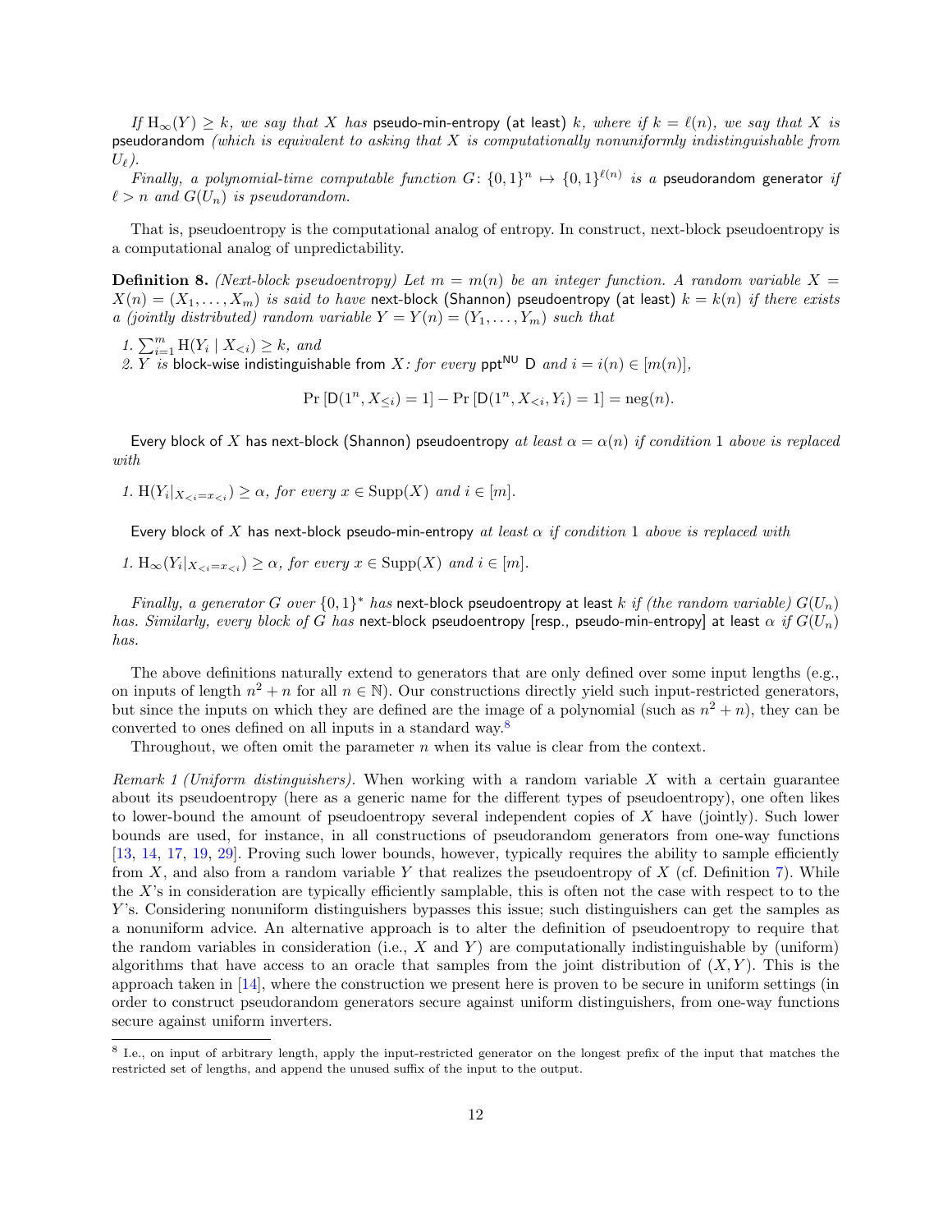*If $\mathrm{H}_\infty(Y) \geq k$, we say that $X$ has* pseudo-min-entropy (at least) $k$*, where if $k = \ell(n)$, we say that $X$ is* pseudorandom *(which is equivalent to asking that $X$ is computationally nonuniformly indistinguishable from $U_\ell$).*

*Finally, a polynomial-time computable function $G\colon \{0,1\}^n \mapsto \{0,1\}^{\ell(n)}$ is a* pseudorandom generator *if $\ell > n$ and $G(U_n)$ is pseudorandom.*

That is, pseudoentropy is the computational analog of entropy. In construct, next-block pseudoentropy is a computational analog of unpredictability.

**Definition 8.** *(Next-block pseudoentropy) Let $m = m(n)$ be an integer function. A random variable $X = X(n) = (X_1, \ldots, X_m)$ is said to have* next-block (Shannon) pseudoentropy (at least) $k = k(n)$ *if there exists a (jointly distributed) random variable $Y = Y(n) = (Y_1, \ldots, Y_m)$ such that*

1. $\sum_{i=1}^{m} \mathrm{H}(Y_i \mid X_{<i}) \geq k$*, and*
2. $Y$ *is* block-wise indistinguishable from $X$*: for every* $\mathsf{ppt}^{\mathsf{NU}}$ $\mathsf{D}$ *and $i = i(n) \in [m(n)]$,*

$$\Pr\left[\mathsf{D}(1^n, X_{\leq i}) = 1\right] - \Pr\left[\mathsf{D}(1^n, X_{<i}, Y_i) = 1\right] = \operatorname{neg}(n).$$

Every block of $X$ has next-block (Shannon) pseudoentropy *at least $\alpha = \alpha(n)$ if condition 1 above is replaced with*

1. $\mathrm{H}(Y_i|_{X_{<i}=x_{<i}}) \geq \alpha$*, for every $x \in \operatorname{Supp}(X)$ and $i \in [m]$.*

Every block of $X$ has next-block pseudo-min-entropy *at least $\alpha$ if condition 1 above is replaced with*

1. $\mathrm{H}_\infty(Y_i|_{X_{<i}=x_{<i}}) \geq \alpha$*, for every $x \in \operatorname{Supp}(X)$ and $i \in [m]$.*

*Finally, a generator $G$ over $\{0,1\}^*$ has* next-block pseudoentropy at least $k$ *if (the random variable) $G(U_n)$ has. Similarly, every block of $G$ has* next-block pseudoentropy [resp., pseudo-min-entropy] at least $\alpha$ *if $G(U_n)$ has.*

The above definitions naturally extend to generators that are only defined over some input lengths (e.g., on inputs of length $n^2 + n$ for all $n \in \mathbb{N}$). Our constructions directly yield such input-restricted generators, but since the inputs on which they are defined are the image of a polynomial (such as $n^2 + n$), they can be converted to ones defined on all inputs in a standard way.[8]

Throughout, we often omit the parameter $n$ when its value is clear from the context.

*Remark 1 (Uniform distinguishers).* When working with a random variable $X$ with a certain guarantee about its pseudoentropy (here as a generic name for the different types of pseudoentropy), one often likes to lower-bound the amount of pseudoentropy several independent copies of $X$ have (jointly). Such lower bounds are used, for instance, in all constructions of pseudorandom generators from one-way functions [13, 14, 17, 19, 29]. Proving such lower bounds, however, typically requires the ability to sample efficiently from $X$, and also from a random variable $Y$ that realizes the pseudoentropy of $X$ (cf. Definition 7). While the $X$'s in consideration are typically efficiently samplable, this is often not the case with respect to to the $Y$'s. Considering nonuniform distinguishers bypasses this issue; such distinguishers can get the samples as a nonuniform advice. An alternative approach is to alter the definition of pseudoentropy to require that the random variables in consideration (i.e., $X$ and $Y$) are computationally indistinguishable by (uniform) algorithms that have access to an oracle that samples from the joint distribution of $(X, Y)$. This is the approach taken in [14], where the construction we present here is proven to be secure in uniform settings (in order to construct pseudorandom generators secure against uniform distinguishers, from one-way functions secure against uniform inverters.

[8] I.e., on input of arbitrary length, apply the input-restricted generator on the longest prefix of the input that matches the restricted set of lengths, and append the unused suffix of the input to the output.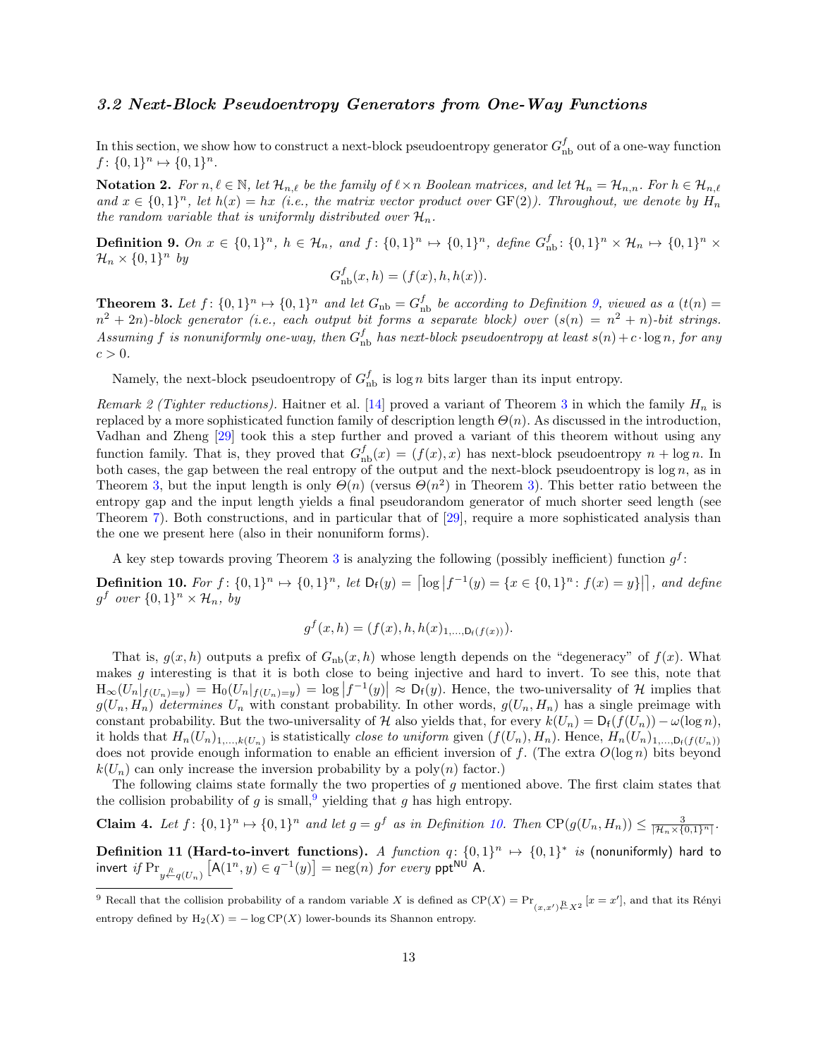### *3.2 Next-Block Pseudoentropy Generators from One-Way Functions*

In this section, we show how to construct a next-block pseudoentropy generator $G^f_{\rm nb}$ out of a one-way function $f\colon \{0,1\}^n \mapsto \{0,1\}^n$.

**Notation 2.** *For $n, \ell \in \mathbb{N}$, let $\mathcal{H}_{n,\ell}$ be the family of $\ell \times n$ Boolean matrices, and let $\mathcal{H}_n = \mathcal{H}_{n,n}$. For $h \in \mathcal{H}_{n,\ell}$ and $x \in \{0,1\}^n$, let $h(x) = hx$ (i.e., the matrix vector product over $\mathrm{GF}(2)$). Throughout, we denote by $H_n$ the random variable that is uniformly distributed over $\mathcal{H}_n$.*

**Definition 9.** *On $x \in \{0,1\}^n$, $h \in \mathcal{H}_n$, and $f\colon \{0,1\}^n \mapsto \{0,1\}^n$, define $G^f_{\rm nb}\colon \{0,1\}^n \times \mathcal{H}_n \mapsto \{0,1\}^n \times \mathcal{H}_n \times \{0,1\}^n$ by*

$$G^f_{\rm nb}(x,h) = (f(x), h, h(x)).$$

**Theorem 3.** *Let $f\colon \{0,1\}^n \mapsto \{0,1\}^n$ and let $G_{\rm nb} = G^f_{\rm nb}$ be according to Definition 9, viewed as a $(t(n) = n^2 + 2n)$-block generator (i.e., each output bit forms a separate block) over $(s(n) = n^2 + n)$-bit strings. Assuming $f$ is nonuniformly one-way, then $G^f_{\rm nb}$ has next-block pseudoentropy at least $s(n) + c \cdot \log n$, for any $c > 0$.*

Namely, the next-block pseudoentropy of $G^f_{\rm nb}$ is $\log n$ bits larger than its input entropy.

*Remark 2 (Tighter reductions).* Haitner et al. [14] proved a variant of Theorem 3 in which the family $H_n$ is replaced by a more sophisticated function family of description length $\Theta(n)$. As discussed in the introduction, Vadhan and Zheng [29] took this a step further and proved a variant of this theorem without using any function family. That is, they proved that $G^f_{\rm nb}(x) = (f(x), x)$ has next-block pseudoentropy $n + \log n$. In both cases, the gap between the real entropy of the output and the next-block pseudoentropy is $\log n$, as in Theorem 3, but the input length is only $\Theta(n)$ (versus $\Theta(n^2)$ in Theorem 3). This better ratio between the entropy gap and the input length yields a final pseudorandom generator of much shorter seed length (see Theorem 7). Both constructions, and in particular that of [29], require a more sophisticated analysis than the one we present here (also in their nonuniform forms).

A key step towards proving Theorem 3 is analyzing the following (possibly inefficient) function $g^f$:

**Definition 10.** *For $f\colon \{0,1\}^n \mapsto \{0,1\}^n$, let $\mathsf{D_f}(y) = \left\lceil \log \left| f^{-1}(y) = \{x \in \{0,1\}^n \colon f(x) = y\} \right| \right\rceil$, and define $g^f$ over $\{0,1\}^n \times \mathcal{H}_n$, by*

$$g^f(x,h) = (f(x), h, h(x)_{1,\ldots,\mathsf{D_f}(f(x))}).$$

That is, $g(x,h)$ outputs a prefix of $G_{\rm nb}(x,h)$ whose length depends on the "degeneracy" of $f(x)$. What makes $g$ interesting is that it is both close to being injective and hard to invert. To see this, note that $\mathrm{H}_\infty(U_n|_{f(U_n)=y}) = \mathrm{H}_0(U_n|_{f(U_n)=y}) = \log \left|f^{-1}(y)\right| \approx \mathsf{D_f}(y)$. Hence, the two-universality of $\mathcal{H}$ implies that $g(U_n, H_n)$ *determines* $U_n$ with constant probability. In other words, $g(U_n, H_n)$ has a single preimage with constant probability. But the two-universality of $\mathcal{H}$ also yields that, for every $k(U_n) = \mathsf{D_f}(f(U_n)) - \omega(\log n)$, it holds that $H_n(U_n)_{1,\ldots,k(U_n)}$ is statistically *close to uniform* given $(f(U_n), H_n)$. Hence, $H_n(U_n)_{1,\ldots,\mathsf{D_f}(f(U_n))}$ does not provide enough information to enable an efficient inversion of $f$. (The extra $O(\log n)$ bits beyond $k(U_n)$ can only increase the inversion probability by a $\mathrm{poly}(n)$ factor.)

The following claims state formally the two properties of $g$ mentioned above. The first claim states that the collision probability of $g$ is small,[9] yielding that $g$ has high entropy.

**Claim 4.** *Let $f\colon \{0,1\}^n \mapsto \{0,1\}^n$ and let $g = g^f$ as in Definition 10. Then $\mathrm{CP}(g(U_n, H_n)) \le \frac{3}{|\mathcal{H}_n \times \{0,1\}^n|}$.*

**Definition 11 (Hard-to-invert functions).** *A function $q\colon \{0,1\}^n \mapsto \{0,1\}^*$ is* (nonuniformly) hard to invert *if $\Pr_{y \xleftarrow{R} q(U_n)}\left[\mathsf{A}(1^n, y) \in q^{-1}(y)\right] = \mathrm{neg}(n)$ for every $\mathsf{ppt}^{\mathsf{NU}}$ $\mathsf{A}$.*

---

[9] Recall that the collision probability of a random variable $X$ is defined as $\mathrm{CP}(X) = \Pr_{(x,x') \xleftarrow{R} X^2}[x = x']$, and that its Rényi entropy defined by $\mathrm{H}_2(X) = -\log \mathrm{CP}(X)$ lower-bounds its Shannon entropy.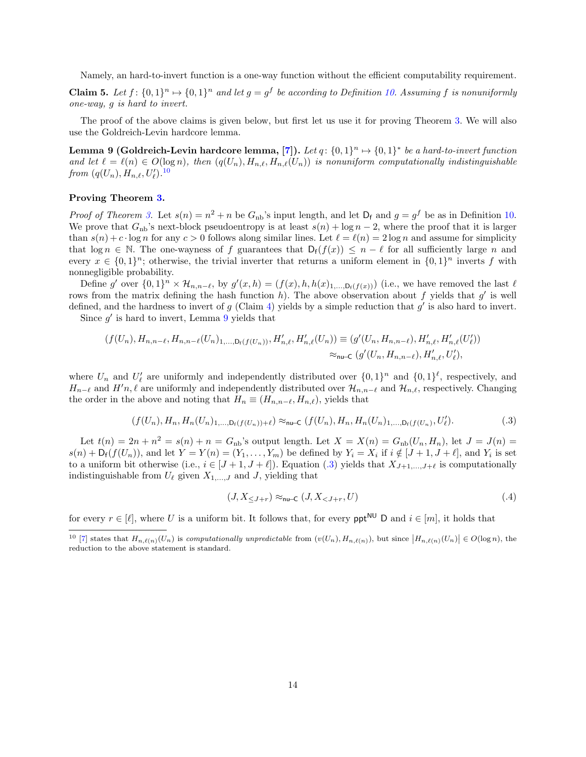Namely, an hard-to-invert function is a one-way function without the efficient computability requirement.

**Claim 5.** *Let $f\colon \{0,1\}^n \mapsto \{0,1\}^n$ and let $g = g^f$ be according to Definition 10. Assuming $f$ is nonuniformly one-way, $g$ is hard to invert.*

The proof of the above claims is given below, but first let us use it for proving Theorem 3. We will also use the Goldreich-Levin hardcore lemma.

**Lemma 9 (Goldreich-Levin hardcore lemma, [7]).** *Let $q\colon \{0,1\}^n \mapsto \{0,1\}^*$ be a hard-to-invert function and let $\ell = \ell(n) \in O(\log n)$, then $(q(U_n), H_{n,\ell}, H_{n,\ell}(U_n))$ is nonuniform computationally indistinguishable from $(q(U_n), H_{n,\ell}, U'_\ell)$.*[10]

**Proving Theorem 3.**

*Proof of Theorem 3.* Let $s(n) = n^2 + n$ be $G_{\mathrm{nb}}$'s input length, and let $\mathsf{D_f}$ and $g = g^f$ be as in Definition 10. We prove that $G_{\mathrm{nb}}$'s next-block pseudoentropy is at least $s(n) + \log n - 2$, where the proof that it is larger than $s(n) + c \cdot \log n$ for any $c > 0$ follows along similar lines. Let $\ell = \ell(n) = 2\log n$ and assume for simplicity that $\log n \in \mathbb{N}$. The one-wayness of $f$ guarantees that $\mathsf{D_f}(f(x)) \le n - \ell$ for all sufficiently large $n$ and every $x \in \{0,1\}^n$; otherwise, the trivial inverter that returns a uniform element in $\{0,1\}^n$ inverts $f$ with nonnegligible probability.

Define $g'$ over $\{0,1\}^n \times \mathcal{H}_{n,n-\ell}$, by $g'(x,h) = (f(x), h, h(x)_{1,\ldots,\mathsf{D_f}(f(x))})$ (i.e., we have removed the last $\ell$ rows from the matrix defining the hash function $h$). The above observation about $f$ yields that $g'$ is well defined, and the hardness to invert of $g$ (Claim 4) yields by a simple reduction that $g'$ is also hard to invert.

Since $g'$ is hard to invert, Lemma 9 yields that

$$
\begin{aligned}
(f(U_n), H_{n,n-\ell}, H_{n,n-\ell}(U_n)_{1,\ldots,\mathsf{D_f}(f(U_n))}, H'_{n,\ell}, H'_{n,\ell}(U_n)) &\equiv (g'(U_n, H_{n,n-\ell}), H'_{n,\ell}, H'_{n,\ell}(U'_\ell)) \\
&\approx_{\mathsf{nu\text{-}C}} (g'(U_n, H_{n,n-\ell}), H'_{n,\ell}, U'_\ell),
\end{aligned}
$$

where $U_n$ and $U'_\ell$ are uniformly and independently distributed over $\{0,1\}^n$ and $\{0,1\}^\ell$, respectively, and $H_{n-\ell}$ and $H'n,\ell$ are uniformly and independently distributed over $\mathcal{H}_{n,n-\ell}$ and $\mathcal{H}_{n,\ell}$, respectively. Changing the order in the above and noting that $H_n \equiv (H_{n,n-\ell}, H_{n,\ell})$, yields that

$$
(f(U_n), H_n, H_n(U_n)_{1,\ldots,\mathsf{D_f}(f(U_n))+\ell}) \approx_{\mathsf{nu\text{-}C}} (f(U_n), H_n, H_n(U_n)_{1,\ldots,\mathsf{D_f}(f(U_n))}, U'_\ell). \tag{.3}
$$

Let $t(n) = 2n + n^2 = s(n) + n = G_{\mathrm{nb}}$'s output length. Let $X = X(n) = G_{\mathrm{nb}}(U_n, H_n)$, let $J = J(n) = s(n) + \mathsf{D_f}(f(U_n))$, and let $Y = Y(n) = (Y_1, \ldots, Y_m)$ be defined by $Y_i = X_i$ if $i \notin [J+1, J+\ell]$, and $Y_i$ is set to a uniform bit otherwise (i.e., $i \in [J+1, J+\ell]$). Equation (.3) yields that $X_{J+1,\ldots,J+\ell}$ is computationally indistinguishable from $U_\ell$ given $X_{1,\ldots,J}$ and $J$, yielding that

$$
(J, X_{\le J+r}) \approx_{\mathsf{nu\text{-}C}} (J, X_{<J+r}, U) \tag{.4}
$$

for every $r \in [\ell]$, where $U$ is a uniform bit. It follows that, for every $\mathsf{ppt}^{\mathsf{NU}}$ $\mathsf{D}$ and $i \in [m]$, it holds that

---

[10] [7] states that $H_{n,\ell(n)}(U_n)$ is *computationally unpredictable* from $(v(U_n), H_{n,\ell(n)})$, but since $\left|H_{n,\ell(n)}(U_n)\right| \in O(\log n)$, the reduction to the above statement is standard.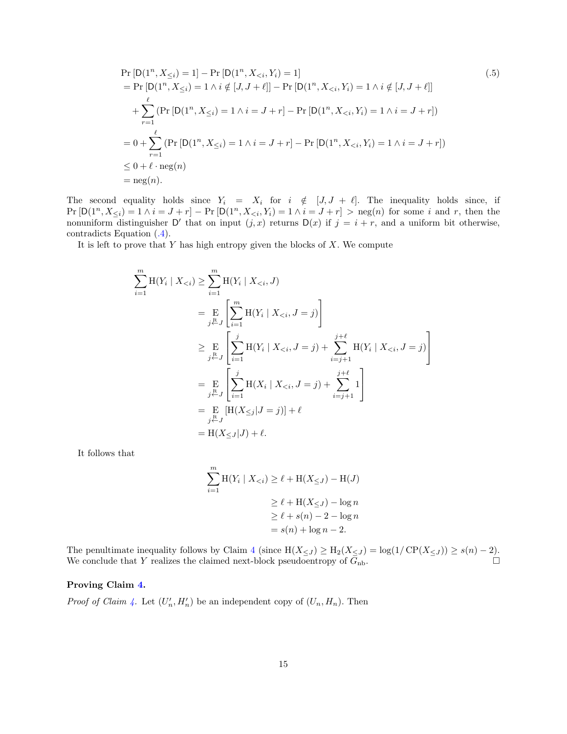$$
\begin{aligned}
&\Pr\left[\mathsf{D}(1^n, X_{\le i}) = 1\right] - \Pr\left[\mathsf{D}(1^n, X_{<i}, Y_i) = 1\right] \\
&= \Pr\left[\mathsf{D}(1^n, X_{\le i}) = 1 \wedge i \notin [J, J+\ell]\right] - \Pr\left[\mathsf{D}(1^n, X_{<i}, Y_i) = 1 \wedge i \notin [J, J+\ell]\right] \\
&\quad + \sum_{r=1}^{\ell} \left(\Pr\left[\mathsf{D}(1^n, X_{\le i}) = 1 \wedge i = J+r\right] - \Pr\left[\mathsf{D}(1^n, X_{<i}, Y_i) = 1 \wedge i = J+r\right]\right) \\
&= 0 + \sum_{r=1}^{\ell} \left(\Pr\left[\mathsf{D}(1^n, X_{\le i}) = 1 \wedge i = J+r\right] - \Pr\left[\mathsf{D}(1^n, X_{<i}, Y_i) = 1 \wedge i = J+r\right]\right) \\
&\le 0 + \ell \cdot \operatorname{neg}(n) \\
&= \operatorname{neg}(n).
\end{aligned}
\tag{.5}
$$

The second equality holds since $Y_i = X_i$ for $i \notin [J, J+\ell]$. The inequality holds since, if $\Pr\left[\mathsf{D}(1^n, X_{\le i}) = 1 \wedge i = J+r\right] - \Pr\left[\mathsf{D}(1^n, X_{<i}, Y_i) = 1 \wedge i = J+r\right] > \operatorname{neg}(n)$ for some $i$ and $r$, then the nonuniform distinguisher $\mathsf{D}'$ that on input $(j, x)$ returns $\mathsf{D}(x)$ if $j = i + r$, and a uniform bit otherwise, contradicts Equation (.4).

It is left to prove that $Y$ has high entropy given the blocks of $X$. We compute

$$
\begin{aligned}
\sum_{i=1}^{m} \mathrm{H}(Y_i \mid X_{<i}) &\ge \sum_{i=1}^{m} \mathrm{H}(Y_i \mid X_{<i}, J) \\
&= \mathop{\mathrm{E}}_{j \overset{\mathrm{R}}{\leftarrow} J}\left[\sum_{i=1}^{m} \mathrm{H}(Y_i \mid X_{<i}, J = j)\right] \\
&\ge \mathop{\mathrm{E}}_{j \overset{\mathrm{R}}{\leftarrow} J}\left[\sum_{i=1}^{j} \mathrm{H}(Y_i \mid X_{<i}, J = j) + \sum_{i=j+1}^{j+\ell} \mathrm{H}(Y_i \mid X_{<i}, J = j)\right] \\
&= \mathop{\mathrm{E}}_{j \overset{\mathrm{R}}{\leftarrow} J}\left[\sum_{i=1}^{j} \mathrm{H}(X_i \mid X_{<i}, J = j) + \sum_{i=j+1}^{j+\ell} 1\right] \\
&= \mathop{\mathrm{E}}_{j \overset{\mathrm{R}}{\leftarrow} J}\left[\mathrm{H}(X_{\le j} | J = j)\right] + \ell \\
&= \mathrm{H}(X_{\le J} | J) + \ell.
\end{aligned}
$$

It follows that

$$
\begin{aligned}
\sum_{i=1}^{m} \mathrm{H}(Y_i \mid X_{<i}) &\ge \ell + \mathrm{H}(X_{\le J}) - \mathrm{H}(J) \\
&\ge \ell + \mathrm{H}(X_{\le J}) - \log n \\
&\ge \ell + s(n) - 2 - \log n \\
&= s(n) + \log n - 2.
\end{aligned}
$$

The penultimate inequality follows by Claim 4 (since $\mathrm{H}(X_{\le J}) \ge \mathrm{H}_2(X_{\le J}) = \log(1/\operatorname{CP}(X_{\le J})) \ge s(n) - 2$). We conclude that $Y$ realizes the claimed next-block pseudoentropy of $G_{\mathrm{nb}}$. $\square$

**Proving Claim 4.**

*Proof of Claim 4.* Let $(U'_n, H'_n)$ be an independent copy of $(U_n, H_n)$. Then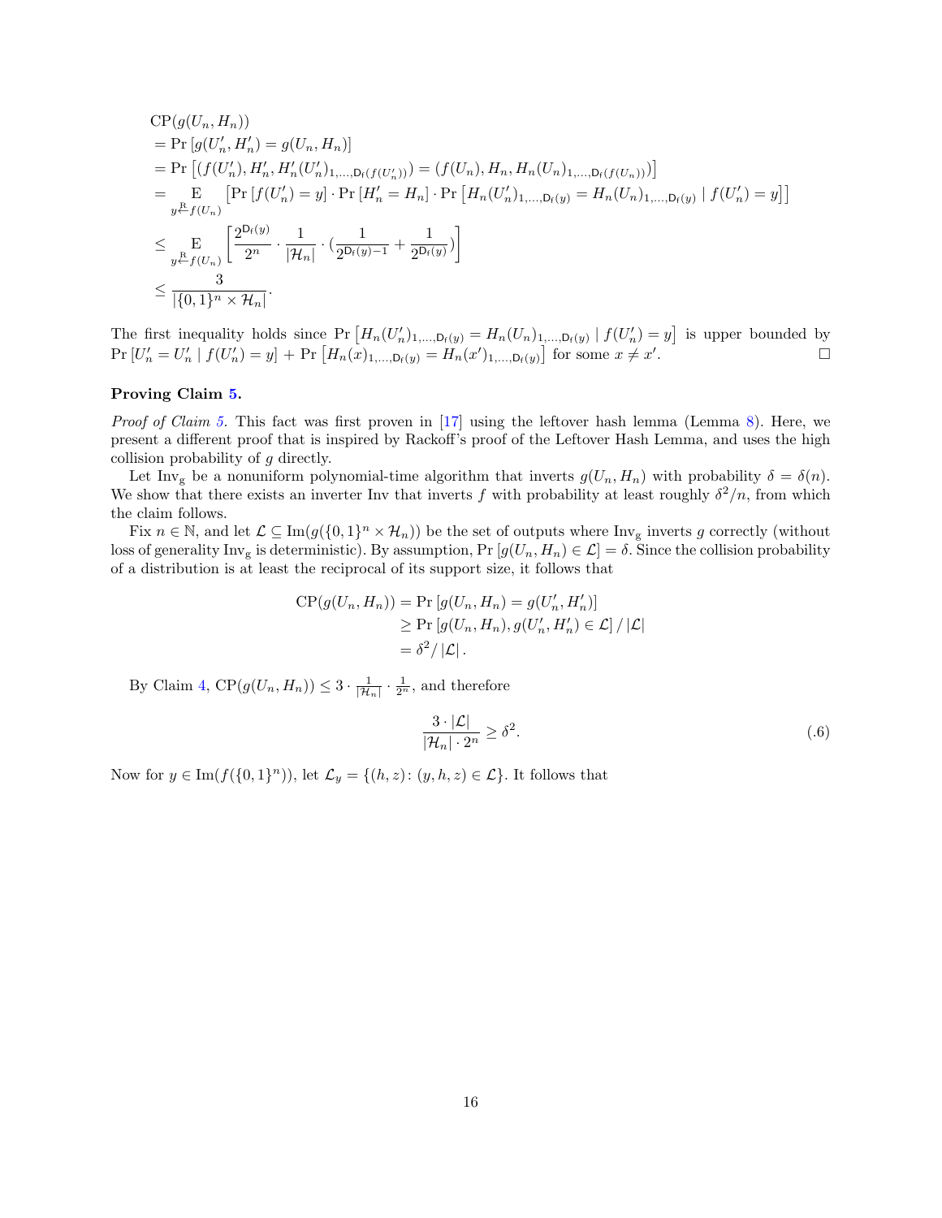$$
\begin{aligned}
&\mathrm{CP}(g(U_n, H_n)) \\
&= \Pr\left[g(U'_n, H'_n) = g(U_n, H_n)\right] \\
&= \Pr\left[(f(U'_n), H'_n, H'_n(U'_n)_{1,\ldots,\mathsf{D_f}(f(U'_n))}) = (f(U_n), H_n, H_n(U_n)_{1,\ldots,\mathsf{D_f}(f(U_n))})\right] \\
&= \mathop{\mathrm{E}}_{y \xleftarrow{\mathrm{R}} f(U_n)} \left[\Pr\left[f(U'_n) = y\right] \cdot \Pr\left[H'_n = H_n\right] \cdot \Pr\left[H_n(U'_n)_{1,\ldots,\mathsf{D_f}(y)} = H_n(U_n)_{1,\ldots,\mathsf{D_f}(y)} \mid f(U'_n) = y\right]\right] \\
&\le \mathop{\mathrm{E}}_{y \xleftarrow{\mathrm{R}} f(U_n)} \left[\frac{2^{\mathsf{D_f}(y)}}{2^n} \cdot \frac{1}{|\mathcal{H}_n|} \cdot \left(\frac{1}{2^{\mathsf{D_f}(y)-1}} + \frac{1}{2^{\mathsf{D_f}(y)}}\right)\right] \\
&\le \frac{3}{|\{0,1\}^n \times \mathcal{H}_n|}.
\end{aligned}
$$

The first inequality holds since $\Pr\left[H_n(U'_n)_{1,\ldots,\mathsf{D_f}(y)} = H_n(U_n)_{1,\ldots,\mathsf{D_f}(y)} \mid f(U'_n) = y\right]$ is upper bounded by $\Pr\left[U'_n = U'_n \mid f(U'_n) = y\right] + \Pr\left[H_n(x)_{1,\ldots,\mathsf{D_f}(y)} = H_n(x')_{1,\ldots,\mathsf{D_f}(y)}\right]$ for some $x \neq x'$. □

**Proving Claim 5.**

*Proof of Claim 5.* This fact was first proven in [17] using the leftover hash lemma (Lemma 8). Here, we present a different proof that is inspired by Rackoff's proof of the Leftover Hash Lemma, and uses the high collision probability of $g$ directly.

Let $\mathrm{Inv_g}$ be a nonuniform polynomial-time algorithm that inverts $g(U_n, H_n)$ with probability $\delta = \delta(n)$. We show that there exists an inverter Inv that inverts $f$ with probability at least roughly $\delta^2/n$, from which the claim follows.

Fix $n \in \mathbb{N}$, and let $\mathcal{L} \subseteq \mathrm{Im}(g(\{0,1\}^n \times \mathcal{H}_n))$ be the set of outputs where $\mathrm{Inv_g}$ inverts $g$ correctly (without loss of generality $\mathrm{Inv_g}$ is deterministic). By assumption, $\Pr\left[g(U_n, H_n) \in \mathcal{L}\right] = \delta$. Since the collision probability of a distribution is at least the reciprocal of its support size, it follows that

$$
\begin{aligned}
\mathrm{CP}(g(U_n, H_n)) &= \Pr\left[g(U_n, H_n) = g(U'_n, H'_n)\right] \\
&\ge \Pr\left[g(U_n, H_n), g(U'_n, H'_n) \in \mathcal{L}\right] / |\mathcal{L}| \\
&= \delta^2 / |\mathcal{L}|.
\end{aligned}
$$

By Claim 4, $\mathrm{CP}(g(U_n, H_n)) \le 3 \cdot \frac{1}{|\mathcal{H}_n|} \cdot \frac{1}{2^n}$, and therefore

$$
\frac{3 \cdot |\mathcal{L}|}{|\mathcal{H}_n| \cdot 2^n} \ge \delta^2. \tag{.6}
$$

Now for $y \in \mathrm{Im}(f(\{0,1\}^n))$, let $\mathcal{L}_y = \{(h, z) : (y, h, z) \in \mathcal{L}\}$. It follows that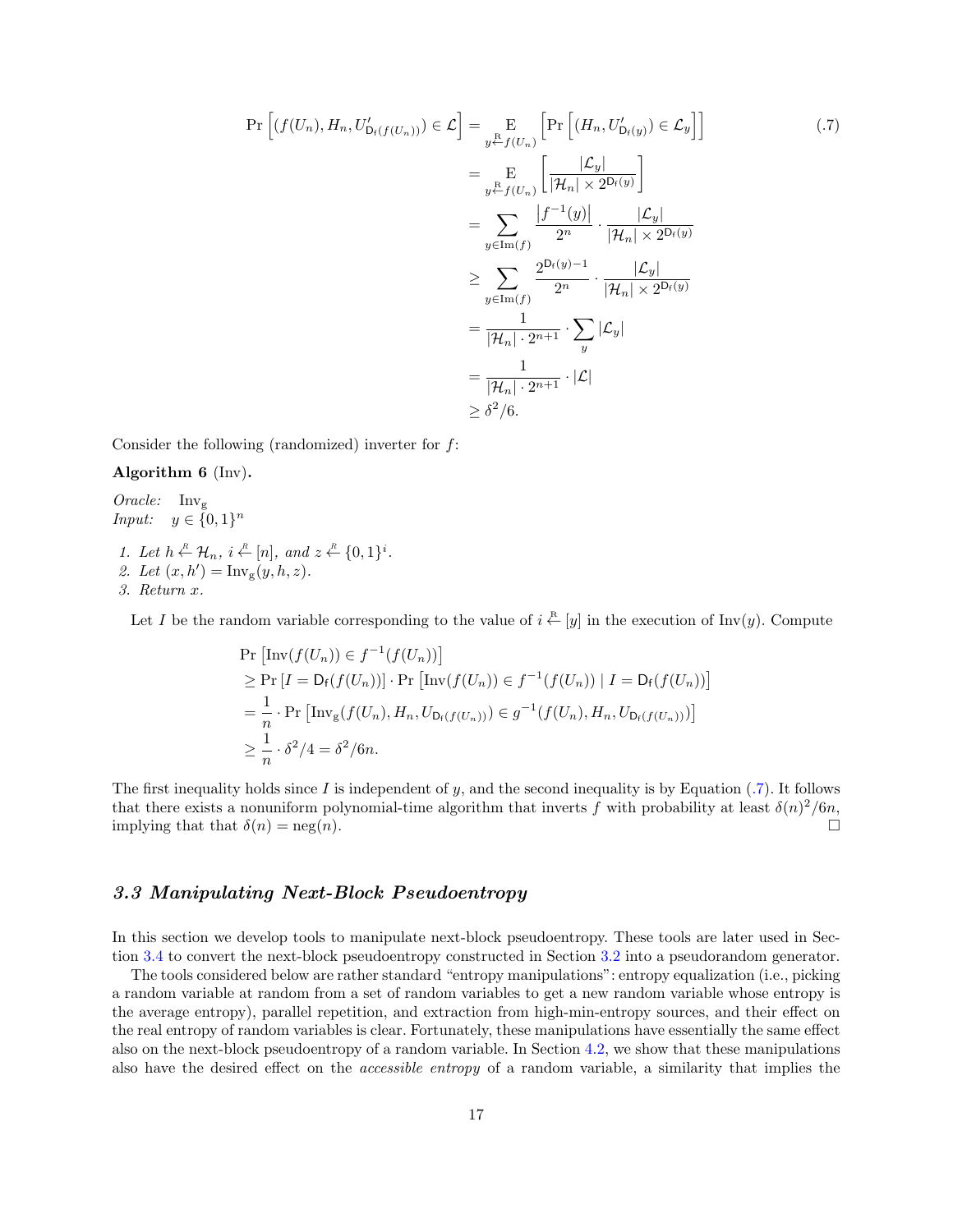$$
\begin{aligned}
\Pr\left[(f(U_n), H_n, U'_{\mathsf{D}_f(f(U_n))}) \in \mathcal{L}\right] &= \mathop{\mathrm{E}}_{y \overset{\mathrm{R}}{\leftarrow} f(U_n)}\left[\Pr\left[(H_n, U'_{\mathsf{D}_f(y)}) \in \mathcal{L}_y\right]\right] \\
&= \mathop{\mathrm{E}}_{y \overset{\mathrm{R}}{\leftarrow} f(U_n)}\left[\frac{|\mathcal{L}_y|}{|\mathcal{H}_n| \times 2^{\mathsf{D}_f(y)}}\right] \\
&= \sum_{y \in \mathrm{Im}(f)} \frac{\left|f^{-1}(y)\right|}{2^n} \cdot \frac{|\mathcal{L}_y|}{|\mathcal{H}_n| \times 2^{\mathsf{D}_f(y)}} \\
&\geq \sum_{y \in \mathrm{Im}(f)} \frac{2^{\mathsf{D}_f(y)-1}}{2^n} \cdot \frac{|\mathcal{L}_y|}{|\mathcal{H}_n| \times 2^{\mathsf{D}_f(y)}} \\
&= \frac{1}{|\mathcal{H}_n| \cdot 2^{n+1}} \cdot \sum_y |\mathcal{L}_y| \\
&= \frac{1}{|\mathcal{H}_n| \cdot 2^{n+1}} \cdot |\mathcal{L}| \\
&\geq \delta^2/6.
\end{aligned} \tag{.7}
$$

Consider the following (randomized) inverter for $f$:

**Algorithm 6** (Inv)**.**

*Oracle:* $\mathrm{Inv}_g$
*Input:* $y \in \{0,1\}^n$

1. *Let* $h \overset{R}{\leftarrow} \mathcal{H}_n$*,* $i \overset{R}{\leftarrow} [n]$*, and* $z \overset{R}{\leftarrow} \{0,1\}^i$*.*
2. *Let* $(x, h') = \mathrm{Inv}_g(y, h, z)$*.*
3. *Return* $x$*.*

Let $I$ be the random variable corresponding to the value of $i \overset{\mathrm{R}}{\leftarrow} [y]$ in the execution of $\mathrm{Inv}(y)$. Compute

$$
\begin{aligned}
&\Pr\left[\mathrm{Inv}(f(U_n)) \in f^{-1}(f(U_n))\right] \\
&\geq \Pr\left[I = \mathsf{D}_f(f(U_n))\right] \cdot \Pr\left[\mathrm{Inv}(f(U_n)) \in f^{-1}(f(U_n)) \mid I = \mathsf{D}_f(f(U_n))\right] \\
&= \frac{1}{n} \cdot \Pr\left[\mathrm{Inv}_g(f(U_n), H_n, U_{\mathsf{D}_f(f(U_n))}) \in g^{-1}(f(U_n), H_n, U_{\mathsf{D}_f(f(U_n))})\right] \\
&\geq \frac{1}{n} \cdot \delta^2/4 = \delta^2/6n.
\end{aligned}
$$

The first inequality holds since $I$ is independent of $y$, and the second inequality is by Equation (.7). It follows that there exists a nonuniform polynomial-time algorithm that inverts $f$ with probability at least $\delta(n)^2/6n$, implying that that $\delta(n) = \mathrm{neg}(n)$. □

### *3.3 Manipulating Next-Block Pseudoentropy*

In this section we develop tools to manipulate next-block pseudoentropy. These tools are later used in Section 3.4 to convert the next-block pseudoentropy constructed in Section 3.2 into a pseudorandom generator.

The tools considered below are rather standard "entropy manipulations": entropy equalization (i.e., picking a random variable at random from a set of random variables to get a new random variable whose entropy is the average entropy), parallel repetition, and extraction from high-min-entropy sources, and their effect on the real entropy of random variables is clear. Fortunately, these manipulations have essentially the same effect also on the next-block pseudoentropy of a random variable. In Section 4.2, we show that these manipulations also have the desired effect on the *accessible entropy* of a random variable, a similarity that implies the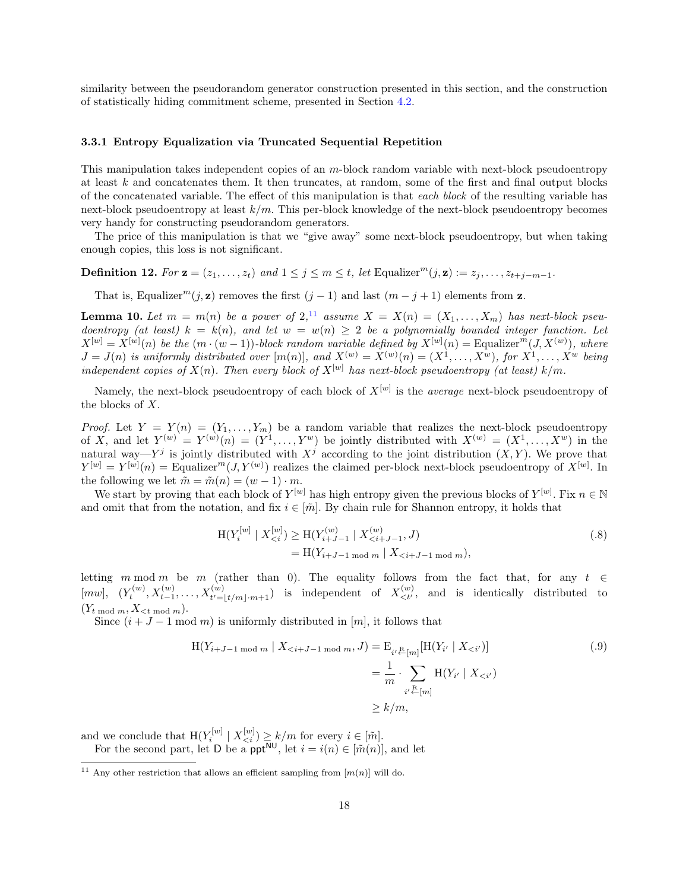similarity between the pseudorandom generator construction presented in this section, and the construction of statistically hiding commitment scheme, presented in Section 4.2.

### 3.3.1 Entropy Equalization via Truncated Sequential Repetition

This manipulation takes independent copies of an $m$-block random variable with next-block pseudoentropy at least $k$ and concatenates them. It then truncates, at random, some of the first and final output blocks of the concatenated variable. The effect of this manipulation is that *each block* of the resulting variable has next-block pseudoentropy at least $k/m$. This per-block knowledge of the next-block pseudoentropy becomes very handy for constructing pseudorandom generators.

The price of this manipulation is that we "give away" some next-block pseudoentropy, but when taking enough copies, this loss is not significant.

**Definition 12.** *For $\mathbf{z} = (z_1, \ldots, z_t)$ and $1 \leq j \leq m \leq t$, let $\mathrm{Equalizer}^m(j, \mathbf{z}) := z_j, \ldots, z_{t+j-m-1}$.*

That is, $\mathrm{Equalizer}^m(j, \mathbf{z})$ removes the first $(j-1)$ and last $(m-j+1)$ elements from $\mathbf{z}$.

**Lemma 10.** *Let $m = m(n)$ be a power of 2,*[11] *assume $X = X(n) = (X_1, \ldots, X_m)$ has next-block pseudoentropy (at least) $k = k(n)$, and let $w = w(n) \geq 2$ be a polynomially bounded integer function. Let $X^{[w]} = X^{[w]}(n)$ be the $(m \cdot (w-1))$-block random variable defined by $X^{[w]}(n) = \mathrm{Equalizer}^m(J, X^{(w)})$, where $J = J(n)$ is uniformly distributed over $[m(n)]$, and $X^{(w)} = X^{(w)}(n) = (X^1, \ldots, X^w)$, for $X^1, \ldots, X^w$ being independent copies of $X(n)$. Then every block of $X^{[w]}$ has next-block pseudoentropy (at least) $k/m$.*

Namely, the next-block pseudoentropy of each block of $X^{[w]}$ is the *average* next-block pseudoentropy of the blocks of $X$.

*Proof.* Let $Y = Y(n) = (Y_1, \ldots, Y_m)$ be a random variable that realizes the next-block pseudoentropy of $X$, and let $Y^{(w)} = Y^{(w)}(n) = (Y^1, \ldots, Y^w)$ be jointly distributed with $X^{(w)} = (X^1, \ldots, X^w)$ in the natural way—$Y^j$ is jointly distributed with $X^j$ according to the joint distribution $(X, Y)$. We prove that $Y^{[w]} = Y^{[w]}(n) = \mathrm{Equalizer}^m(J, Y^{(w)})$ realizes the claimed per-block next-block pseudoentropy of $X^{[w]}$. In the following we let $\tilde{m} = \tilde{m}(n) = (w-1) \cdot m$.

We start by proving that each block of $Y^{[w]}$ has high entropy given the previous blocks of $Y^{[w]}$. Fix $n \in \mathbb{N}$ and omit that from the notation, and fix $i \in [\tilde{m}]$. By chain rule for Shannon entropy, it holds that

$$
\begin{aligned}
\mathrm{H}(Y_i^{[w]} \mid X_{<i}^{[w]}) &\geq \mathrm{H}(Y_{i+J-1}^{(w)} \mid X_{<i+J-1}^{(w)}, J) \\
&= \mathrm{H}(Y_{i+J-1 \bmod m} \mid X_{<i+J-1 \bmod m}),
\end{aligned} \tag{.8}
$$

letting $m \bmod m$ be $m$ (rather than 0). The equality follows from the fact that, for any $t \in [mw]$, $(Y_t^{(w)}, X_{t-1}^{(w)}, \ldots, X_{t'=\lfloor t/m \rfloor \cdot m+1}^{(w)})$ is independent of $X_{<t'}^{(w)}$, and is identically distributed to $(Y_{t \bmod m}, X_{<t \bmod m})$.

Since $(i + J - 1 \bmod m)$ is uniformly distributed in $[m]$, it follows that

$$
\begin{aligned}
\mathrm{H}(Y_{i+J-1 \bmod m} \mid X_{<i+J-1 \bmod m}, J) &= \mathrm{E}_{i' \stackrel{\mathrm{R}}{\leftarrow} [m]}[\mathrm{H}(Y_{i'} \mid X_{<i'})] \\
&= \frac{1}{m} \cdot \sum_{i' \stackrel{\mathrm{R}}{\leftarrow} [m]} \mathrm{H}(Y_{i'} \mid X_{<i'}) \\
&\geq k/m,
\end{aligned} \tag{.9}
$$

and we conclude that $\mathrm{H}(Y_i^{[w]} \mid X_{<i}^{[w]}) \geq k/m$ for every $i \in [\tilde{m}]$.

For the second part, let $\mathsf{D}$ be a $\mathsf{ppt}^{\mathsf{NU}}$, let $i = i(n) \in [\tilde{m}(n)]$, and let

[11] Any other restriction that allows an efficient sampling from $[m(n)]$ will do.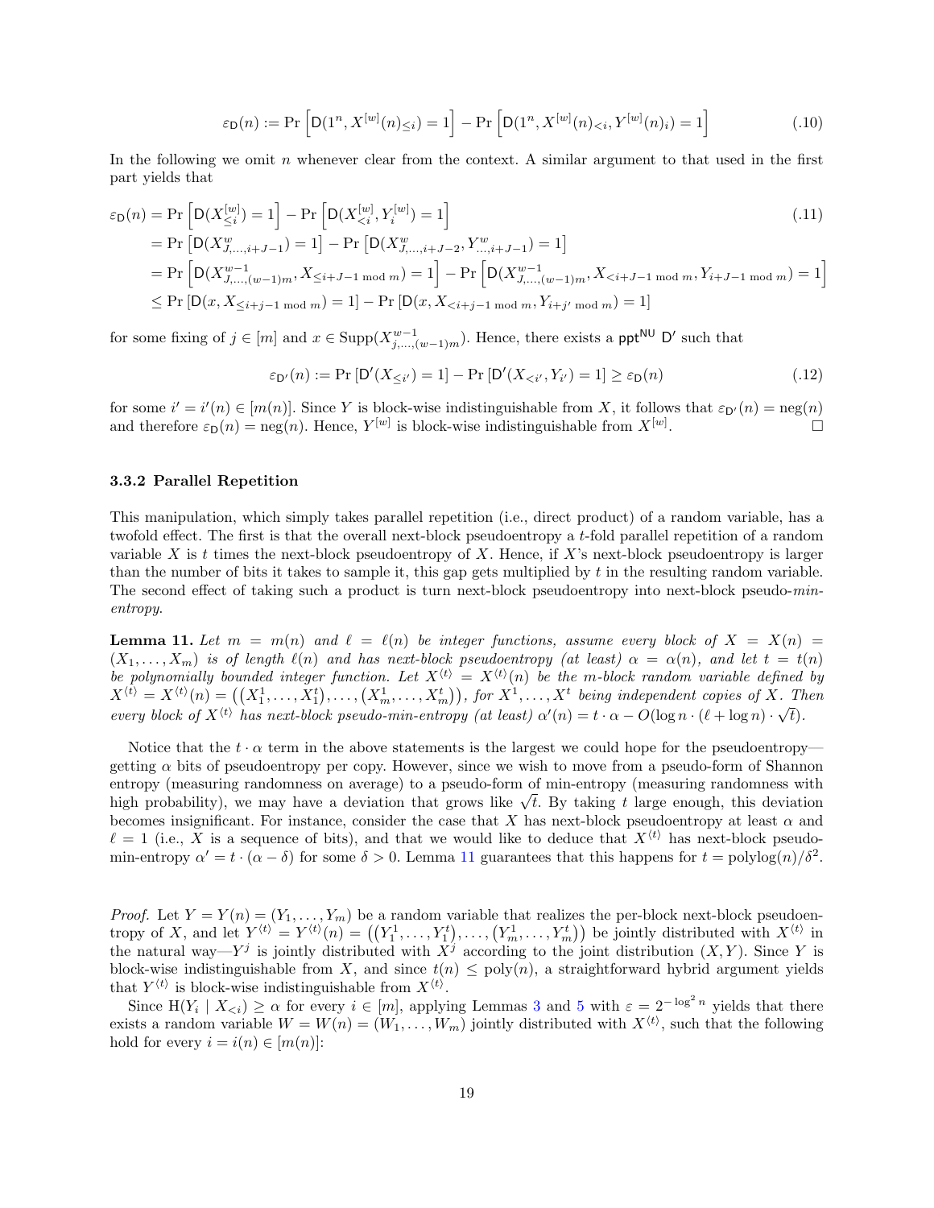$$\varepsilon_{\mathsf{D}}(n) := \Pr\left[\mathsf{D}(1^n, X^{[w]}(n)_{\leq i}) = 1\right] - \Pr\left[\mathsf{D}(1^n, X^{[w]}(n)_{<i}, Y^{[w]}(n)_i) = 1\right] \tag{.10}$$

In the following we omit $n$ whenever clear from the context. A similar argument to that used in the first part yields that

$$\begin{aligned}
\varepsilon_{\mathsf{D}}(n) &= \Pr\left[\mathsf{D}(X^{[w]}_{\leq i}) = 1\right] - \Pr\left[\mathsf{D}(X^{[w]}_{<i}, Y^{[w]}_i) = 1\right] \qquad (.11)\\
&= \Pr\left[\mathsf{D}(X^w_{J,\ldots,i+J-1}) = 1\right] - \Pr\left[\mathsf{D}(X^w_{J,\ldots,i+J-2}, Y^w_{\ldots,i+J-1}) = 1\right]\\
&= \Pr\left[\mathsf{D}(X^{w-1}_{J,\ldots,(w-1)m}, X_{\leq i+J-1 \bmod m}) = 1\right] - \Pr\left[\mathsf{D}(X^{w-1}_{J,\ldots,(w-1)m}, X_{<i+J-1 \bmod m}, Y_{i+J-1 \bmod m}) = 1\right]\\
&\leq \Pr\left[\mathsf{D}(x, X_{\leq i+j-1 \bmod m}) = 1\right] - \Pr\left[\mathsf{D}(x, X_{<i+j-1 \bmod m}, Y_{i+j' \bmod m}) = 1\right]
\end{aligned}$$

for some fixing of $j \in [m]$ and $x \in \mathrm{Supp}(X^{w-1}_{j,\ldots,(w-1)m})$. Hence, there exists a $\mathsf{ppt}^{\mathsf{NU}}$ $\mathsf{D}'$ such that

$$\varepsilon_{\mathsf{D}'}(n) := \Pr\left[\mathsf{D}'(X_{\leq i'}) = 1\right] - \Pr\left[\mathsf{D}'(X_{<i'}, Y_{i'}) = 1\right] \geq \varepsilon_{\mathsf{D}}(n) \tag{.12}$$

for some $i' = i'(n) \in [m(n)]$. Since $Y$ is block-wise indistinguishable from $X$, it follows that $\varepsilon_{\mathsf{D}'}(n) = \mathrm{neg}(n)$ and therefore $\varepsilon_{\mathsf{D}}(n) = \mathrm{neg}(n)$. Hence, $Y^{[w]}$ is block-wise indistinguishable from $X^{[w]}$. □

### 3.3.2 Parallel Repetition

This manipulation, which simply takes parallel repetition (i.e., direct product) of a random variable, has a twofold effect. The first is that the overall next-block pseudoentropy a $t$-fold parallel repetition of a random variable $X$ is $t$ times the next-block pseudoentropy of $X$. Hence, if $X$'s next-block pseudoentropy is larger than the number of bits it takes to sample it, this gap gets multiplied by $t$ in the resulting random variable. The second effect of taking such a product is turn next-block pseudoentropy into next-block pseudo-*min-entropy*.

**Lemma 11.** *Let $m = m(n)$ and $\ell = \ell(n)$ be integer functions, assume every block of $X = X(n) = (X_1, \ldots, X_m)$ is of length $\ell(n)$ and has next-block pseudoentropy (at least) $\alpha = \alpha(n)$, and let $t = t(n)$ be polynomially bounded integer function. Let $X^{\langle t\rangle} = X^{\langle t\rangle}(n)$ be the $m$-block random variable defined by $X^{\langle t\rangle} = X^{\langle t\rangle}(n) = \left((X^1_1, \ldots, X^t_1), \ldots, (X^1_m, \ldots, X^t_m)\right)$, for $X^1, \ldots, X^t$ being independent copies of $X$. Then every block of $X^{\langle t\rangle}$ has next-block pseudo-min-entropy (at least) $\alpha'(n) = t \cdot \alpha - O(\log n \cdot (\ell + \log n) \cdot \sqrt{t})$.*

Notice that the $t \cdot \alpha$ term in the above statements is the largest we could hope for the pseudoentropy—getting $\alpha$ bits of pseudoentropy per copy. However, since we wish to move from a pseudo-form of Shannon entropy (measuring randomness on average) to a pseudo-form of min-entropy (measuring randomness with high probability), we may have a deviation that grows like $\sqrt{t}$. By taking $t$ large enough, this deviation becomes insignificant. For instance, consider the case that $X$ has next-block pseudoentropy at least $\alpha$ and $\ell = 1$ (i.e., $X$ is a sequence of bits), and that we would like to deduce that $X^{\langle t\rangle}$ has next-block pseudo-min-entropy $\alpha' = t \cdot (\alpha - \delta)$ for some $\delta > 0$. Lemma 11 guarantees that this happens for $t = \mathrm{polylog}(n)/\delta^2$.

*Proof.* Let $Y = Y(n) = (Y_1, \ldots, Y_m)$ be a random variable that realizes the per-block next-block pseudoentropy of $X$, and let $Y^{\langle t\rangle} = Y^{\langle t\rangle}(n) = \left((Y^1_1, \ldots, Y^t_1), \ldots, (Y^1_m, \ldots, Y^t_m)\right)$ be jointly distributed with $X^{\langle t\rangle}$ in the natural way—$Y^j$ is jointly distributed with $X^j$ according to the joint distribution $(X, Y)$. Since $Y$ is block-wise indistinguishable from $X$, and since $t(n) \leq \mathrm{poly}(n)$, a straightforward hybrid argument yields that $Y^{\langle t\rangle}$ is block-wise indistinguishable from $X^{\langle t\rangle}$.

Since $\mathrm{H}(Y_i \mid X_{<i}) \geq \alpha$ for every $i \in [m]$, applying Lemmas 3 and 5 with $\varepsilon = 2^{-\log^2 n}$ yields that there exists a random variable $W = W(n) = (W_1, \ldots, W_m)$ jointly distributed with $X^{\langle t\rangle}$, such that the following hold for every $i = i(n) \in [m(n)]$: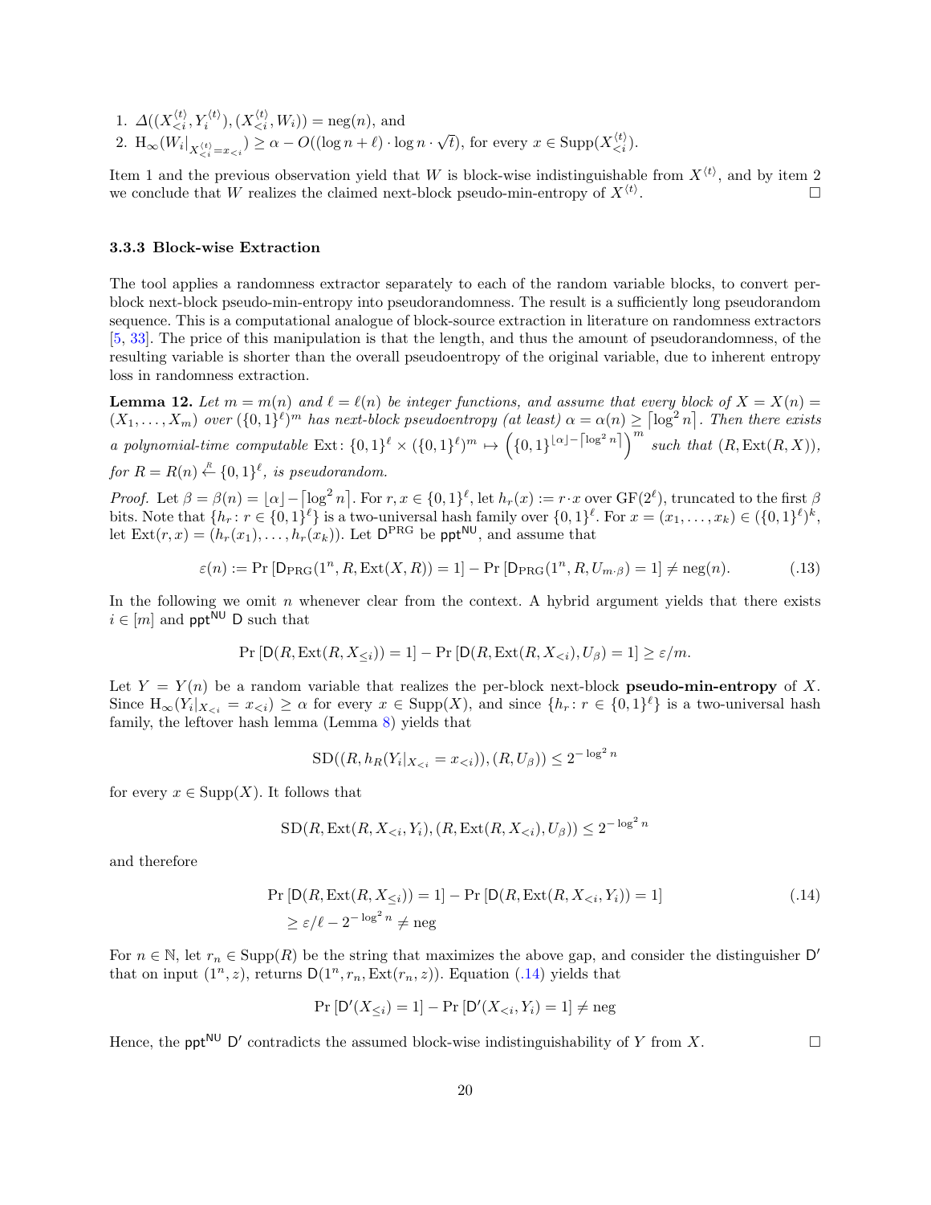1. $\Delta((X^{\langle t \rangle}_{<i}, Y^{\langle t \rangle}_i), (X^{\langle t \rangle}_{<i}, W_i)) = \operatorname{neg}(n)$, and
2. $\mathrm{H}_\infty(W_i|_{X^{\langle t \rangle}_{<i} = x_{<i}}) \geq \alpha - O((\log n + \ell) \cdot \log n \cdot \sqrt{t})$, for every $x \in \operatorname{Supp}(X^{\langle t \rangle}_{<i})$.

Item 1 and the previous observation yield that $W$ is block-wise indistinguishable from $X^{\langle t \rangle}$, and by item 2 we conclude that $W$ realizes the claimed next-block pseudo-min-entropy of $X^{\langle t \rangle}$. □

### 3.3.3 Block-wise Extraction

The tool applies a randomness extractor separately to each of the random variable blocks, to convert per-block next-block pseudo-min-entropy into pseudorandomness. The result is a sufficiently long pseudorandom sequence. This is a computational analogue of block-source extraction in literature on randomness extractors [5, 33]. The price of this manipulation is that the length, and thus the amount of pseudorandomness, of the resulting variable is shorter than the overall pseudoentropy of the original variable, due to inherent entropy loss in randomness extraction.

**Lemma 12.** *Let $m = m(n)$ and $\ell = \ell(n)$ be integer functions, and assume that every block of $X = X(n) = (X_1, \ldots, X_m)$ over $(\{0,1\}^\ell)^m$ has next-block pseudoentropy (at least) $\alpha = \alpha(n) \geq \lceil \log^2 n \rceil$. Then there exists a polynomial-time computable $\operatorname{Ext}\colon \{0,1\}^\ell \times (\{0,1\}^\ell)^m \mapsto \left(\{0,1\}^{\lfloor \alpha \rfloor - \lceil \log^2 n \rceil}\right)^m$ such that $(R, \operatorname{Ext}(R, X))$, for $R = R(n) \xleftarrow{R} \{0,1\}^\ell$, is pseudorandom.*

*Proof.* Let $\beta = \beta(n) = \lfloor \alpha \rfloor - \lceil \log^2 n \rceil$. For $r, x \in \{0,1\}^\ell$, let $h_r(x) := r \cdot x$ over $\mathrm{GF}(2^\ell)$, truncated to the first $\beta$ bits. Note that $\{h_r \colon r \in \{0,1\}^\ell\}$ is a two-universal hash family over $\{0,1\}^\ell$. For $x = (x_1, \ldots, x_k) \in (\{0,1\}^\ell)^k$, let $\operatorname{Ext}(r, x) = (h_r(x_1), \ldots, h_r(x_k))$. Let $\mathsf{D}^{\mathrm{PRG}}$ be $\mathsf{ppt}^{\mathsf{NU}}$, and assume that

$$\varepsilon(n) := \Pr\left[\mathsf{D}_{\mathrm{PRG}}(1^n, R, \operatorname{Ext}(X, R)) = 1\right] - \Pr\left[\mathsf{D}_{\mathrm{PRG}}(1^n, R, U_{m \cdot \beta}) = 1\right] \neq \operatorname{neg}(n). \tag{.13}$$

In the following we omit $n$ whenever clear from the context. A hybrid argument yields that there exists $i \in [m]$ and $\mathsf{ppt}^{\mathsf{NU}}$ $\mathsf{D}$ such that

$$\Pr\left[\mathsf{D}(R, \operatorname{Ext}(R, X_{\leq i})) = 1\right] - \Pr\left[\mathsf{D}(R, \operatorname{Ext}(R, X_{<i}), U_\beta) = 1\right] \geq \varepsilon/m.$$

Let $Y = Y(n)$ be a random variable that realizes the per-block next-block **pseudo-min-entropy** of $X$. Since $\mathrm{H}_\infty(Y_i|_{X_{<i}} = x_{<i}) \geq \alpha$ for every $x \in \operatorname{Supp}(X)$, and since $\{h_r \colon r \in \{0,1\}^\ell\}$ is a two-universal hash family, the leftover hash lemma (Lemma 8) yields that

$$\operatorname{SD}((R, h_R(Y_i|_{X_{<i}} = x_{<i})), (R, U_\beta)) \leq 2^{-\log^2 n}$$

for every $x \in \operatorname{Supp}(X)$. It follows that

$$\operatorname{SD}(R, \operatorname{Ext}(R, X_{<i}, Y_i), (R, \operatorname{Ext}(R, X_{<i}), U_\beta)) \leq 2^{-\log^2 n}$$

and therefore

$$\begin{aligned} &\Pr\left[\mathsf{D}(R, \operatorname{Ext}(R, X_{\leq i})) = 1\right] - \Pr\left[\mathsf{D}(R, \operatorname{Ext}(R, X_{<i}, Y_i)) = 1\right] \\ &\quad \geq \varepsilon/\ell - 2^{-\log^2 n} \neq \operatorname{neg} \end{aligned} \tag{.14}$$

For $n \in \mathbb{N}$, let $r_n \in \operatorname{Supp}(R)$ be the string that maximizes the above gap, and consider the distinguisher $\mathsf{D}'$ that on input $(1^n, z)$, returns $\mathsf{D}(1^n, r_n, \operatorname{Ext}(r_n, z))$. Equation (.14) yields that

$$\Pr\left[\mathsf{D}'(X_{\leq i}) = 1\right] - \Pr\left[\mathsf{D}'(X_{<i}, Y_i) = 1\right] \neq \operatorname{neg}$$

Hence, the $\mathsf{ppt}^{\mathsf{NU}}$ $\mathsf{D}'$ contradicts the assumed block-wise indistinguishability of $Y$ from $X$. □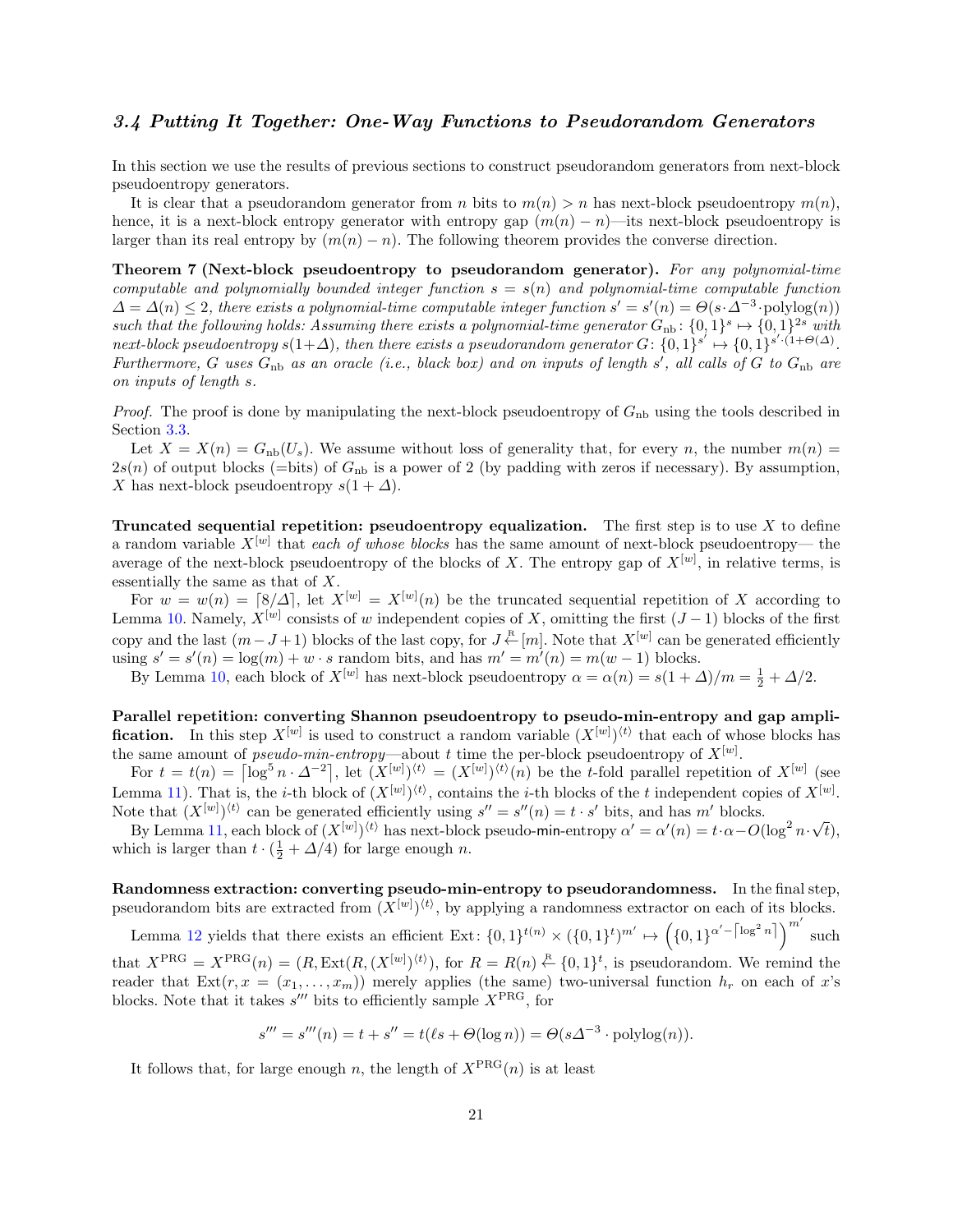### *3.4 Putting It Together: One-Way Functions to Pseudorandom Generators*

In this section we use the results of previous sections to construct pseudorandom generators from next-block pseudoentropy generators.

It is clear that a pseudorandom generator from $n$ bits to $m(n) > n$ has next-block pseudoentropy $m(n)$, hence, it is a next-block entropy generator with entropy gap $(m(n) - n)$—its next-block pseudoentropy is larger than its real entropy by $(m(n) - n)$. The following theorem provides the converse direction.

**Theorem 7 (Next-block pseudoentropy to pseudorandom generator).** *For any polynomial-time computable and polynomially bounded integer function $s = s(n)$ and polynomial-time computable function $\Delta = \Delta(n) \leq 2$, there exists a polynomial-time computable integer function $s' = s'(n) = \Theta(s \cdot \Delta^{-3} \cdot \mathrm{polylog}(n))$ such that the following holds: Assuming there exists a polynomial-time generator $G_{\mathrm{nb}} \colon \{0,1\}^s \mapsto \{0,1\}^{2s}$ with next-block pseudoentropy $s(1+\Delta)$, then there exists a pseudorandom generator $G \colon \{0,1\}^{s'} \mapsto \{0,1\}^{s' \cdot (1+\Theta(\Delta))}$. Furthermore, $G$ uses $G_{\mathrm{nb}}$ as an oracle (i.e., black box) and on inputs of length $s'$, all calls of $G$ to $G_{\mathrm{nb}}$ are on inputs of length $s$.*

*Proof.* The proof is done by manipulating the next-block pseudoentropy of $G_{\mathrm{nb}}$ using the tools described in Section 3.3.

Let $X = X(n) = G_{\mathrm{nb}}(U_s)$. We assume without loss of generality that, for every $n$, the number $m(n) = 2s(n)$ of output blocks (=bits) of $G_{\mathrm{nb}}$ is a power of 2 (by padding with zeros if necessary). By assumption, $X$ has next-block pseudoentropy $s(1 + \Delta)$.

**Truncated sequential repetition: pseudoentropy equalization.** The first step is to use $X$ to define a random variable $X^{[w]}$ that *each of whose blocks* has the same amount of next-block pseudoentropy— the average of the next-block pseudoentropy of the blocks of $X$. The entropy gap of $X^{[w]}$, in relative terms, is essentially the same as that of $X$.

For $w = w(n) = \lceil 8/\Delta \rceil$, let $X^{[w]} = X^{[w]}(n)$ be the truncated sequential repetition of $X$ according to Lemma 10. Namely, $X^{[w]}$ consists of $w$ independent copies of $X$, omitting the first $(J - 1)$ blocks of the first copy and the last $(m - J + 1)$ blocks of the last copy, for $J \overset{\mathrm{R}}{\leftarrow} [m]$. Note that $X^{[w]}$ can be generated efficiently using $s' = s'(n) = \log(m) + w \cdot s$ random bits, and has $m' = m'(n) = m(w - 1)$ blocks.

By Lemma 10, each block of $X^{[w]}$ has next-block pseudoentropy $\alpha = \alpha(n) = s(1 + \Delta)/m = \frac{1}{2} + \Delta/2$.

**Parallel repetition: converting Shannon pseudoentropy to pseudo-min-entropy and gap amplification.** In this step $X^{[w]}$ is used to construct a random variable $(X^{[w]})^{\langle t \rangle}$ that each of whose blocks has the same amount of *pseudo-min-entropy*—about $t$ time the per-block pseudoentropy of $X^{[w]}$.

For $t = t(n) = \lceil \log^5 n \cdot \Delta^{-2} \rceil$, let $(X^{[w]})^{\langle t \rangle} = (X^{[w]})^{\langle t \rangle}(n)$ be the $t$-fold parallel repetition of $X^{[w]}$ (see Lemma 11). That is, the $i$-th block of $(X^{[w]})^{\langle t \rangle}$, contains the $i$-th blocks of the $t$ independent copies of $X^{[w]}$. Note that $(X^{[w]})^{\langle t \rangle}$ can be generated efficiently using $s'' = s''(n) = t \cdot s'$ bits, and has $m'$ blocks.

By Lemma 11, each block of $(X^{[w]})^{\langle t \rangle}$ has next-block pseudo-min-entropy $\alpha' = \alpha'(n) = t \cdot \alpha - O(\log^2 n \cdot \sqrt{t})$, which is larger than $t \cdot (\frac{1}{2} + \Delta/4)$ for large enough $n$.

**Randomness extraction: converting pseudo-min-entropy to pseudorandomness.** In the final step, pseudorandom bits are extracted from $(X^{[w]})^{\langle t \rangle}$, by applying a randomness extractor on each of its blocks.

Lemma 12 yields that there exists an efficient $\mathrm{Ext} \colon \{0,1\}^{t(n)} \times (\{0,1\}^t)^{m'} \mapsto \left(\{0,1\}^{\alpha' - \lceil \log^2 n \rceil}\right)^{m'}$ such that $X^{\mathrm{PRG}} = X^{\mathrm{PRG}}(n) = (R, \mathrm{Ext}(R, (X^{[w]})^{\langle t \rangle})$, for $R = R(n) \overset{\mathrm{R}}{\leftarrow} \{0,1\}^t$, is pseudorandom. We remind the reader that $\mathrm{Ext}(r, x = (x_1, \ldots, x_m))$ merely applies (the same) two-universal function $h_r$ on each of $x$'s blocks. Note that it takes $s'''$ bits to efficiently sample $X^{\mathrm{PRG}}$, for

$$s''' = s'''(n) = t + s'' = t(\ell s + \Theta(\log n)) = \Theta(s\Delta^{-3} \cdot \mathrm{polylog}(n)).$$

It follows that, for large enough $n$, the length of $X^{\mathrm{PRG}}(n)$ is at least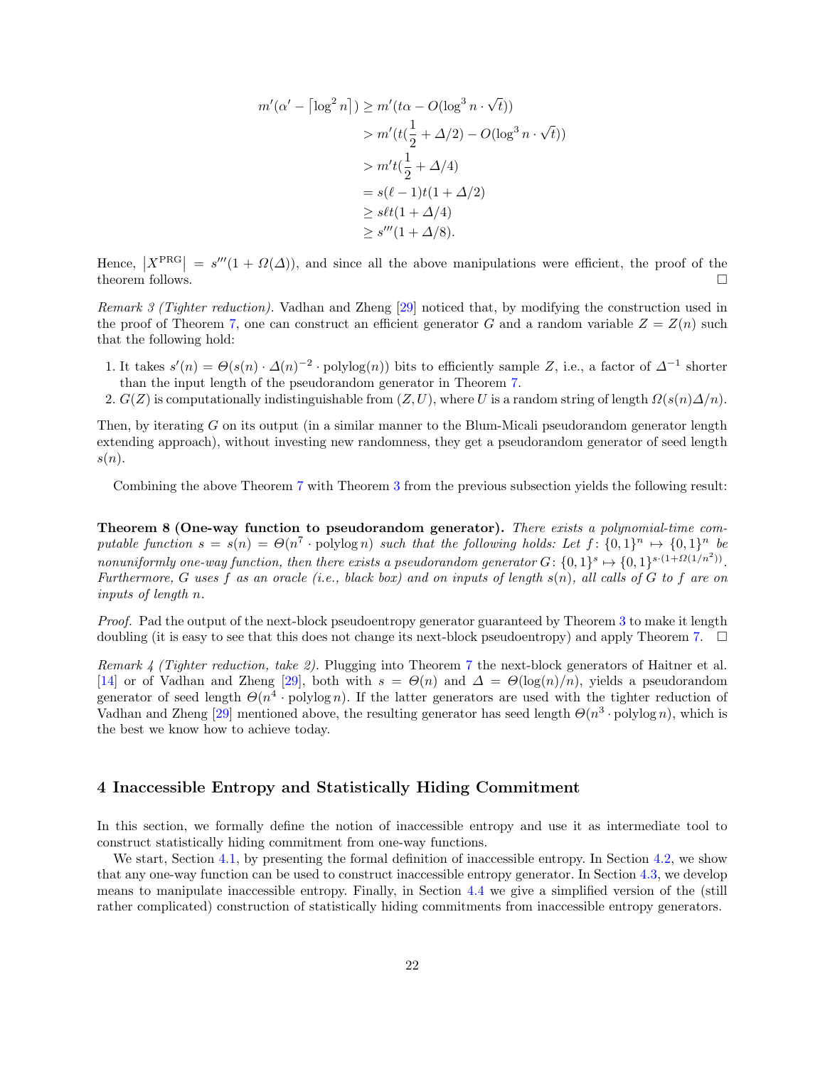$$
\begin{aligned}
m'(\alpha' - \lceil \log^2 n \rceil) &\geq m'(t\alpha - O(\log^3 n \cdot \sqrt{t})) \\
&> m'(t(\frac{1}{2} + \Delta/2) - O(\log^3 n \cdot \sqrt{t})) \\
&> m't(\frac{1}{2} + \Delta/4) \\
&= s(\ell - 1)t(1 + \Delta/2) \\
&\geq s\ell t(1 + \Delta/4) \\
&\geq s'''(1 + \Delta/8).
\end{aligned}
$$

Hence, $\left|X^{\mathrm{PRG}}\right| = s'''(1 + \Omega(\Delta))$, and since all the above manipulations were efficient, the proof of the theorem follows. □

*Remark 3 (Tighter reduction).* Vadhan and Zheng [29] noticed that, by modifying the construction used in the proof of Theorem 7, one can construct an efficient generator $G$ and a random variable $Z = Z(n)$ such that the following hold:

1. It takes $s'(n) = \Theta(s(n) \cdot \Delta(n)^{-2} \cdot \mathrm{polylog}(n))$ bits to efficiently sample $Z$, i.e., a factor of $\Delta^{-1}$ shorter than the input length of the pseudorandom generator in Theorem 7.
2. $G(Z)$ is computationally indistinguishable from $(Z, U)$, where $U$ is a random string of length $\Omega(s(n)\Delta/n)$.

Then, by iterating $G$ on its output (in a similar manner to the Blum-Micali pseudorandom generator length extending approach), without investing new randomness, they get a pseudorandom generator of seed length $s(n)$.

Combining the above Theorem 7 with Theorem 3 from the previous subsection yields the following result:

**Theorem 8 (One-way function to pseudorandom generator).** *There exists a polynomial-time computable function $s = s(n) = \Theta(n^7 \cdot \mathrm{polylog}\, n)$ such that the following holds: Let $f\colon \{0,1\}^n \mapsto \{0,1\}^n$ be nonuniformly one-way function, then there exists a pseudorandom generator $G\colon \{0,1\}^s \mapsto \{0,1\}^{s\cdot(1+\Omega(1/n^2))}$. Furthermore, $G$ uses $f$ as an oracle (i.e., black box) and on inputs of length $s(n)$, all calls of $G$ to $f$ are on inputs of length $n$.*

*Proof.* Pad the output of the next-block pseudoentropy generator guaranteed by Theorem 3 to make it length doubling (it is easy to see that this does not change its next-block pseudoentropy) and apply Theorem 7. □

*Remark 4 (Tighter reduction, take 2).* Plugging into Theorem 7 the next-block generators of Haitner et al. [14] or of Vadhan and Zheng [29], both with $s = \Theta(n)$ and $\Delta = \Theta(\log(n)/n)$, yields a pseudorandom generator of seed length $\Theta(n^4 \cdot \mathrm{polylog}\, n)$. If the latter generators are used with the tighter reduction of Vadhan and Zheng [29] mentioned above, the resulting generator has seed length $\Theta(n^3 \cdot \mathrm{polylog}\, n)$, which is the best we know how to achieve today.

## 4 Inaccessible Entropy and Statistically Hiding Commitment

In this section, we formally define the notion of inaccessible entropy and use it as intermediate tool to construct statistically hiding commitment from one-way functions.

We start, Section 4.1, by presenting the formal definition of inaccessible entropy. In Section 4.2, we show that any one-way function can be used to construct inaccessible entropy generator. In Section 4.3, we develop means to manipulate inaccessible entropy. Finally, in Section 4.4 we give a simplified version of the (still rather complicated) construction of statistically hiding commitments from inaccessible entropy generators.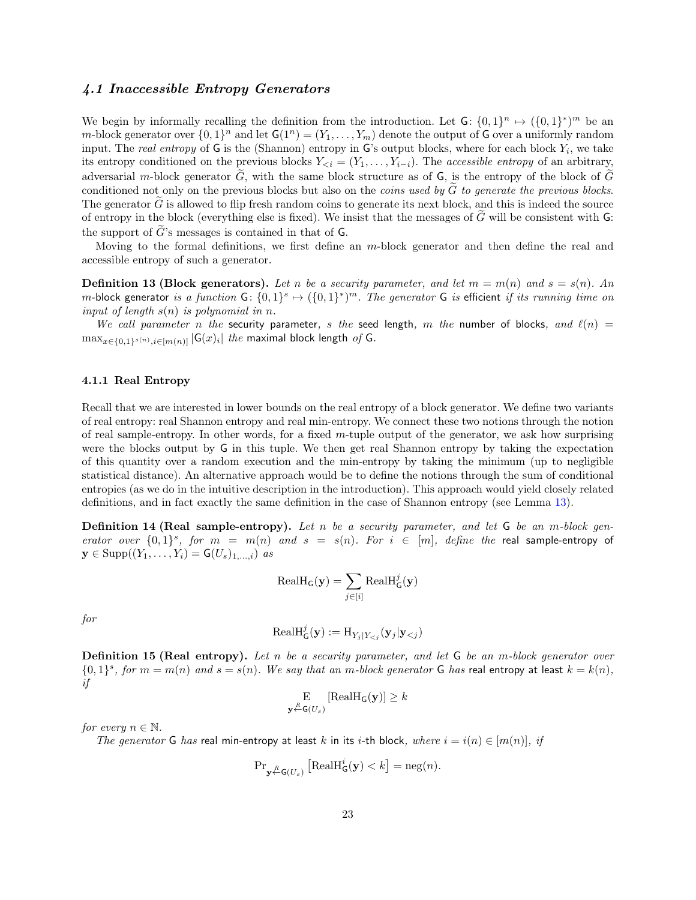### 4.1 Inaccessible Entropy Generators

We begin by informally recalling the definition from the introduction. Let $\mathsf{G}\colon \{0,1\}^n \mapsto (\{0,1\}^*)^m$ be an $m$-block generator over $\{0,1\}^n$ and let $\mathsf{G}(1^n) = (Y_1, \ldots, Y_m)$ denote the output of $\mathsf{G}$ over a uniformly random input. The *real entropy* of $\mathsf{G}$ is the (Shannon) entropy in $\mathsf{G}$'s output blocks, where for each block $Y_i$, we take its entropy conditioned on the previous blocks $Y_{<i} = (Y_1, \ldots, Y_{i-i})$. The *accessible entropy* of an arbitrary, adversarial $m$-block generator $\widetilde{G}$, with the same block structure as of $\mathsf{G}$, is the entropy of the block of $\widetilde{G}$ conditioned not only on the previous blocks but also on the *coins used by* $\widetilde{G}$ *to generate the previous blocks*. The generator $\widetilde{G}$ is allowed to flip fresh random coins to generate its next block, and this is indeed the source of entropy in the block (everything else is fixed). We insist that the messages of $\widetilde{G}$ will be consistent with $\mathsf{G}$: the support of $\widetilde{G}$'s messages is contained in that of $\mathsf{G}$.

Moving to the formal definitions, we first define an $m$-block generator and then define the real and accessible entropy of such a generator.

**Definition 13 (Block generators).** *Let $n$ be a security parameter, and let $m = m(n)$ and $s = s(n)$. An $m$-*block generator* is a function $\mathsf{G}\colon \{0,1\}^s \mapsto (\{0,1\}^*)^m$. The generator $\mathsf{G}$ is* efficient *if its running time on input of length $s(n)$ is polynomial in $n$.*

*We call parameter $n$ the* security parameter*, $s$ the* seed length*, $m$ the* number of blocks*, and $\ell(n) = \max_{x\in\{0,1\}^{s(n)}, i\in[m(n)]} |\mathsf{G}(x)_i|$ the* maximal block length *of $\mathsf{G}$.*

#### 4.1.1 Real Entropy

Recall that we are interested in lower bounds on the real entropy of a block generator. We define two variants of real entropy: real Shannon entropy and real min-entropy. We connect these two notions through the notion of real sample-entropy. In other words, for a fixed $m$-tuple output of the generator, we ask how surprising were the blocks output by $\mathsf{G}$ in this tuple. We then get real Shannon entropy by taking the expectation of this quantity over a random execution and the min-entropy by taking the minimum (up to negligible statistical distance). An alternative approach would be to define the notions through the sum of conditional entropies (as we do in the intuitive description in the introduction). This approach would yield closely related definitions, and in fact exactly the same definition in the case of Shannon entropy (see Lemma 13).

**Definition 14 (Real sample-entropy).** *Let $n$ be a security parameter, and let $\mathsf{G}$ be an $m$-block generator over $\{0,1\}^s$, for $m = m(n)$ and $s = s(n)$. For $i \in [m]$, define the* real sample-entropy *of $\mathbf{y} \in \mathrm{Supp}((Y_1, \ldots, Y_i) = \mathsf{G}(U_s)_{1,\ldots,i})$ as*

$$\mathrm{RealH}_{\mathsf{G}}(\mathbf{y}) = \sum_{j\in[i]} \mathrm{RealH}^j_{\mathsf{G}}(\mathbf{y})$$

*for*

$$\mathrm{RealH}^j_{\mathsf{G}}(\mathbf{y}) := \mathrm{H}_{Y_j|Y_{<j}}(\mathbf{y}_j|\mathbf{y}_{<j})$$

**Definition 15 (Real entropy).** *Let $n$ be a security parameter, and let $\mathsf{G}$ be an $m$-block generator over $\{0,1\}^s$, for $m = m(n)$ and $s = s(n)$. We say that an $m$-block generator $\mathsf{G}$ has* real entropy at least $k = k(n)$*, if*

$$\mathop{\mathrm{E}}_{\mathbf{y}\xleftarrow{R}\mathsf{G}(U_s)}[\mathrm{RealH}_{\mathsf{G}}(\mathbf{y})] \geq k$$

*for every $n \in \mathbb{N}$.*

*The generator $\mathsf{G}$ has* real min-entropy at least $k$ in its $i$-th block*, where $i = i(n) \in [m(n)]$, if*

$$\Pr_{\mathbf{y}\xleftarrow{R}\mathsf{G}(U_s)}\left[\mathrm{RealH}^i_{\mathsf{G}}(\mathbf{y}) < k\right] = \mathrm{neg}(n).$$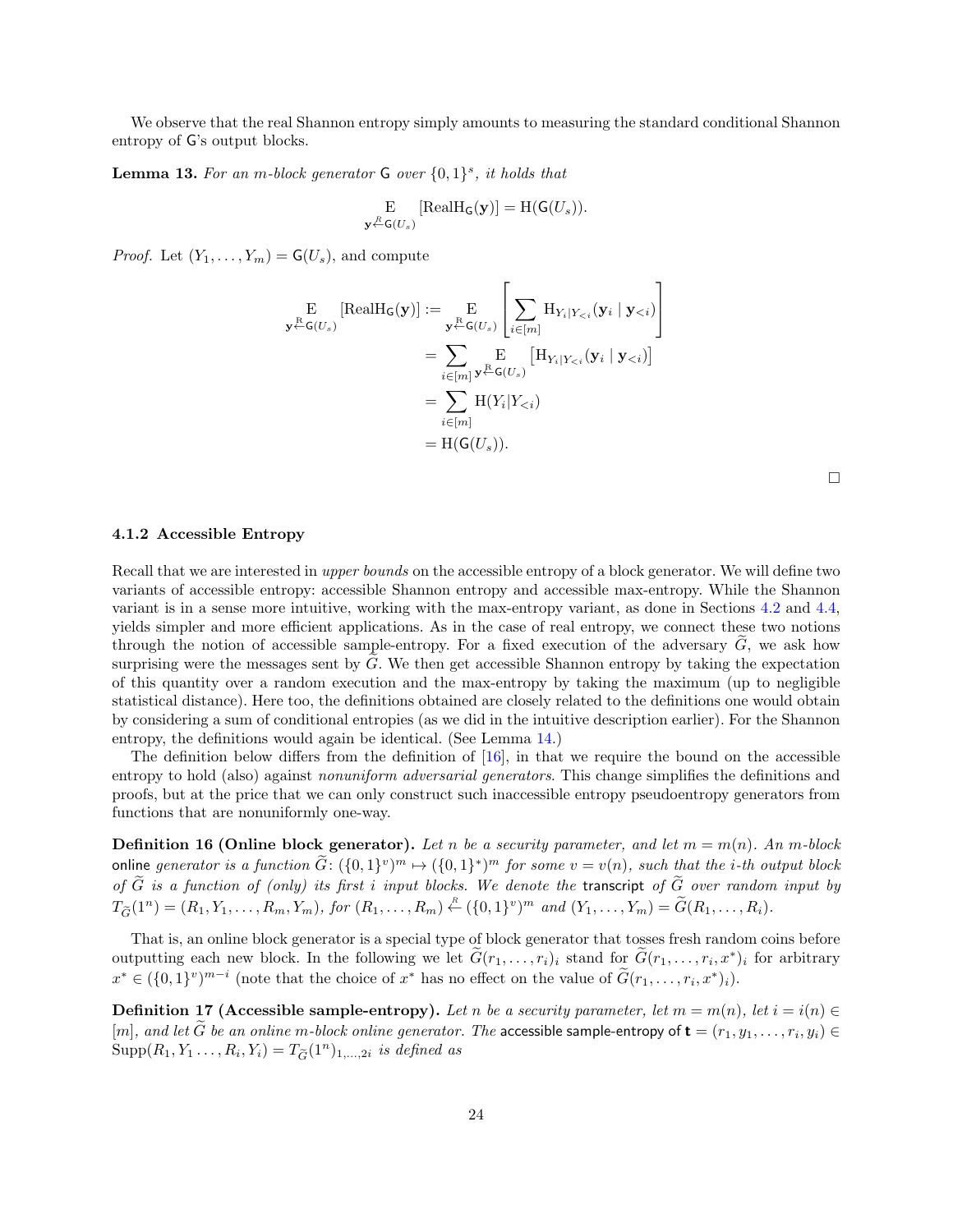We observe that the real Shannon entropy simply amounts to measuring the standard conditional Shannon entropy of $\mathsf{G}$'s output blocks.

**Lemma 13.** *For an $m$-block generator $\mathsf{G}$ over $\{0,1\}^s$, it holds that*

$$\mathop{\mathrm{E}}_{\mathbf{y} \xleftarrow{R} \mathsf{G}(U_s)} [\mathrm{RealH}_{\mathsf{G}}(\mathbf{y})] = \mathrm{H}(\mathsf{G}(U_s)).$$

*Proof.* Let $(Y_1, \ldots, Y_m) = \mathsf{G}(U_s)$, and compute

$$\begin{aligned}
\mathop{\mathrm{E}}_{\mathbf{y} \xleftarrow{R} \mathsf{G}(U_s)} [\mathrm{RealH}_{\mathsf{G}}(\mathbf{y})] &:= \mathop{\mathrm{E}}_{\mathbf{y} \xleftarrow{R} \mathsf{G}(U_s)} \left[ \sum_{i \in [m]} \mathrm{H}_{Y_i | Y_{<i}}(\mathbf{y}_i \mid \mathbf{y}_{<i}) \right] \\
&= \sum_{i \in [m]} \mathop{\mathrm{E}}_{\mathbf{y} \xleftarrow{R} \mathsf{G}(U_s)} \left[ \mathrm{H}_{Y_i | Y_{<i}}(\mathbf{y}_i \mid \mathbf{y}_{<i}) \right] \\
&= \sum_{i \in [m]} \mathrm{H}(Y_i | Y_{<i}) \\
&= \mathrm{H}(\mathsf{G}(U_s)).
\end{aligned}$$

□

### 4.1.2 Accessible Entropy

Recall that we are interested in *upper bounds* on the accessible entropy of a block generator. We will define two variants of accessible entropy: accessible Shannon entropy and accessible max-entropy. While the Shannon variant is in a sense more intuitive, working with the max-entropy variant, as done in Sections 4.2 and 4.4, yields simpler and more efficient applications. As in the case of real entropy, we connect these two notions through the notion of accessible sample-entropy. For a fixed execution of the adversary $\widetilde{G}$, we ask how surprising were the messages sent by $\widetilde{G}$. We then get accessible Shannon entropy by taking the expectation of this quantity over a random execution and the max-entropy by taking the maximum (up to negligible statistical distance). Here too, the definitions obtained are closely related to the definitions one would obtain by considering a sum of conditional entropies (as we did in the intuitive description earlier). For the Shannon entropy, the definitions would again be identical. (See Lemma 14.)

The definition below differs from the definition of [16], in that we require the bound on the accessible entropy to hold (also) against *nonuniform adversarial generators*. This change simplifies the definitions and proofs, but at the price that we can only construct such inaccessible entropy pseudoentropy generators from functions that are nonuniformly one-way.

**Definition 16 (Online block generator).** *Let $n$ be a security parameter, and let $m = m(n)$. An $m$-block* online *generator is a function $\widetilde{G} \colon (\{0,1\}^v)^m \mapsto (\{0,1\}^*)^m$ for some $v = v(n)$, such that the $i$-th output block of $\widetilde{G}$ is a function of (only) its first $i$ input blocks. We denote the* transcript *of $\widetilde{G}$ over random input by $T_{\widetilde{G}}(1^n) = (R_1, Y_1, \ldots, R_m, Y_m)$, for $(R_1, \ldots, R_m) \xleftarrow{R} (\{0,1\}^v)^m$ and $(Y_1, \ldots, Y_m) = \widetilde{G}(R_1, \ldots, R_i)$.*

That is, an online block generator is a special type of block generator that tosses fresh random coins before outputting each new block. In the following we let $\widetilde{G}(r_1, \ldots, r_i)_i$ stand for $\widetilde{G}(r_1, \ldots, r_i, x^*)_i$ for arbitrary $x^* \in (\{0,1\}^v)^{m-i}$ (note that the choice of $x^*$ has no effect on the value of $\widetilde{G}(r_1, \ldots, r_i, x^*)_i$).

**Definition 17 (Accessible sample-entropy).** *Let $n$ be a security parameter, let $m = m(n)$, let $i = i(n) \in [m]$, and let $\widetilde{G}$ be an online $m$-block online generator. The* accessible sample-entropy of $\mathbf{t} = (r_1, y_1, \ldots, r_i, y_i) \in \mathrm{Supp}(R_1, Y_1 \ldots, R_i, Y_i) = T_{\widetilde{G}}(1^n)_{1,\ldots,2i}$ *is defined as*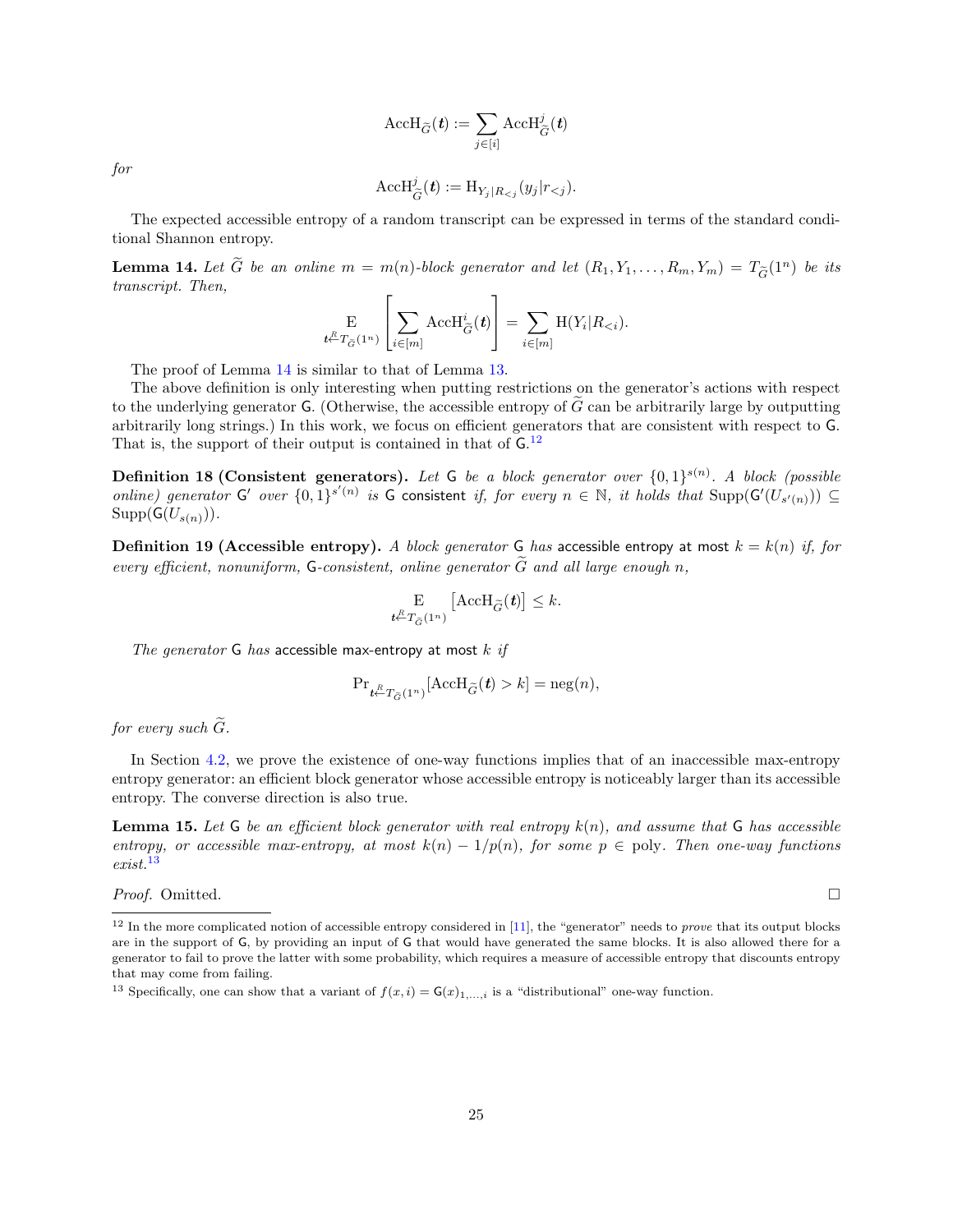$$\mathrm{AccH}_{\widetilde{G}}(\boldsymbol{t}) := \sum_{j \in [i]} \mathrm{AccH}^{j}_{\widetilde{G}}(\boldsymbol{t})$$

*for*

$$\mathrm{AccH}^{j}_{\widetilde{G}}(\boldsymbol{t}) := \mathrm{H}_{Y_j|R_{<j}}(y_j|r_{<j}).$$

The expected accessible entropy of a random transcript can be expressed in terms of the standard conditional Shannon entropy.

**Lemma 14.** *Let $\widetilde{G}$ be an online $m = m(n)$-block generator and let $(R_1, Y_1, \ldots, R_m, Y_m) = T_{\widetilde{G}}(1^n)$ be its transcript. Then,*

$$\mathop{\mathrm{E}}_{\boldsymbol{t} \xleftarrow{R} T_{\widetilde{G}}(1^n)}\left[\sum_{i \in [m]} \mathrm{AccH}^{i}_{\widetilde{G}}(\boldsymbol{t})\right] = \sum_{i \in [m]} \mathrm{H}(Y_i|R_{<i}).$$

The proof of Lemma 14 is similar to that of Lemma 13.

The above definition is only interesting when putting restrictions on the generator's actions with respect to the underlying generator $\mathsf{G}$. (Otherwise, the accessible entropy of $\widetilde{G}$ can be arbitrarily large by outputting arbitrarily long strings.) In this work, we focus on efficient generators that are consistent with respect to $\mathsf{G}$. That is, the support of their output is contained in that of $\mathsf{G}$.[12]

**Definition 18 (Consistent generators).** *Let $\mathsf{G}$ be a block generator over $\{0,1\}^{s(n)}$. A block (possible online) generator $\mathsf{G}'$ over $\{0,1\}^{s'(n)}$ is* $\mathsf{G}$ consistent *if, for every $n \in \mathbb{N}$, it holds that $\mathrm{Supp}(\mathsf{G}'(U_{s'(n)})) \subseteq \mathrm{Supp}(\mathsf{G}(U_{s(n)}))$.*

**Definition 19 (Accessible entropy).** *A block generator $\mathsf{G}$ has* accessible entropy at most $k = k(n)$ *if, for every efficient, nonuniform, $\mathsf{G}$-consistent, online generator $\widetilde{G}$ and all large enough $n$,*

$$\mathop{\mathrm{E}}_{\boldsymbol{t} \xleftarrow{R} T_{\widetilde{G}}(1^n)}\left[\mathrm{AccH}_{\widetilde{G}}(\boldsymbol{t})\right] \leq k.$$

*The generator $\mathsf{G}$ has* accessible max-entropy at most $k$ *if*

$$\Pr_{\boldsymbol{t} \xleftarrow{R} T_{\widetilde{G}}(1^n)}[\mathrm{AccH}_{\widetilde{G}}(\boldsymbol{t}) > k] = \mathrm{neg}(n),$$

*for every such $\widetilde{G}$.*

In Section 4.2, we prove the existence of one-way functions implies that of an inaccessible max-entropy entropy generator: an efficient block generator whose accessible entropy is noticeably larger than its accessible entropy. The converse direction is also true.

**Lemma 15.** *Let $\mathsf{G}$ be an efficient block generator with real entropy $k(n)$, and assume that $\mathsf{G}$ has accessible entropy, or accessible max-entropy, at most $k(n) - 1/p(n)$, for some $p \in \mathrm{poly}$. Then one-way functions exist.*[13]

*Proof.* Omitted. □

[12] In the more complicated notion of accessible entropy considered in [11], the "generator" needs to *prove* that its output blocks are in the support of $\mathsf{G}$, by providing an input of $\mathsf{G}$ that would have generated the same blocks. It is also allowed there for a generator to fail to prove the latter with some probability, which requires a measure of accessible entropy that discounts entropy that may come from failing.

[13] Specifically, one can show that a variant of $f(x,i) = \mathsf{G}(x)_{1,\ldots,i}$ is a "distributional" one-way function.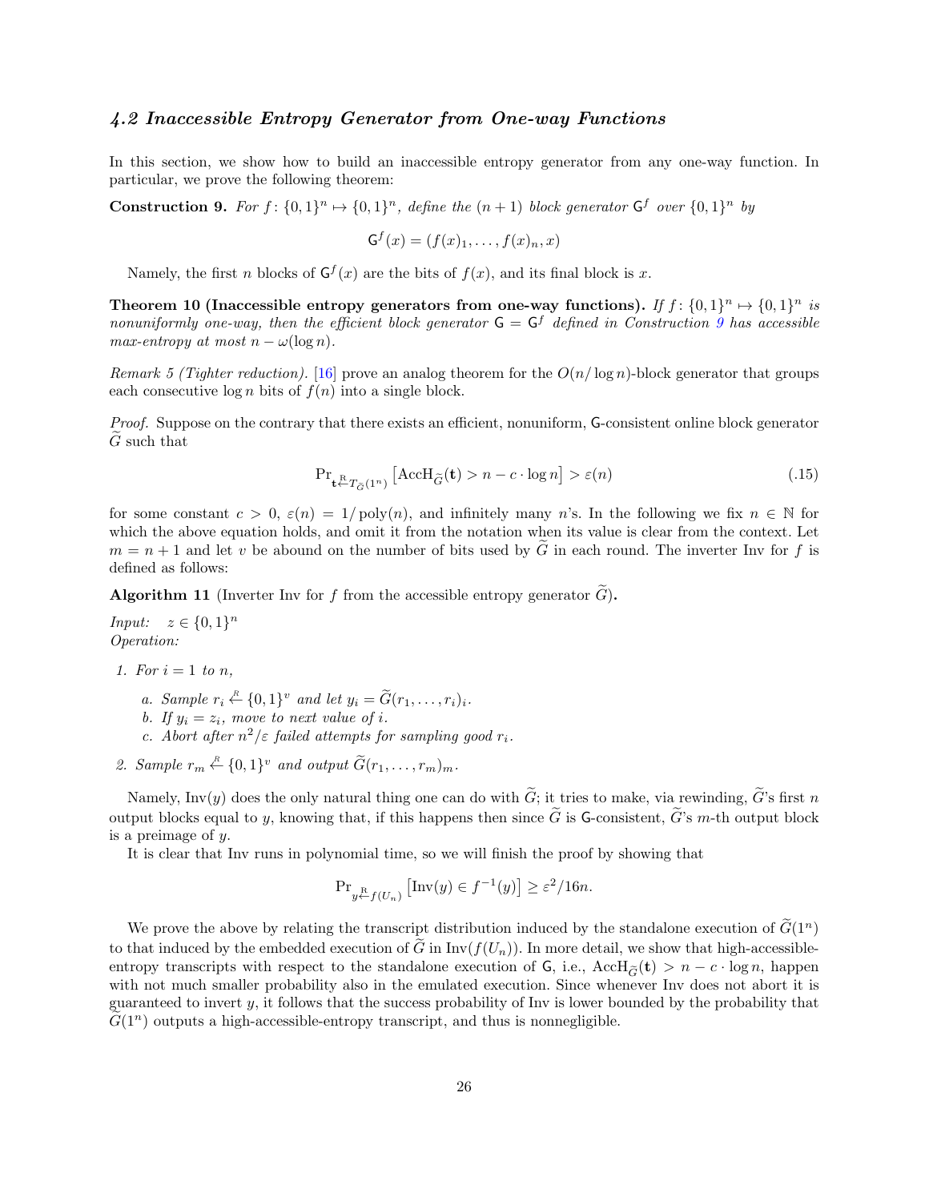### *4.2 Inaccessible Entropy Generator from One-way Functions*

In this section, we show how to build an inaccessible entropy generator from any one-way function. In particular, we prove the following theorem:

**Construction 9.** *For $f\colon \{0,1\}^n \mapsto \{0,1\}^n$, define the $(n+1)$ block generator $\mathsf{G}^f$ over $\{0,1\}^n$ by*

$$\mathsf{G}^f(x) = (f(x)_1, \ldots, f(x)_n, x)$$

Namely, the first $n$ blocks of $\mathsf{G}^f(x)$ are the bits of $f(x)$, and its final block is $x$.

**Theorem 10 (Inaccessible entropy generators from one-way functions).** *If $f\colon \{0,1\}^n \mapsto \{0,1\}^n$ is nonuniformly one-way, then the efficient block generator $\mathsf{G} = \mathsf{G}^f$ defined in Construction 9 has accessible max-entropy at most $n - \omega(\log n)$.*

*Remark 5 (Tighter reduction).* [16] prove an analog theorem for the $O(n/\log n)$-block generator that groups each consecutive $\log n$ bits of $f(n)$ into a single block.

*Proof.* Suppose on the contrary that there exists an efficient, nonuniform, $\mathsf{G}$-consistent online block generator $\widetilde{G}$ such that

$$\Pr_{\mathbf{t} \xleftarrow{\text{R}} T_{\widetilde{G}}(1^n)} \left[\mathrm{AccH}_{\widetilde{G}}(\mathbf{t}) > n - c \cdot \log n\right] > \varepsilon(n) \tag{.15}$$

for some constant $c > 0$, $\varepsilon(n) = 1/\operatorname{poly}(n)$, and infinitely many $n$'s. In the following we fix $n \in \mathbb{N}$ for which the above equation holds, and omit it from the notation when its value is clear from the context. Let $m = n+1$ and let $v$ be abound on the number of bits used by $\widetilde{G}$ in each round. The inverter Inv for $f$ is defined as follows:

**Algorithm 11** (Inverter Inv for $f$ from the accessible entropy generator $\widetilde{G}$)**.**

*Input:* $z \in \{0,1\}^n$
*Operation:*

1. *For $i = 1$ to $n$,*
   a. *Sample $r_i \xleftarrow{R} \{0,1\}^v$ and let $y_i = \widetilde{G}(r_1, \ldots, r_i)_i$.*
   b. *If $y_i = z_i$, move to next value of $i$.*
   c. *Abort after $n^2/\varepsilon$ failed attempts for sampling good $r_i$.*
2. *Sample $r_m \xleftarrow{R} \{0,1\}^v$ and output $\widetilde{G}(r_1, \ldots, r_m)_m$.*

Namely, $\mathrm{Inv}(y)$ does the only natural thing one can do with $\widetilde{G}$; it tries to make, via rewinding, $\widetilde{G}$'s first $n$ output blocks equal to $y$, knowing that, if this happens then since $\widetilde{G}$ is $\mathsf{G}$-consistent, $\widetilde{G}$'s $m$-th output block is a preimage of $y$.

It is clear that Inv runs in polynomial time, so we will finish the proof by showing that

$$\Pr_{y \xleftarrow{\text{R}} f(U_n)} \left[\mathrm{Inv}(y) \in f^{-1}(y)\right] \geq \varepsilon^2/16n.$$

We prove the above by relating the transcript distribution induced by the standalone execution of $\widetilde{G}(1^n)$ to that induced by the embedded execution of $\widetilde{G}$ in $\mathrm{Inv}(f(U_n))$. In more detail, we show that high-accessible-entropy transcripts with respect to the standalone execution of $\mathsf{G}$, i.e., $\mathrm{AccH}_{\widetilde{G}}(\mathbf{t}) > n - c \cdot \log n$, happen with not much smaller probability also in the emulated execution. Since whenever Inv does not abort it is guaranteed to invert $y$, it follows that the success probability of Inv is lower bounded by the probability that $\widetilde{G}(1^n)$ outputs a high-accessible-entropy transcript, and thus is nonnegligible.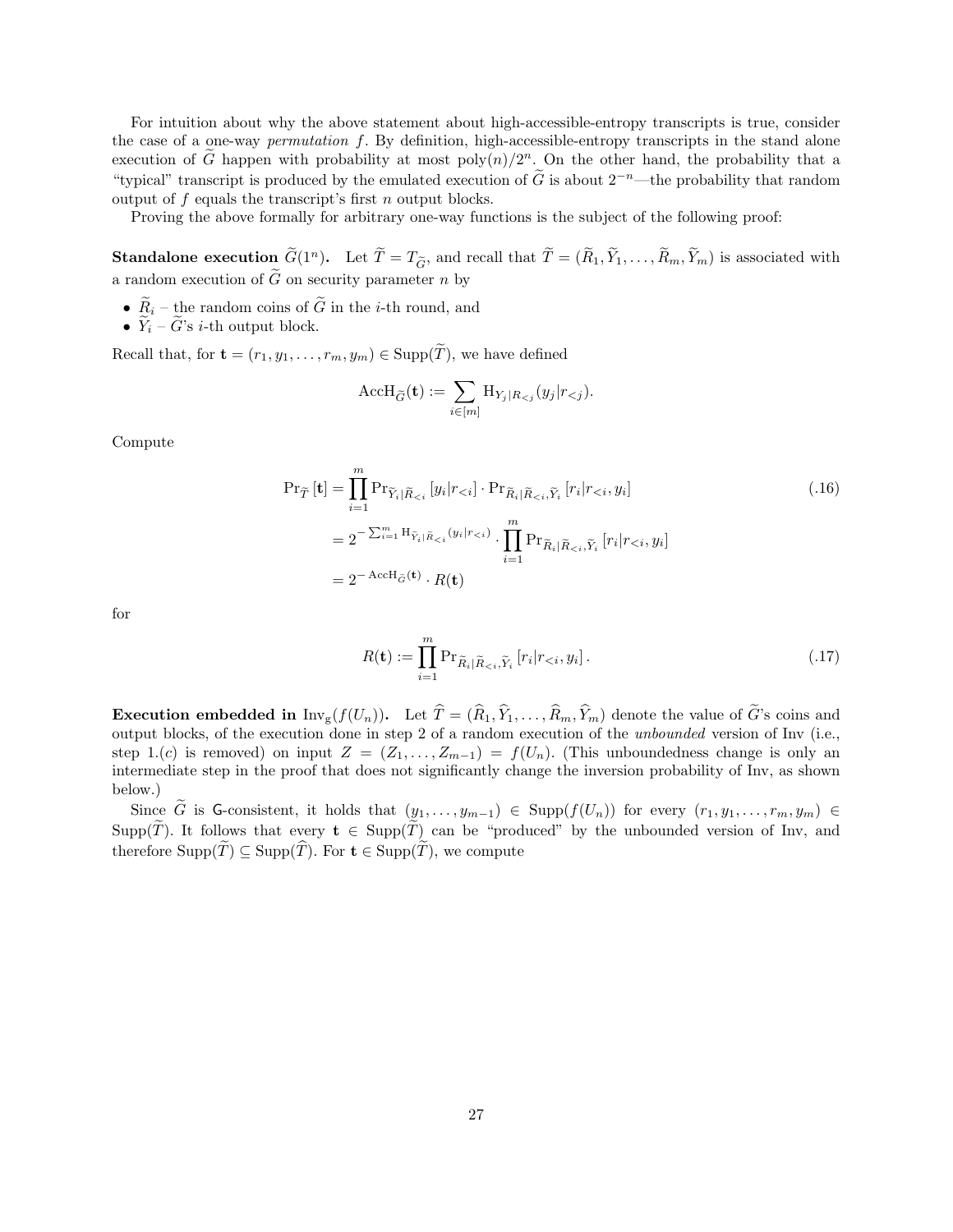For intuition about why the above statement about high-accessible-entropy transcripts is true, consider the case of a one-way *permutation* $f$. By definition, high-accessible-entropy transcripts in the stand alone execution of $\widetilde{G}$ happen with probability at most $\text{poly}(n)/2^n$. On the other hand, the probability that a "typical" transcript is produced by the emulated execution of $\widetilde{G}$ is about $2^{-n}$—the probability that random output of $f$ equals the transcript's first $n$ output blocks.

Proving the above formally for arbitrary one-way functions is the subject of the following proof:

**Standalone execution $\widetilde{G}(1^n)$.** Let $\widetilde{T} = T_{\widetilde{G}}$, and recall that $\widetilde{T} = (\widetilde{R}_1, \widetilde{Y}_1, \ldots, \widetilde{R}_m, \widetilde{Y}_m)$ is associated with a random execution of $\widetilde{G}$ on security parameter $n$ by

- $\widetilde{R}_i$ – the random coins of $\widetilde{G}$ in the $i$-th round, and
- $\widetilde{Y}_i$ – $\widetilde{G}$'s $i$-th output block.

Recall that, for $\mathbf{t} = (r_1, y_1, \ldots, r_m, y_m) \in \text{Supp}(\widetilde{T})$, we have defined

$$\text{AccH}_{\widetilde{G}}(\mathbf{t}) := \sum_{i \in [m]} \text{H}_{Y_j | R_{<j}}(y_j | r_{<j}).$$

Compute

$$\begin{aligned}
\Pr_{\widetilde{T}}[\mathbf{t}] &= \prod_{i=1}^{m} \Pr_{\widetilde{Y}_i | \widetilde{R}_{<i}}[y_i | r_{<i}] \cdot \Pr_{\widetilde{R}_i | \widetilde{R}_{<i}, \widetilde{Y}_i}[r_i | r_{<i}, y_i] \qquad (.16)\\
&= 2^{-\sum_{i=1}^{m} \text{H}_{\widetilde{Y}_i | \widetilde{R}_{<i}}(y_i | r_{<i})} \cdot \prod_{i=1}^{m} \Pr_{\widetilde{R}_i | \widetilde{R}_{<i}, \widetilde{Y}_i}[r_i | r_{<i}, y_i]\\
&= 2^{-\text{AccH}_{\widetilde{G}}(\mathbf{t})} \cdot R(\mathbf{t})
\end{aligned}$$

for

$$R(\mathbf{t}) := \prod_{i=1}^{m} \Pr_{\widetilde{R}_i | \widetilde{R}_{<i}, \widetilde{Y}_i}[r_i | r_{<i}, y_i]. \qquad (.17)$$

**Execution embedded in $\text{Inv}_{\text{g}}(f(U_n))$.** Let $\widehat{T} = (\widehat{R}_1, \widehat{Y}_1, \ldots, \widehat{R}_m, \widehat{Y}_m)$ denote the value of $\widetilde{G}$'s coins and output blocks, of the execution done in step 2 of a random execution of the *unbounded* version of Inv (i.e., step 1.$(c)$ is removed) on input $Z = (Z_1, \ldots, Z_{m-1}) = f(U_n)$. (This unboundedness change is only an intermediate step in the proof that does not significantly change the inversion probability of Inv, as shown below.)

Since $\widetilde{G}$ is $\mathsf{G}$-consistent, it holds that $(y_1, \ldots, y_{m-1}) \in \text{Supp}(f(U_n))$ for every $(r_1, y_1, \ldots, r_m, y_m) \in \text{Supp}(\widetilde{T})$. It follows that every $\mathbf{t} \in \text{Supp}(\widetilde{T})$ can be "produced" by the unbounded version of Inv, and therefore $\text{Supp}(\widetilde{T}) \subseteq \text{Supp}(\widehat{T})$. For $\mathbf{t} \in \text{Supp}(\widetilde{T})$, we compute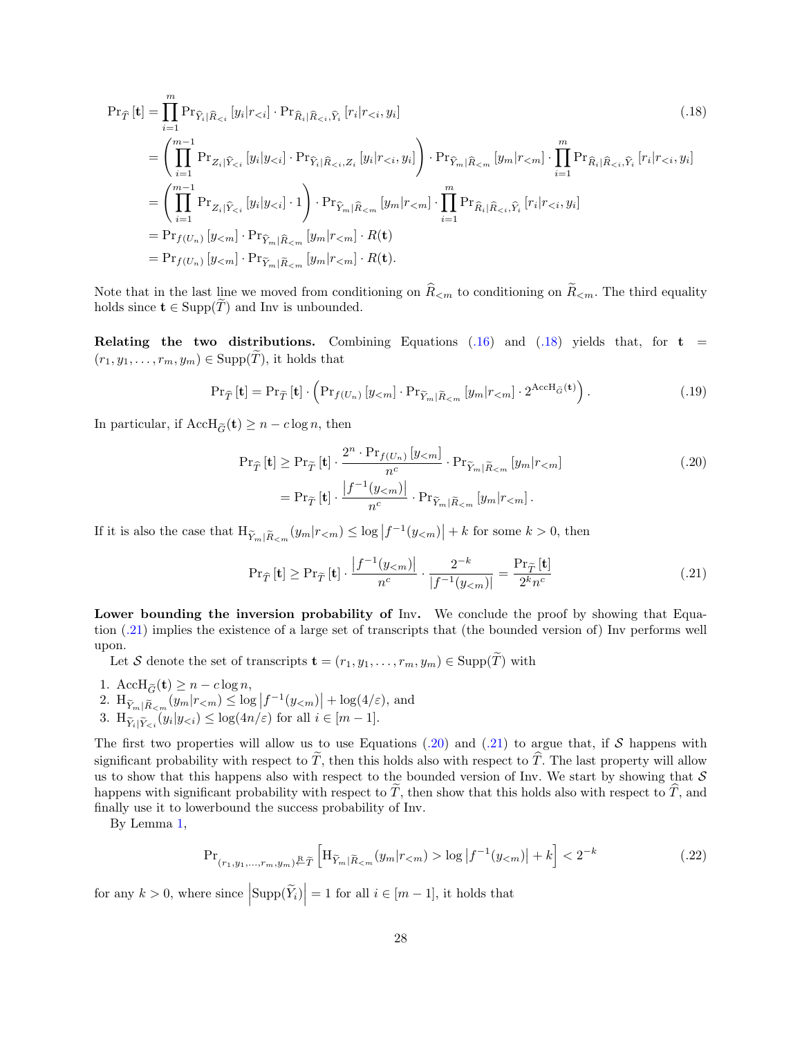$$
\begin{aligned}
\Pr_{\widehat{T}}[\mathbf{t}] &= \prod_{i=1}^{m} \Pr_{\widehat{Y}_i|\widehat{R}_{<i}}[y_i|r_{<i}] \cdot \Pr_{\widehat{R}_i|\widehat{R}_{<i},\widehat{Y}_i}[r_i|r_{<i},y_i] \qquad (.18)\\
&= \left(\prod_{i=1}^{m-1} \Pr_{Z_i|\widehat{Y}_{<i}}[y_i|y_{<i}] \cdot \Pr_{\widehat{Y}_i|\widehat{R}_{<i},Z_i}[y_i|r_{<i},y_i]\right) \cdot \Pr_{\widehat{Y}_m|\widehat{R}_{<m}}[y_m|r_{<m}] \cdot \prod_{i=1}^{m} \Pr_{\widehat{R}_i|\widehat{R}_{<i},\widehat{Y}_i}[r_i|r_{<i},y_i]\\
&= \left(\prod_{i=1}^{m-1} \Pr_{Z_i|\widehat{Y}_{<i}}[y_i|y_{<i}] \cdot 1\right) \cdot \Pr_{\widehat{Y}_m|\widehat{R}_{<m}}[y_m|r_{<m}] \cdot \prod_{i=1}^{m} \Pr_{\widehat{R}_i|\widehat{R}_{<i},\widehat{Y}_i}[r_i|r_{<i},y_i]\\
&= \Pr_{f(U_n)}[y_{<m}] \cdot \Pr_{\widehat{Y}_m|\widehat{R}_{<m}}[y_m|r_{<m}] \cdot R(\mathbf{t})\\
&= \Pr_{f(U_n)}[y_{<m}] \cdot \Pr_{\widetilde{Y}_m|\widetilde{R}_{<m}}[y_m|r_{<m}] \cdot R(\mathbf{t}).
\end{aligned}
$$

Note that in the last line we moved from conditioning on $\widehat{R}_{<m}$ to conditioning on $\widetilde{R}_{<m}$. The third equality holds since $\mathbf{t} \in \mathrm{Supp}(\widetilde{T})$ and Inv is unbounded.

**Relating the two distributions.** Combining Equations (.16) and (.18) yields that, for $\mathbf{t} = (r_1, y_1, \ldots, r_m, y_m) \in \mathrm{Supp}(\widetilde{T})$, it holds that

$$
\Pr_{\widehat{T}}[\mathbf{t}] = \Pr_{\widetilde{T}}[\mathbf{t}] \cdot \left(\Pr_{f(U_n)}[y_{<m}] \cdot \Pr_{\widetilde{Y}_m|\widetilde{R}_{<m}}[y_m|r_{<m}] \cdot 2^{\mathrm{AccH}_{\widetilde{G}}(\mathbf{t})}\right). \qquad (.19)
$$

In particular, if $\mathrm{AccH}_{\widetilde{G}}(\mathbf{t}) \geq n - c\log n$, then

$$
\begin{aligned}
\Pr_{\widehat{T}}[\mathbf{t}] &\geq \Pr_{\widetilde{T}}[\mathbf{t}] \cdot \frac{2^n \cdot \Pr_{f(U_n)}[y_{<m}]}{n^c} \cdot \Pr_{\widetilde{Y}_m|\widetilde{R}_{<m}}[y_m|r_{<m}] \qquad (.20)\\
&= \Pr_{\widetilde{T}}[\mathbf{t}] \cdot \frac{\left|f^{-1}(y_{<m})\right|}{n^c} \cdot \Pr_{\widetilde{Y}_m|\widetilde{R}_{<m}}[y_m|r_{<m}].
\end{aligned}
$$

If it is also the case that $\mathrm{H}_{\widetilde{Y}_m|\widetilde{R}_{<m}}(y_m|r_{<m}) \leq \log\left|f^{-1}(y_{<m})\right| + k$ for some $k > 0$, then

$$
\Pr_{\widehat{T}}[\mathbf{t}] \geq \Pr_{\widetilde{T}}[\mathbf{t}] \cdot \frac{\left|f^{-1}(y_{<m})\right|}{n^c} \cdot \frac{2^{-k}}{\left|f^{-1}(y_{<m})\right|} = \frac{\Pr_{\widetilde{T}}[\mathbf{t}]}{2^k n^c} \qquad (.21)
$$

**Lower bounding the inversion probability of** Inv**.** We conclude the proof by showing that Equation (.21) implies the existence of a large set of transcripts that (the bounded version of) Inv performs well upon.

Let $\mathcal{S}$ denote the set of transcripts $\mathbf{t} = (r_1, y_1, \ldots, r_m, y_m) \in \mathrm{Supp}(\widetilde{T})$ with

1. $\mathrm{AccH}_{\widetilde{G}}(\mathbf{t}) \geq n - c\log n$,
2. $\mathrm{H}_{\widetilde{Y}_m|\widetilde{R}_{<m}}(y_m|r_{<m}) \leq \log\left|f^{-1}(y_{<m})\right| + \log(4/\varepsilon)$, and
3. $\mathrm{H}_{\widetilde{Y}_i|\widetilde{Y}_{<i}}(y_i|y_{<i}) \leq \log(4n/\varepsilon)$ for all $i \in [m-1]$.

The first two properties will allow us to use Equations (.20) and (.21) to argue that, if $\mathcal{S}$ happens with significant probability with respect to $\widetilde{T}$, then this holds also with respect to $\widehat{T}$. The last property will allow us to show that this happens also with respect to the bounded version of Inv. We start by showing that $\mathcal{S}$ happens with significant probability with respect to $\widetilde{T}$, then show that this holds also with respect to $\widehat{T}$, and finally use it to lowerbound the success probability of Inv.

By Lemma 1,

$$
\Pr_{(r_1,y_1,\ldots,r_m,y_m)\xleftarrow{\mathrm{R}}\widetilde{T}}\left[\mathrm{H}_{\widetilde{Y}_m|\widetilde{R}_{<m}}(y_m|r_{<m}) > \log\left|f^{-1}(y_{<m})\right| + k\right] < 2^{-k} \qquad (.22)
$$

for any $k > 0$, where since $\left|\mathrm{Supp}(\widetilde{Y}_i)\right| = 1$ for all $i \in [m-1]$, it holds that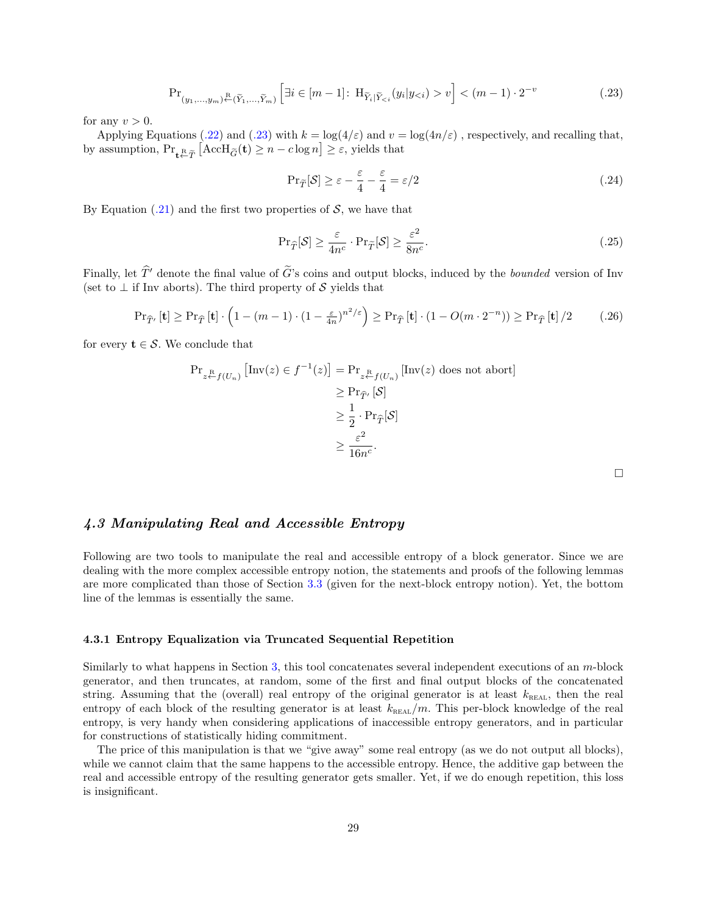$$\Pr_{(y_1,\ldots,y_m)\stackrel{\mathrm{R}}{\leftarrow}(\widetilde{Y}_1,\ldots,\widetilde{Y}_m)}\left[\exists i \in [m-1]\colon\ \mathrm{H}_{\widetilde{Y}_i|\widetilde{Y}_{<i}}(y_i|y_{<i}) > v\right] < (m-1)\cdot 2^{-v} \tag{.23}$$

for any $v > 0$.

Applying Equations (.22) and (.23) with $k = \log(4/\varepsilon)$ and $v = \log(4n/\varepsilon)$ , respectively, and recalling that, by assumption, $\Pr_{\mathbf{t}\stackrel{\mathrm{R}}{\leftarrow}\widetilde{T}}\left[\mathrm{AccH}_{\widetilde{G}}(\mathbf{t}) \geq n - c\log n\right] \geq \varepsilon$, yields that

$$\Pr_{\widetilde{T}}[\mathcal{S}] \geq \varepsilon - \frac{\varepsilon}{4} - \frac{\varepsilon}{4} = \varepsilon/2 \tag{.24}$$

By Equation (.21) and the first two properties of $\mathcal{S}$, we have that

$$\Pr_{\widehat{T}}[\mathcal{S}] \geq \frac{\varepsilon}{4n^c}\cdot \Pr_{\widetilde{T}}[\mathcal{S}] \geq \frac{\varepsilon^2}{8n^c}. \tag{.25}$$

Finally, let $\widehat{T}'$ denote the final value of $\widetilde{G}$'s coins and output blocks, induced by the *bounded* version of Inv (set to $\perp$ if Inv aborts). The third property of $\mathcal{S}$ yields that

$$\Pr_{\widehat{T}'}[\mathbf{t}] \geq \Pr_{\widehat{T}}[\mathbf{t}]\cdot\left(1-(m-1)\cdot(1-\tfrac{\varepsilon}{4n})^{n^2/\varepsilon}\right) \geq \Pr_{\widehat{T}}[\mathbf{t}]\cdot(1-O(m\cdot 2^{-n})) \geq \Pr_{\widehat{T}}[\mathbf{t}]/2 \tag{.26}$$

for every $\mathbf{t}\in\mathcal{S}$. We conclude that

$$\begin{aligned}
\Pr_{z\stackrel{\mathrm{R}}{\leftarrow}f(U_n)}\left[\mathrm{Inv}(z)\in f^{-1}(z)\right] &= \Pr_{z\stackrel{\mathrm{R}}{\leftarrow}f(U_n)}\left[\mathrm{Inv}(z)\text{ does not abort}\right]\\
&\geq \Pr_{\widehat{T}'}[\mathcal{S}]\\
&\geq \frac{1}{2}\cdot\Pr_{\widehat{T}}[\mathcal{S}]\\
&\geq \frac{\varepsilon^2}{16n^c}.
\end{aligned}$$

□

## 4.3 Manipulating Real and Accessible Entropy

Following are two tools to manipulate the real and accessible entropy of a block generator. Since we are dealing with the more complex accessible entropy notion, the statements and proofs of the following lemmas are more complicated than those of Section 3.3 (given for the next-block entropy notion). Yet, the bottom line of the lemmas is essentially the same.

### 4.3.1 Entropy Equalization via Truncated Sequential Repetition

Similarly to what happens in Section 3, this tool concatenates several independent executions of an $m$-block generator, and then truncates, at random, some of the first and final output blocks of the concatenated string. Assuming that the (overall) real entropy of the original generator is at least $k_{\text{REAL}}$, then the real entropy of each block of the resulting generator is at least $k_{\text{REAL}}/m$. This per-block knowledge of the real entropy, is very handy when considering applications of inaccessible entropy generators, and in particular for constructions of statistically hiding commitment.

The price of this manipulation is that we "give away" some real entropy (as we do not output all blocks), while we cannot claim that the same happens to the accessible entropy. Hence, the additive gap between the real and accessible entropy of the resulting generator gets smaller. Yet, if we do enough repetition, this loss is insignificant.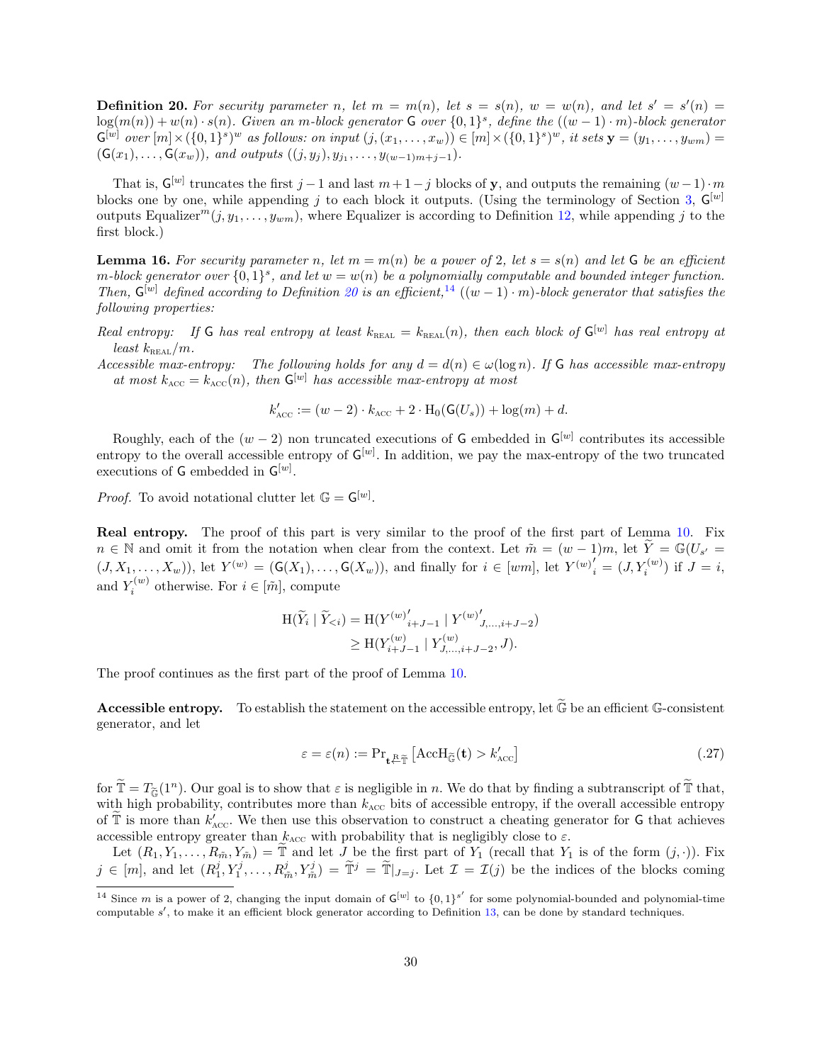**Definition 20.** *For security parameter $n$, let $m = m(n)$, let $s = s(n)$, $w = w(n)$, and let $s' = s'(n) = \log(m(n)) + w(n) \cdot s(n)$. Given an $m$-block generator $\mathsf{G}$ over $\{0,1\}^s$, define the $((w-1)\cdot m)$-block generator $\mathsf{G}^{[w]}$ over $[m] \times (\{0,1\}^s)^w$ as follows: on input $(j,(x_1,\ldots,x_w)) \in [m] \times (\{0,1\}^s)^w$, it sets $\mathbf{y} = (y_1,\ldots,y_{wm}) = (\mathsf{G}(x_1),\ldots,\mathsf{G}(x_w))$, and outputs $((j,y_j),y_{j_1},\ldots,y_{(w-1)m+j-1})$.*

That is, $\mathsf{G}^{[w]}$ truncates the first $j-1$ and last $m+1-j$ blocks of $\mathbf{y}$, and outputs the remaining $(w-1)\cdot m$ blocks one by one, while appending $j$ to each block it outputs. (Using the terminology of Section 3, $\mathsf{G}^{[w]}$ outputs $\text{Equalizer}^m(j,y_1,\ldots,y_{wm})$, where Equalizer is according to Definition 12, while appending $j$ to the first block.)

**Lemma 16.** *For security parameter $n$, let $m = m(n)$ be a power of 2, let $s = s(n)$ and let $\mathsf{G}$ be an efficient $m$-block generator over $\{0,1\}^s$, and let $w = w(n)$ be a polynomially computable and bounded integer function. Then, $\mathsf{G}^{[w]}$ defined according to Definition 20 is an efficient,[14] $((w-1)\cdot m)$-block generator that satisfies the following properties:*

*Real entropy:* *If $\mathsf{G}$ has real entropy at least $k_{\text{REAL}} = k_{\text{REAL}}(n)$, then each block of $\mathsf{G}^{[w]}$ has real entropy at least $k_{\text{REAL}}/m$.*

*Accessible max-entropy:* *The following holds for any $d = d(n) \in \omega(\log n)$. If $\mathsf{G}$ has accessible max-entropy at most $k_{\text{ACC}} = k_{\text{ACC}}(n)$, then $\mathsf{G}^{[w]}$ has accessible max-entropy at most*

$$k'_{\text{ACC}} := (w-2)\cdot k_{\text{ACC}} + 2\cdot \mathrm{H}_0(\mathsf{G}(U_s)) + \log(m) + d.$$

Roughly, each of the $(w-2)$ non truncated executions of $\mathsf{G}$ embedded in $\mathsf{G}^{[w]}$ contributes its accessible entropy to the overall accessible entropy of $\mathsf{G}^{[w]}$. In addition, we pay the max-entropy of the two truncated executions of $\mathsf{G}$ embedded in $\mathsf{G}^{[w]}$.

*Proof.* To avoid notational clutter let $\mathbb{G} = \mathsf{G}^{[w]}$.

**Real entropy.** The proof of this part is very similar to the proof of the first part of Lemma 10. Fix $n \in \mathbb{N}$ and omit it from the notation when clear from the context. Let $\tilde{m} = (w-1)m$, let $\widetilde{Y} = \mathbb{G}(U_{s'} = (J,X_1,\ldots,X_w))$, let $Y^{(w)} = (\mathsf{G}(X_1),\ldots,\mathsf{G}(X_w))$, and finally for $i \in [wm]$, let ${Y^{(w)}}'_i = (J, Y^{(w)}_i)$ if $J = i$, and $Y^{(w)}_i$ otherwise. For $i \in [\tilde{m}]$, compute

$$\begin{aligned}
\mathrm{H}(\widetilde{Y}_i \mid \widetilde{Y}_{<i}) &= \mathrm{H}({Y^{(w)}}'_{i+J-1} \mid {Y^{(w)}}'_{J,\ldots,i+J-2}) \\
&\geq \mathrm{H}(Y^{(w)}_{i+J-1} \mid Y^{(w)}_{J,\ldots,i+J-2}, J).
\end{aligned}$$

The proof continues as the first part of the proof of Lemma 10.

**Accessible entropy.** To establish the statement on the accessible entropy, let $\widetilde{\mathbb{G}}$ be an efficient $\mathbb{G}$-consistent generator, and let

$$\varepsilon = \varepsilon(n) := \Pr_{\mathbf{t} \xleftarrow{R} \widetilde{\mathbb{T}}}\left[\mathrm{AccH}_{\widetilde{\mathbb{G}}}(\mathbf{t}) > k'_{\text{ACC}}\right] \tag{.27}$$

for $\widetilde{\mathbb{T}} = T_{\widetilde{\mathbb{G}}}(1^n)$. Our goal is to show that $\varepsilon$ is negligible in $n$. We do that by finding a subtranscript of $\widetilde{\mathbb{T}}$ that, with high probability, contributes more than $k_{\text{ACC}}$ bits of accessible entropy, if the overall accessible entropy of $\widetilde{\mathbb{T}}$ is more than $k'_{\text{ACC}}$. We then use this observation to construct a cheating generator for $\mathsf{G}$ that achieves accessible entropy greater than $k_{\text{ACC}}$ with probability that is negligibly close to $\varepsilon$.

Let $(R_1,Y_1,\ldots,R_{\tilde{m}},Y_{\tilde{m}}) = \widetilde{\mathbb{T}}$ and let $J$ be the first part of $Y_1$ (recall that $Y_1$ is of the form $(j,\cdot)$). Fix $j \in [m]$, and let $(R^j_1,Y^j_1,\ldots,R^j_{\tilde{m}},Y^j_{\tilde{m}}) = \widetilde{\mathbb{T}}^j = \widetilde{\mathbb{T}}|_{J=j}$. Let $\mathcal{I} = \mathcal{I}(j)$ be the indices of the blocks coming

[14] Since $m$ is a power of 2, changing the input domain of $\mathsf{G}^{[w]}$ to $\{0,1\}^{s'}$ for some polynomial-bounded and polynomial-time computable $s'$, to make it an efficient block generator according to Definition 13, can be done by standard techniques.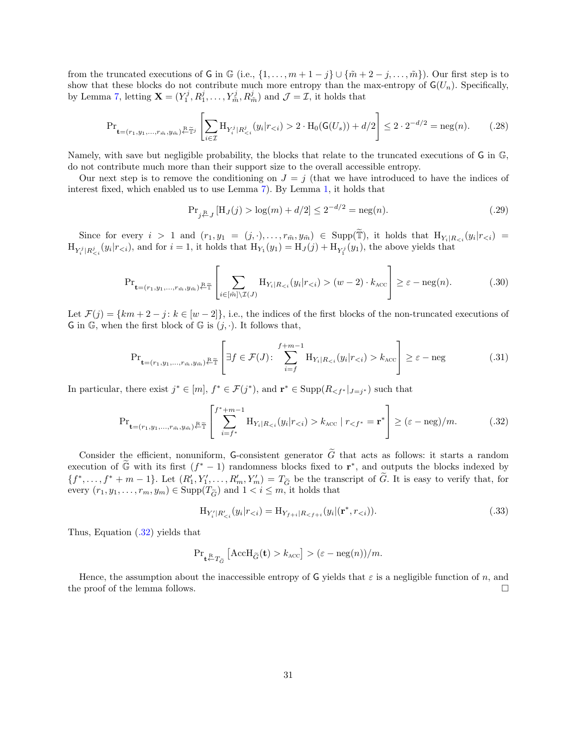from the truncated executions of $\mathsf{G}$ in $\mathbb{G}$ (i.e., $\{1,\ldots,m+1-j\} \cup \{\tilde{m}+2-j,\ldots,\tilde{m}\}$). Our first step is to show that these blocks do not contribute much more entropy than the max-entropy of $\mathsf{G}(U_n)$. Specifically, by Lemma 7, letting $\mathbf{X} = (Y_1^j, R_1^j, \ldots, Y_{\tilde{m}}^j, R_{\tilde{m}}^j)$ and $\mathcal{J} = \mathcal{I}$, it holds that

$$\Pr_{\mathbf{t}=(r_1,y_1,\ldots,r_{\tilde{m}},y_{\tilde{m}}) \xleftarrow{\text{R}} \widetilde{\mathbb{T}}^j}\left[\sum_{i\in\mathcal{I}} \mathrm{H}_{Y_i^j|R_{<i}^j}(y_i|r_{<i}) > 2\cdot \mathrm{H}_0(\mathsf{G}(U_s)) + d/2\right] \le 2\cdot 2^{-d/2} = \operatorname{neg}(n). \tag{.28}$$

Namely, with save but negligible probability, the blocks that relate to the truncated executions of $\mathsf{G}$ in $\mathbb{G}$, do not contribute much more than their support size to the overall accessible entropy.

Our next step is to remove the conditioning on $J = j$ (that we have introduced to have the indices of interest fixed, which enabled us to use Lemma 7). By Lemma 1, it holds that

$$\Pr_{j \xleftarrow{\text{R}} J}[\mathrm{H}_J(j) > \log(m) + d/2] \le 2^{-d/2} = \operatorname{neg}(n). \tag{.29}$$

Since for every $i > 1$ and $(r_1, y_1 = (j,\cdot), \ldots, r_{\tilde{m}}, y_{\tilde{m}}) \in \operatorname{Supp}(\widetilde{\mathbb{T}})$, it holds that $\mathrm{H}_{Y_i|R_{<i}}(y_i|r_{<i}) = \mathrm{H}_{Y_i^j|R_{<i}^j}(y_i|r_{<i})$, and for $i = 1$, it holds that $\mathrm{H}_{Y_1}(y_1) = \mathrm{H}_J(j) + \mathrm{H}_{Y_1^j}(y_1)$, the above yields that

$$\Pr_{\mathbf{t}=(r_1,y_1,\ldots,r_{\tilde{m}},y_{\tilde{m}}) \xleftarrow{\text{R}} \widetilde{\mathbb{T}}}\left[\sum_{i\in[\tilde{m}]\setminus\mathcal{I}(J)} \mathrm{H}_{Y_i|R_{<i}}(y_i|r_{<i}) > (w-2)\cdot k_{\text{ACC}}\right] \ge \varepsilon - \operatorname{neg}(n). \tag{.30}$$

Let $\mathcal{F}(j) = \{km + 2 - j \colon k \in [w-2]\}$, i.e., the indices of the first blocks of the non-truncated executions of $\mathsf{G}$ in $\mathbb{G}$, when the first block of $\mathbb{G}$ is $(j,\cdot)$. It follows that,

$$\Pr_{\mathbf{t}=(r_1,y_1,\ldots,r_{\tilde{m}},y_{\tilde{m}}) \xleftarrow{\text{R}} \widetilde{\mathbb{T}}}\left[\exists f \in \mathcal{F}(J)\colon \sum_{i=f}^{f+m-1} \mathrm{H}_{Y_i|R_{<i}}(y_i|r_{<i}) > k_{\text{ACC}}\right] \ge \varepsilon - \operatorname{neg} \tag{.31}$$

In particular, there exist $j^* \in [m]$, $f^* \in \mathcal{F}(j^*)$, and $\mathbf{r}^* \in \operatorname{Supp}(R_{<f^*}|_{J=j^*})$ such that

$$\Pr_{\mathbf{t}=(r_1,y_1,\ldots,r_{\tilde{m}},y_{\tilde{m}}) \xleftarrow{\text{R}} \widetilde{\mathbb{T}}}\left[\sum_{i=f^*}^{f^*+m-1} \mathrm{H}_{Y_i|R_{<i}}(y_i|r_{<i}) > k_{\text{ACC}} \mid r_{<f^*} = \mathbf{r}^*\right] \ge (\varepsilon - \operatorname{neg})/m. \tag{.32}$$

Consider the efficient, nonuniform, $\mathsf{G}$-consistent generator $\widetilde{G}$ that acts as follows: it starts a random execution of $\widetilde{\mathbb{G}}$ with its first $(f^*-1)$ randomness blocks fixed to $\mathbf{r}^*$, and outputs the blocks indexed by $\{f^*, \ldots, f^*+m-1\}$. Let $(R'_1, Y'_1, \ldots, R'_m, Y'_m) = T_{\widetilde{G}}$ be the transcript of $\widetilde{G}$. It is easy to verify that, for every $(r_1, y_1, \ldots, r_m, y_m) \in \operatorname{Supp}(T_{\widetilde{G}})$ and $1 < i \le m$, it holds that

$$\mathrm{H}_{Y'_i|R'_{<i}}(y_i|r_{<i}) = \mathrm{H}_{Y_{f+i}|R_{<f+i}}(y_i|(\mathbf{r}^*, r_{<i})). \tag{.33}$$

Thus, Equation (.32) yields that

$$\Pr_{\mathbf{t} \xleftarrow{\text{R}} T_{\widetilde{G}}}\left[\mathrm{AccH}_{\widetilde{G}}(\mathbf{t}) > k_{\text{ACC}}\right] > (\varepsilon - \operatorname{neg}(n))/m.$$

Hence, the assumption about the inaccessible entropy of $\mathsf{G}$ yields that $\varepsilon$ is a negligible function of $n$, and the proof of the lemma follows. $\square$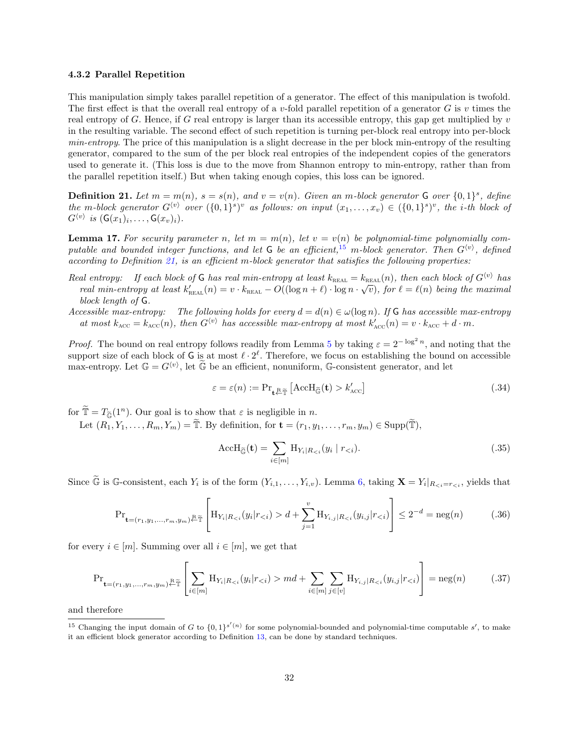### 4.3.2 Parallel Repetition

This manipulation simply takes parallel repetition of a generator. The effect of this manipulation is twofold. The first effect is that the overall real entropy of a $v$-fold parallel repetition of a generator $G$ is $v$ times the real entropy of $G$. Hence, if $G$ real entropy is larger than its accessible entropy, this gap get multiplied by $v$ in the resulting variable. The second effect of such repetition is turning per-block real entropy into per-block *min-entropy*. The price of this manipulation is a slight decrease in the per block min-entropy of the resulting generator, compared to the sum of the per block real entropies of the independent copies of the generators used to generate it. (This loss is due to the move from Shannon entropy to min-entropy, rather than from the parallel repetition itself.) But when taking enough copies, this loss can be ignored.

**Definition 21.** *Let $m = m(n)$, $s = s(n)$, and $v = v(n)$. Given an $m$-block generator $\mathsf{G}$ over $\{0,1\}^s$, define the $m$-block generator $G^{\langle v \rangle}$ over $(\{0,1\}^s)^v$ as follows: on input $(x_1, \ldots, x_v) \in (\{0,1\}^s)^v$, the $i$-th block of $G^{\langle v \rangle}$ is $(\mathsf{G}(x_1)_i, \ldots, \mathsf{G}(x_v)_i)$.*

**Lemma 17.** *For security parameter $n$, let $m = m(n)$, let $v = v(n)$ be polynomial-time polynomially computable and bounded integer functions, and let $\mathsf{G}$ be an efficient,[15] $m$-block generator. Then $G^{\langle v \rangle}$, defined according to Definition 21, is an efficient $m$-block generator that satisfies the following properties:*

*Real entropy:* *If each block of $\mathsf{G}$ has real min-entropy at least $k_{\text{REAL}} = k_{\text{REAL}}(n)$, then each block of $G^{\langle v \rangle}$ has real min-entropy at least $k'_{\text{REAL}}(n) = v \cdot k_{\text{REAL}} - O((\log n + \ell) \cdot \log n \cdot \sqrt{v})$, for $\ell = \ell(n)$ being the maximal block length of $\mathsf{G}$.*

*Accessible max-entropy:* *The following holds for every $d = d(n) \in \omega(\log n)$. If $\mathsf{G}$ has accessible max-entropy at most $k_{\text{ACC}} = k_{\text{ACC}}(n)$, then $G^{\langle v \rangle}$ has accessible max-entropy at most $k'_{\text{ACC}}(n) = v \cdot k_{\text{ACC}} + d \cdot m$.*

*Proof.* The bound on real entropy follows readily from Lemma 5 by taking $\varepsilon = 2^{-\log^2 n}$, and noting that the support size of each block of $\mathsf{G}$ is at most $\ell \cdot 2^\ell$. Therefore, we focus on establishing the bound on accessible max-entropy. Let $\mathbb{G} = G^{\langle v \rangle}$, let $\widetilde{\mathbb{G}}$ be an efficient, nonuniform, $\mathbb{G}$-consistent generator, and let

$$\varepsilon = \varepsilon(n) := \Pr_{\mathbf{t} \overset{\text{R}}{\leftarrow} \widetilde{\mathbb{T}}}\left[\text{AccH}_{\widetilde{\mathbb{G}}}(\mathbf{t}) > k'_{\text{ACC}}\right] \tag{.34}$$

for $\widetilde{\mathbb{T}} = T_{\widetilde{\mathbb{G}}}(1^n)$. Our goal is to show that $\varepsilon$ is negligible in $n$.

Let $(R_1, Y_1, \ldots, R_m, Y_m) = \widetilde{\mathbb{T}}$. By definition, for $\mathbf{t} = (r_1, y_1, \ldots, r_m, y_m) \in \text{Supp}(\widetilde{\mathbb{T}})$,

$$\text{AccH}_{\widetilde{\mathbb{G}}}(\mathbf{t}) = \sum_{i \in [m]} \text{H}_{Y_i | R_{<i}}(y_i \mid r_{<i}). \tag{.35}$$

Since $\widetilde{\mathbb{G}}$ is $\mathbb{G}$-consistent, each $Y_i$ is of the form $(Y_{i,1}, \ldots, Y_{i,v})$. Lemma 6, taking $\mathbf{X} = Y_i|_{R_{<i} = r_{<i}}$, yields that

$$\Pr_{\mathbf{t} = (r_1, y_1, \ldots, r_m, y_m) \overset{\text{R}}{\leftarrow} \widetilde{\mathbb{T}}}\left[\text{H}_{Y_i | R_{<i}}(y_i | r_{<i}) > d + \sum_{j=1}^{v} \text{H}_{Y_{i,j} | R_{<i}}(y_{i,j} | r_{<i})\right] \le 2^{-d} = \text{neg}(n) \tag{.36}$$

for every $i \in [m]$. Summing over all $i \in [m]$, we get that

$$\Pr_{\mathbf{t} = (r_1, y_1, \ldots, r_m, y_m) \overset{\text{R}}{\leftarrow} \widetilde{\mathbb{T}}}\left[\sum_{i \in [m]} \text{H}_{Y_i | R_{<i}}(y_i | r_{<i}) > md + \sum_{i \in [m]} \sum_{j \in [v]} \text{H}_{Y_{i,j} | R_{<i}}(y_{i,j} | r_{<i})\right] = \text{neg}(n) \tag{.37}$$

and therefore

[15] Changing the input domain of $G$ to $\{0,1\}^{s'(n)}$ for some polynomial-bounded and polynomial-time computable $s'$, to make it an efficient block generator according to Definition 13, can be done by standard techniques.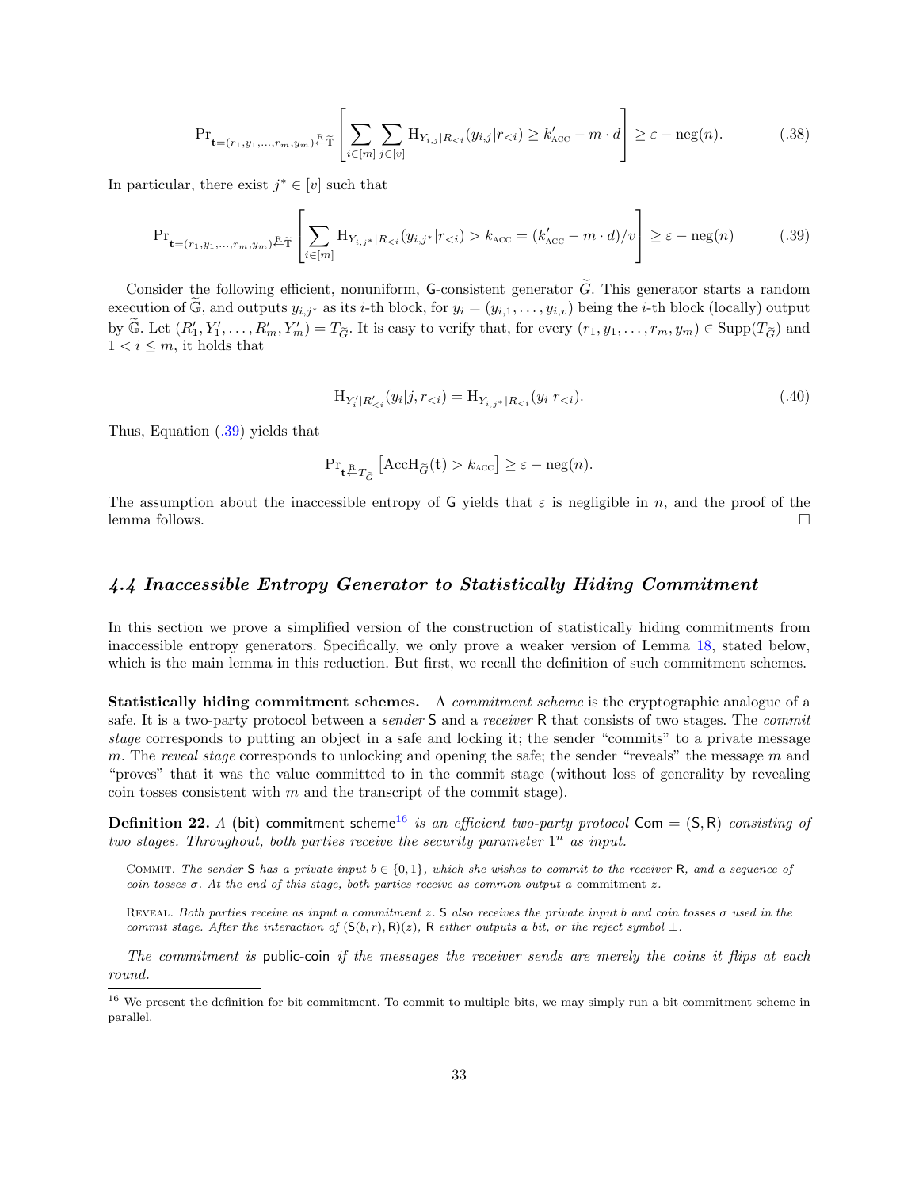$$\Pr_{\mathbf{t}=(r_1,y_1,\ldots,r_m,y_m)\xleftarrow{\mathrm{R}}\widetilde{\mathbb{T}}}\left[\sum_{i\in[m]}\sum_{j\in[v]}\mathrm{H}_{Y_{i,j}|R_{<i}}(y_{i,j}|r_{<i})\geq k'_{\mathrm{ACC}}-m\cdot d\right]\geq\varepsilon-\mathrm{neg}(n). \tag{.38}$$

In particular, there exist $j^*\in[v]$ such that

$$\Pr_{\mathbf{t}=(r_1,y_1,\ldots,r_m,y_m)\xleftarrow{\mathrm{R}}\widetilde{\mathbb{T}}}\left[\sum_{i\in[m]}\mathrm{H}_{Y_{i,j^*}|R_{<i}}(y_{i,j^*}|r_{<i})>k_{\mathrm{ACC}}=(k'_{\mathrm{ACC}}-m\cdot d)/v\right]\geq\varepsilon-\mathrm{neg}(n) \tag{.39}$$

Consider the following efficient, nonuniform, $\mathsf{G}$-consistent generator $\widetilde{G}$. This generator starts a random execution of $\widetilde{\mathbb{G}}$, and outputs $y_{i,j^*}$ as its $i$-th block, for $y_i=(y_{i,1},\ldots,y_{i,v})$ being the $i$-th block (locally) output by $\widetilde{\mathbb{G}}$. Let $(R'_1,Y'_1,\ldots,R'_m,Y'_m)=T_{\widetilde{G}}$. It is easy to verify that, for every $(r_1,y_1,\ldots,r_m,y_m)\in\mathrm{Supp}(T_{\widetilde{G}})$ and $1<i\leq m$, it holds that

$$\mathrm{H}_{Y'_i|R'_{<i}}(y_i|j,r_{<i})=\mathrm{H}_{Y_{i,j^*}|R_{<i}}(y_i|r_{<i}). \tag{.40}$$

Thus, Equation (.39) yields that

$$\Pr_{\mathbf{t}\xleftarrow{\mathrm{R}}T_{\widetilde{G}}}\left[\mathrm{AccH}_{\widetilde{G}}(\mathbf{t})>k_{\mathrm{ACC}}\right]\geq\varepsilon-\mathrm{neg}(n).$$

The assumption about the inaccessible entropy of $\mathsf{G}$ yields that $\varepsilon$ is negligible in $n$, and the proof of the lemma follows. □

## 4.4 Inaccessible Entropy Generator to Statistically Hiding Commitment

In this section we prove a simplified version of the construction of statistically hiding commitments from inaccessible entropy generators. Specifically, we only prove a weaker version of Lemma 18, stated below, which is the main lemma in this reduction. But first, we recall the definition of such commitment schemes.

**Statistically hiding commitment schemes.** A *commitment scheme* is the cryptographic analogue of a safe. It is a two-party protocol between a *sender* $\mathsf{S}$ and a *receiver* $\mathsf{R}$ that consists of two stages. The *commit stage* corresponds to putting an object in a safe and locking it; the sender "commits" to a private message $m$. The *reveal stage* corresponds to unlocking and opening the safe; the sender "reveals" the message $m$ and "proves" that it was the value committed to in the commit stage (without loss of generality by revealing coin tosses consistent with $m$ and the transcript of the commit stage).

**Definition 22.** *A* (bit) commitment scheme[16] *is an efficient two-party protocol* $\mathsf{Com}=(\mathsf{S},\mathsf{R})$ *consisting of two stages. Throughout, both parties receive the security parameter* $1^n$ *as input.*

Commit. *The sender* $\mathsf{S}$ *has a private input* $b\in\{0,1\}$*, which she wishes to commit to the receiver* $\mathsf{R}$*, and a sequence of coin tosses* $\sigma$*. At the end of this stage, both parties receive as common output a* commitment $z$*.*

Reveal. *Both parties receive as input a commitment* $z$*.* $\mathsf{S}$ *also receives the private input* $b$ *and coin tosses* $\sigma$ *used in the commit stage. After the interaction of* $(\mathsf{S}(b,r),\mathsf{R})(z)$*,* $\mathsf{R}$ *either outputs a bit, or the reject symbol* $\perp$*.*

*The commitment is* public-coin *if the messages the receiver sends are merely the coins it flips at each round.*

[16] We present the definition for bit commitment. To commit to multiple bits, we may simply run a bit commitment scheme in parallel.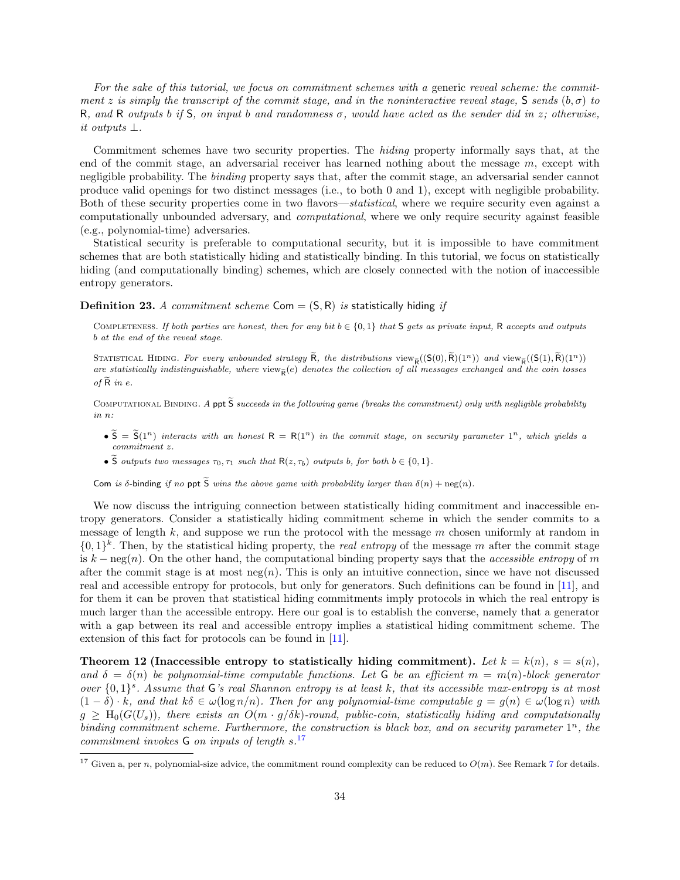*For the sake of this tutorial, we focus on commitment schemes with a* generic *reveal scheme: the commitment $z$ is simply the transcript of the commit stage, and in the noninteractive reveal stage,* $\mathsf{S}$ *sends $(b, \sigma)$ to* $\mathsf{R}$*, and* $\mathsf{R}$ *outputs $b$ if* $\mathsf{S}$*, on input $b$ and randomness $\sigma$, would have acted as the sender did in $z$; otherwise, it outputs $\perp$.*

Commitment schemes have two security properties. The *hiding* property informally says that, at the end of the commit stage, an adversarial receiver has learned nothing about the message $m$, except with negligible probability. The *binding* property says that, after the commit stage, an adversarial sender cannot produce valid openings for two distinct messages (i.e., to both 0 and 1), except with negligible probability. Both of these security properties come in two flavors—*statistical*, where we require security even against a computationally unbounded adversary, and *computational*, where we only require security against feasible (e.g., polynomial-time) adversaries.

Statistical security is preferable to computational security, but it is impossible to have commitment schemes that are both statistically hiding and statistically binding. In this tutorial, we focus on statistically hiding (and computationally binding) schemes, which are closely connected with the notion of inaccessible entropy generators.

**Definition 23.** *A commitment scheme* $\mathsf{Com} = (\mathsf{S}, \mathsf{R})$ *is* statistically hiding *if*

Completeness. *If both parties are honest, then for any bit $b \in \{0,1\}$ that* $\mathsf{S}$ *gets as private input,* $\mathsf{R}$ *accepts and outputs $b$ at the end of the reveal stage.*

Statistical Hiding. *For every unbounded strategy $\widetilde{\mathsf{R}}$, the distributions $\mathrm{view}_{\widetilde{\mathsf{R}}}((\mathsf{S}(0), \widetilde{\mathsf{R}})(1^n))$ and $\mathrm{view}_{\widetilde{\mathsf{R}}}((\mathsf{S}(1), \widetilde{\mathsf{R}})(1^n))$ are statistically indistinguishable, where $\mathrm{view}_{\widetilde{\mathsf{R}}}(e)$ denotes the collection of all messages exchanged and the coin tosses of $\widetilde{\mathsf{R}}$ in $e$.*

Computational Binding. *A* ppt $\widetilde{\mathsf{S}}$ *succeeds in the following game (breaks the commitment) only with negligible probability in $n$:*

- *$\widetilde{\mathsf{S}} = \widetilde{\mathsf{S}}(1^n)$ interacts with an honest $\mathsf{R} = \mathsf{R}(1^n)$ in the commit stage, on security parameter $1^n$, which yields a commitment $z$.*
- *$\widetilde{\mathsf{S}}$ outputs two messages $\tau_0, \tau_1$ such that $\mathsf{R}(z, \tau_b)$ outputs $b$, for both $b \in \{0,1\}$.*

$\mathsf{Com}$ *is* $\delta$-binding *if no* ppt $\widetilde{\mathsf{S}}$ *wins the above game with probability larger than $\delta(n) + \mathrm{neg}(n)$.*

We now discuss the intriguing connection between statistically hiding commitment and inaccessible entropy generators. Consider a statistically hiding commitment scheme in which the sender commits to a message of length $k$, and suppose we run the protocol with the message $m$ chosen uniformly at random in $\{0,1\}^k$. Then, by the statistical hiding property, the *real entropy* of the message $m$ after the commit stage is $k - \mathrm{neg}(n)$. On the other hand, the computational binding property says that the *accessible entropy* of $m$ after the commit stage is at most $\mathrm{neg}(n)$. This is only an intuitive connection, since we have not discussed real and accessible entropy for protocols, but only for generators. Such definitions can be found in [11], and for them it can be proven that statistical hiding commitments imply protocols in which the real entropy is much larger than the accessible entropy. Here our goal is to establish the converse, namely that a generator with a gap between its real and accessible entropy implies a statistical hiding commitment scheme. The extension of this fact for protocols can be found in [11].

**Theorem 12 (Inaccessible entropy to statistically hiding commitment).** *Let $k = k(n)$, $s = s(n)$, and $\delta = \delta(n)$ be polynomial-time computable functions. Let* $\mathsf{G}$ *be an efficient $m = m(n)$-block generator over $\{0,1\}^s$. Assume that* $\mathsf{G}$*'s real Shannon entropy is at least $k$, that its accessible max-entropy is at most $(1-\delta) \cdot k$, and that $k\delta \in \omega(\log n/n)$. Then for any polynomial-time computable function $g = g(n) \in \omega(\log n)$ with $g \geq \mathrm{H}_0(G(U_s))$, there exists an $O(m \cdot g/\delta k)$-round, public-coin, statistically hiding and computationally binding commitment scheme. Furthermore, the construction is black box, and on security parameter $1^n$, the commitment invokes* $\mathsf{G}$ *on inputs of length $s$.*[17]

[17] Given a, per $n$, polynomial-size advice, the commitment round complexity can be reduced to $O(m)$. See Remark 7 for details.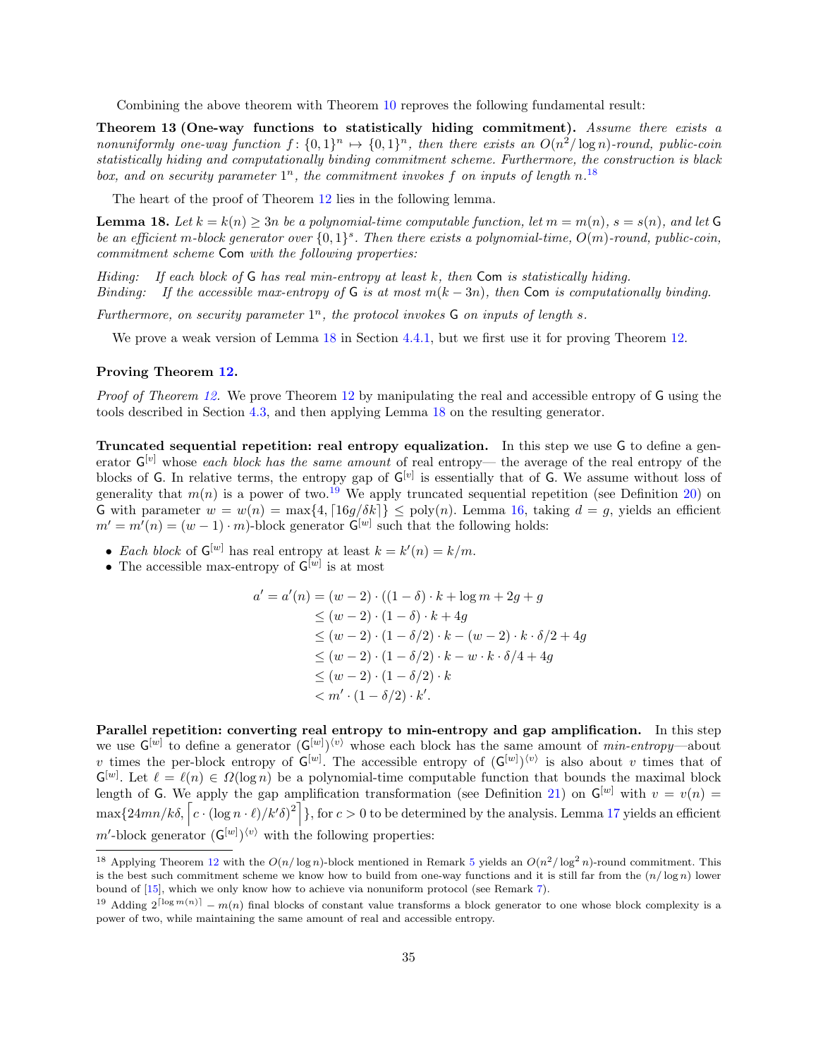Combining the above theorem with Theorem 10 reproves the following fundamental result:

**Theorem 13 (One-way functions to statistically hiding commitment).** *Assume there exists a nonuniformly one-way function $f\colon \{0,1\}^n \mapsto \{0,1\}^n$, then there exists an $O(n^2/\log n)$-round, public-coin statistically hiding and computationally binding commitment scheme. Furthermore, the construction is black box, and on security parameter $1^n$, the commitment invokes $f$ on inputs of length $n$.*[18]

The heart of the proof of Theorem 12 lies in the following lemma.

**Lemma 18.** *Let $k = k(n) \geq 3n$ be a polynomial-time computable function, let $m = m(n)$, $s = s(n)$, and let $\mathsf{G}$ be an efficient $m$-block generator over $\{0,1\}^s$. Then there exists a polynomial-time, $O(m)$-round, public-coin, commitment scheme $\mathsf{Com}$ with the following properties:*

*Hiding: If each block of $\mathsf{G}$ has real min-entropy at least $k$, then $\mathsf{Com}$ is statistically hiding.*
*Binding: If the accessible max-entropy of $\mathsf{G}$ is at most $m(k - 3n)$, then $\mathsf{Com}$ is computationally binding.*

*Furthermore, on security parameter $1^n$, the protocol invokes $\mathsf{G}$ on inputs of length $s$.*

We prove a weak version of Lemma 18 in Section 4.4.1, but we first use it for proving Theorem 12.

**Proving Theorem 12.**

*Proof of Theorem 12.* We prove Theorem 12 by manipulating the real and accessible entropy of $\mathsf{G}$ using the tools described in Section 4.3, and then applying Lemma 18 on the resulting generator.

**Truncated sequential repetition: real entropy equalization.** In this step we use $\mathsf{G}$ to define a generator $\mathsf{G}^{[v]}$ whose *each block has the same amount* of real entropy— the average of the real entropy of the blocks of $\mathsf{G}$. In relative terms, the entropy gap of $\mathsf{G}^{[v]}$ is essentially that of $\mathsf{G}$. We assume without loss of generality that $m(n)$ is a power of two.[19] We apply truncated sequential repetition (see Definition 20) on $\mathsf{G}$ with parameter $w = w(n) = \max\{4, \lceil 16g/\delta k \rceil\} \leq \mathrm{poly}(n)$. Lemma 16, taking $d = g$, yields an efficient $m' = m'(n) = (w-1) \cdot m)$-block generator $\mathsf{G}^{[w]}$ such that the following holds:

- *Each block* of $\mathsf{G}^{[w]}$ has real entropy at least $k = k'(n) = k/m$.
- The accessible max-entropy of $\mathsf{G}^{[w]}$ is at most

$$
\begin{aligned}
a' = a'(n) &= (w-2) \cdot ((1-\delta) \cdot k + \log m + 2g + g \\
&\leq (w-2) \cdot (1-\delta) \cdot k + 4g \\
&\leq (w-2) \cdot (1-\delta/2) \cdot k - (w-2) \cdot k \cdot \delta/2 + 4g \\
&\leq (w-2) \cdot (1-\delta/2) \cdot k - w \cdot k \cdot \delta/4 + 4g \\
&\leq (w-2) \cdot (1-\delta/2) \cdot k \\
&< m' \cdot (1-\delta/2) \cdot k'.
\end{aligned}
$$

**Parallel repetition: converting real entropy to min-entropy and gap amplification.** In this step we use $\mathsf{G}^{[w]}$ to define a generator $(\mathsf{G}^{[w]})^{\langle v \rangle}$ whose each block has the same amount of *min-entropy*—about $v$ times the per-block entropy of $\mathsf{G}^{[w]}$. The accessible entropy of $(\mathsf{G}^{[w]})^{\langle v \rangle}$ is also about $v$ times that of $\mathsf{G}^{[w]}$. Let $\ell = \ell(n) \in \Omega(\log n)$ be a polynomial-time computable function that bounds the maximal block length of $\mathsf{G}$. We apply the gap amplification transformation (see Definition 21) on $\mathsf{G}^{[w]}$ with $v = v(n) = \max\{24mn/k\delta, \left\lceil c \cdot (\log n \cdot \ell)/k'\delta)^2 \right\rceil\}$, for $c > 0$ to be determined by the analysis. Lemma 17 yields an efficient $m'$-block generator $(\mathsf{G}^{[w]})^{\langle v \rangle}$ with the following properties:

[18] Applying Theorem 12 with the $O(n/\log n)$-block mentioned in Remark 5 yields an $O(n^2/\log^2 n)$-round commitment. This is the best such commitment scheme we know how to build from one-way functions and it is still far from the $(n/\log n)$ lower bound of [15], which we only know how to achieve via nonuniform protocol (see Remark 7).

[19] Adding $2^{\lceil \log m(n) \rceil} - m(n)$ final blocks of constant value transforms a block generator to one whose block complexity is a power of two, while maintaining the same amount of real and accessible entropy.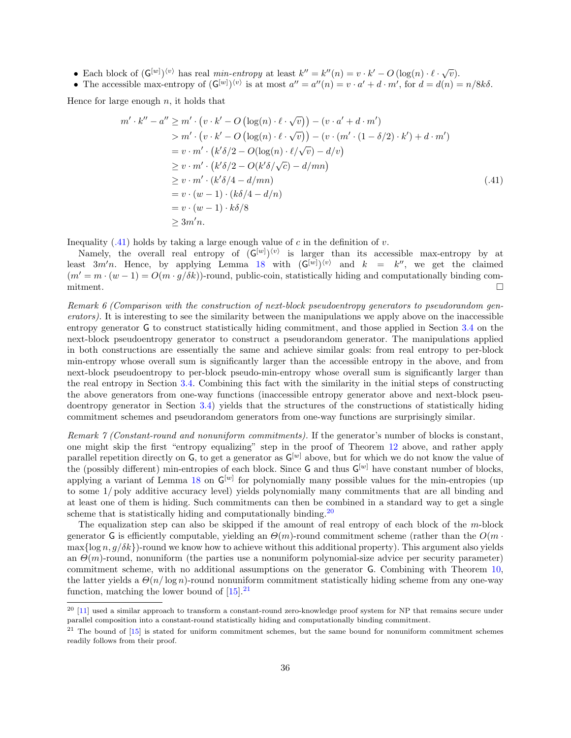- Each block of $(\mathsf{G}^{[w]})^{\langle v \rangle}$ has real *min-entropy* at least $k'' = k''(n) = v \cdot k' - O\left(\log(n) \cdot \ell \cdot \sqrt{v}\right)$.
- The accessible max-entropy of $(\mathsf{G}^{[w]})^{\langle v \rangle}$ is at most $a'' = a''(n) = v \cdot a' + d \cdot m'$, for $d = d(n) = n/8k\delta$.

Hence for large enough $n$, it holds that

$$
\begin{aligned}
m' \cdot k'' - a'' &\geq m' \cdot \left(v \cdot k' - O\left(\log(n) \cdot \ell \cdot \sqrt{v}\right)\right) - (v \cdot a' + d \cdot m') \\
&> m' \cdot \left(v \cdot k' - O\left(\log(n) \cdot \ell \cdot \sqrt{v}\right)\right) - (v \cdot (m' \cdot (1 - \delta/2) \cdot k') + d \cdot m') \\
&= v \cdot m' \cdot \left(k'\delta/2 - O(\log(n) \cdot \ell/\sqrt{v}) - d/v\right) \\
&\geq v \cdot m' \cdot \left(k'\delta/2 - O(k'\delta/\sqrt{c}) - d/mn\right) \\
&\geq v \cdot m' \cdot (k'\delta/4 - d/mn) \qquad\qquad (.41) \\
&= v \cdot (w-1) \cdot (k\delta/4 - d/n) \\
&= v \cdot (w-1) \cdot k\delta/8 \\
&\geq 3m'n.
\end{aligned}
$$

Inequality (.41) holds by taking a large enough value of $c$ in the definition of $v$.

Namely, the overall real entropy of $(\mathsf{G}^{[w]})^{\langle v \rangle}$ is larger than its accessible max-entropy by at least $3m'n$. Hence, by applying Lemma 18 with $(\mathsf{G}^{[w]})^{\langle v \rangle}$ and $k = k''$, we get the claimed $(m' = m \cdot (w-1) = O(m \cdot g/\delta k))$-round, public-coin, statistically hiding and computationally binding commitment. □

*Remark 6 (Comparison with the construction of next-block pseudoentropy generators to pseudorandom generators).* It is interesting to see the similarity between the manipulations we apply above on the inaccessible entropy generator $\mathsf{G}$ to construct statistically hiding commitment, and those applied in Section 3.4 on the next-block pseudoentropy generator to construct a pseudorandom generator. The manipulations applied in both constructions are essentially the same and achieve similar goals: from real entropy to per-block min-entropy whose overall sum is significantly larger than the accessible entropy in the above, and from next-block pseudoentropy to per-block pseudo-min-entropy whose overall sum is significantly larger than the real entropy in Section 3.4. Combining this fact with the similarity in the initial steps of constructing the above generators from one-way functions (inaccessible entropy generator above and next-block pseudoentropy generator in Section 3.4) yields that the structures of the constructions of statistically hiding commitment schemes and pseudorandom generators from one-way functions are surprisingly similar.

*Remark 7 (Constant-round and nonuniform commitments).* If the generator's number of blocks is constant, one might skip the first "entropy equalizing" step in the proof of Theorem 12 above, and rather apply parallel repetition directly on $\mathsf{G}$, to get a generator as $\mathsf{G}^{[w]}$ above, but for which we do not know the value of the (possibly different) min-entropies of each block. Since $\mathsf{G}$ and thus $\mathsf{G}^{[w]}$ have constant number of blocks, applying a variant of Lemma 18 on $\mathsf{G}^{[w]}$ for polynomially many possible values for the min-entropies (up to some $1/\operatorname{poly}$ additive accuracy level) yields polynomially many commitments that are all binding and at least one of them is hiding. Such commitments can then be combined in a standard way to get a single scheme that is statistically hiding and computationally binding.[20]

The equalization step can also be skipped if the amount of real entropy of each block of the $m$-block generator $\mathsf{G}$ is efficiently computable, yielding an $\Theta(m)$-round commitment scheme (rather than the $O(m \cdot \max\{\log n, g/\delta k\})$-round we know how to achieve without this additional property). This argument also yields an $\Theta(m)$-round, nonuniform (the parties use a nonuniform polynomial-size advice per security parameter) commitment scheme, with no additional assumptions on the generator $\mathsf{G}$. Combining with Theorem 10, the latter yields a $\Theta(n/\log n)$-round nonuniform commitment statistically hiding scheme from any one-way function, matching the lower bound of [15].[21]

---

[20] [11] used a similar approach to transform a constant-round zero-knowledge proof system for NP that remains secure under parallel composition into a constant-round statistically hiding and computationally binding commitment.

[21] The bound of [15] is stated for uniform commitment schemes, but the same bound for nonuniform commitment schemes readily follows from their proof.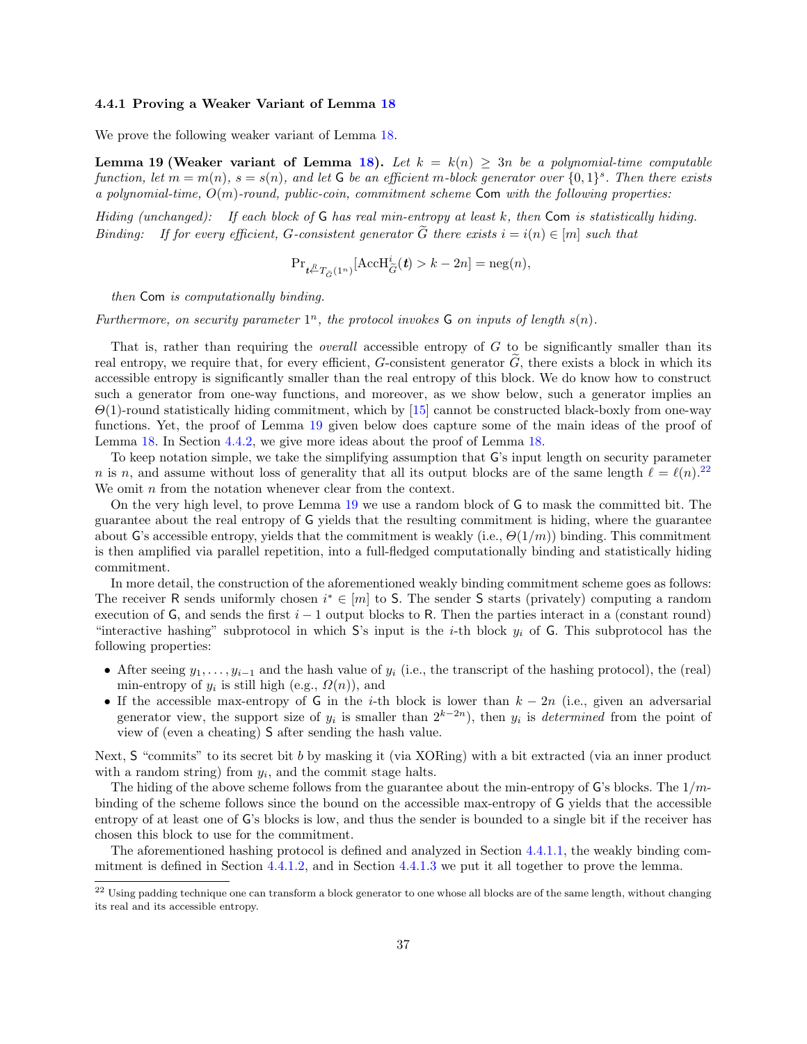### 4.4.1 Proving a Weaker Variant of Lemma 18

We prove the following weaker variant of Lemma 18.

**Lemma 19 (Weaker variant of Lemma 18).** *Let $k = k(n) \geq 3n$ be a polynomial-time computable function, let $m = m(n)$, $s = s(n)$, and let $\mathsf{G}$ be an efficient $m$-block generator over $\{0,1\}^s$. Then there exists a polynomial-time, $O(m)$-round, public-coin, commitment scheme $\mathsf{Com}$ with the following properties:*

*Hiding (unchanged): If each block of $\mathsf{G}$ has real min-entropy at least $k$, then $\mathsf{Com}$ is statistically hiding.*

*Binding: If for every efficient, $G$-consistent generator $\widetilde{G}$ there exists $i = i(n) \in [m]$ such that*

$$\Pr_{\boldsymbol{t} \xleftarrow{R} T_{\widetilde{G}}(1^n)}[\mathrm{AccH}^{i}_{\widetilde{G}}(\boldsymbol{t}) > k - 2n] = \mathrm{neg}(n),$$

*then $\mathsf{Com}$ is computationally binding.*

*Furthermore, on security parameter $1^n$, the protocol invokes $\mathsf{G}$ on inputs of length $s(n)$.*

That is, rather than requiring the *overall* accessible entropy of $G$ to be significantly smaller than its real entropy, we require that, for every efficient, $G$-consistent generator $\widetilde{G}$, there exists a block in which its accessible entropy is significantly smaller than the real entropy of this block. We do know how to construct such a generator from one-way functions, and moreover, as we show below, such a generator implies an $\Theta(1)$-round statistically hiding commitment, which by [15] cannot be constructed black-boxly from one-way functions. Yet, the proof of Lemma 19 given below does capture some of the main ideas of the proof of Lemma 18. In Section 4.4.2, we give more ideas about the proof of Lemma 18.

To keep notation simple, we take the simplifying assumption that $\mathsf{G}$'s input length on security parameter $n$ is $n$, and assume without loss of generality that all its output blocks are of the same length $\ell = \ell(n)$.[22] We omit $n$ from the notation whenever clear from the context.

On the very high level, to prove Lemma 19 we use a random block of $\mathsf{G}$ to mask the committed bit. The guarantee about the real entropy of $\mathsf{G}$ yields that the resulting commitment is hiding, where the guarantee about $\mathsf{G}$'s accessible entropy, yields that the commitment is weakly (i.e., $\Theta(1/m)$) binding. This commitment is then amplified via parallel repetition, into a full-fledged computationally binding and statistically hiding commitment.

In more detail, the construction of the aforementioned weakly binding commitment scheme goes as follows: The receiver $\mathsf{R}$ sends uniformly chosen $i^* \in [m]$ to $\mathsf{S}$. The sender $\mathsf{S}$ starts (privately) computing a random execution of $\mathsf{G}$, and sends the first $i-1$ output blocks to $\mathsf{R}$. Then the parties interact in a (constant round) "interactive hashing" subprotocol in which $\mathsf{S}$'s input is the $i$-th block $y_i$ of $\mathsf{G}$. This subprotocol has the following properties:

- After seeing $y_1, \ldots, y_{i-1}$ and the hash value of $y_i$ (i.e., the transcript of the hashing protocol), the (real) min-entropy of $y_i$ is still high (e.g., $\Omega(n)$), and
- If the accessible max-entropy of $\mathsf{G}$ in the $i$-th block is lower than $k - 2n$ (i.e., given an adversarial generator view, the support size of $y_i$ is smaller than $2^{k-2n}$), then $y_i$ is *determined* from the point of view of (even a cheating) $\mathsf{S}$ after sending the hash value.

Next, $\mathsf{S}$ "commits" to its secret bit $b$ by masking it (via XORing) with a bit extracted (via an inner product with a random string) from $y_i$, and the commit stage halts.

The hiding of the above scheme follows from the guarantee about the min-entropy of $\mathsf{G}$'s blocks. The $1/m$-binding of the scheme follows since the bound on the accessible max-entropy of $\mathsf{G}$ yields that the accessible entropy of at least one of $\mathsf{G}$'s blocks is low, and thus the sender is bounded to a single bit if the receiver has chosen this block to use for the commitment.

The aforementioned hashing protocol is defined and analyzed in Section 4.4.1.1, the weakly binding commitment is defined in Section 4.4.1.2, and in Section 4.4.1.3 we put it all together to prove the lemma.

[22] Using padding technique one can transform a block generator to one whose all blocks are of the same length, without changing its real and its accessible entropy.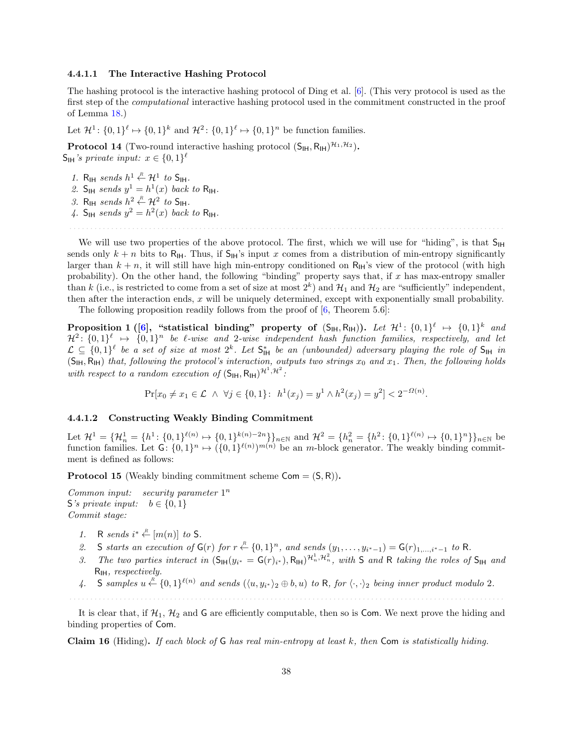#### 4.4.1.1 The Interactive Hashing Protocol

The hashing protocol is the interactive hashing protocol of Ding et al. [6]. (This very protocol is used as the first step of the *computational* interactive hashing protocol used in the commitment constructed in the proof of Lemma 18.)

Let $\mathcal{H}^1 \colon \{0,1\}^\ell \mapsto \{0,1\}^k$ and $\mathcal{H}^2 \colon \{0,1\}^\ell \mapsto \{0,1\}^n$ be function families.

**Protocol 14** (Two-round interactive hashing protocol $(\mathsf{S}_{\mathsf{IH}}, \mathsf{R}_{\mathsf{IH}})^{\mathcal{H}_1,\mathcal{H}_2}$).
*$\mathsf{S}_{\mathsf{IH}}$'s private input: $x \in \{0,1\}^\ell$*

1. *$\mathsf{R}_{\mathsf{IH}}$ sends $h^1 \stackrel{R}{\leftarrow} \mathcal{H}^1$ to $\mathsf{S}_{\mathsf{IH}}$.*
2. *$\mathsf{S}_{\mathsf{IH}}$ sends $y^1 = h^1(x)$ back to $\mathsf{R}_{\mathsf{IH}}$.*
3. *$\mathsf{R}_{\mathsf{IH}}$ sends $h^2 \stackrel{R}{\leftarrow} \mathcal{H}^2$ to $\mathsf{S}_{\mathsf{IH}}$.*
4. *$\mathsf{S}_{\mathsf{IH}}$ sends $y^2 = h^2(x)$ back to $\mathsf{R}_{\mathsf{IH}}$.*

We will use two properties of the above protocol. The first, which we will use for "hiding", is that $\mathsf{S}_{\mathsf{IH}}$ sends only $k+n$ bits to $\mathsf{R}_{\mathsf{IH}}$. Thus, if $\mathsf{S}_{\mathsf{IH}}$'s input $x$ comes from a distribution of min-entropy significantly larger than $k+n$, it will still have high min-entropy conditioned on $\mathsf{R}_{\mathsf{IH}}$'s view of the protocol (with high probability). On the other hand, the following "binding" property says that, if $x$ has max-entropy smaller than $k$ (i.e., is restricted to come from a set of size at most $2^k$) and $\mathcal{H}_1$ and $\mathcal{H}_2$ are "sufficiently" independent, then after the interaction ends, $x$ will be uniquely determined, except with exponentially small probability.

The following proposition readily follows from the proof of [6, Theorem 5.6]:

**Proposition 1 ([6], "statistical binding" property of $(\mathsf{S}_{\mathsf{IH}}, \mathsf{R}_{\mathsf{IH}})$).** *Let $\mathcal{H}^1 \colon \{0,1\}^\ell \mapsto \{0,1\}^k$ and $\mathcal{H}^2 \colon \{0,1\}^\ell \mapsto \{0,1\}^n$ be $\ell$-wise and 2-wise independent hash function families, respectively, and let $\mathcal{L} \subseteq \{0,1\}^\ell$ be a set of size at most $2^k$. Let $\mathsf{S}^*_{\mathsf{IH}}$ be an (unbounded) adversary playing the role of $\mathsf{S}_{\mathsf{IH}}$ in $(\mathsf{S}_{\mathsf{IH}}, \mathsf{R}_{\mathsf{IH}})$ that, following the protocol's interaction, outputs two strings $x_0$ and $x_1$. Then, the following holds with respect to a random execution of $(\mathsf{S}_{\mathsf{IH}}, \mathsf{R}_{\mathsf{IH}})^{\mathcal{H}^1,\mathcal{H}^2}$:*

$$\Pr[x_0 \neq x_1 \in \mathcal{L} \ \wedge \ \forall j \in \{0,1\} \colon \ h^1(x_j) = y^1 \wedge h^2(x_j) = y^2] < 2^{-\Omega(n)}.$$

#### 4.4.1.2 Constructing Weakly Binding Commitment

Let $\mathcal{H}^1 = \{\mathcal{H}^1_n = \{h^1 \colon \{0,1\}^{\ell(n)} \mapsto \{0,1\}^{k(n)-2n}\}\}_{n\in\mathbb{N}}$ and $\mathcal{H}^2 = \{h^2_n = \{h^2 \colon \{0,1\}^{\ell(n)} \mapsto \{0,1\}^n\}\}_{n\in\mathbb{N}}$ be function families. Let $\mathsf{G} \colon \{0,1\}^n \mapsto (\{0,1\}^{\ell(n)})^{m(n)}$ be an $m$-block generator. The weakly binding commitment is defined as follows:

**Protocol 15** (Weakly binding commitment scheme $\mathsf{Com} = (\mathsf{S}, \mathsf{R})$).

*Common input: security parameter $1^n$*
*$\mathsf{S}$'s private input: $b \in \{0,1\}$*
*Commit stage:*

1. *$\mathsf{R}$ sends $i^* \stackrel{R}{\leftarrow} [m(n)]$ to $\mathsf{S}$.*
2. *$\mathsf{S}$ starts an execution of $\mathsf{G}(r)$ for $r \stackrel{R}{\leftarrow} \{0,1\}^n$, and sends $(y_1, \ldots, y_{i^*-1}) = \mathsf{G}(r)_{1,\ldots,i^*-1}$ to $\mathsf{R}$.*
3. *The two parties interact in $(\mathsf{S}_{\mathsf{IH}}(y_{i^*} = \mathsf{G}(r)_{i^*}), \mathsf{R}_{\mathsf{IH}})^{\mathcal{H}^1_n,\mathcal{H}^2_n}$, with $\mathsf{S}$ and $\mathsf{R}$ taking the roles of $\mathsf{S}_{\mathsf{IH}}$ and $\mathsf{R}_{\mathsf{IH}}$, respectively.*
4. *$\mathsf{S}$ samples $u \stackrel{R}{\leftarrow} \{0,1\}^{\ell(n)}$ and sends $(\langle u, y_{i^*}\rangle_2 \oplus b, u)$ to $\mathsf{R}$, for $\langle\cdot,\cdot\rangle_2$ being inner product modulo 2.*

It is clear that, if $\mathcal{H}_1$, $\mathcal{H}_2$ and $\mathsf{G}$ are efficiently computable, then so is $\mathsf{Com}$. We next prove the hiding and binding properties of $\mathsf{Com}$.

**Claim 16** (Hiding). *If each block of $\mathsf{G}$ has real min-entropy at least $k$, then $\mathsf{Com}$ is statistically hiding.*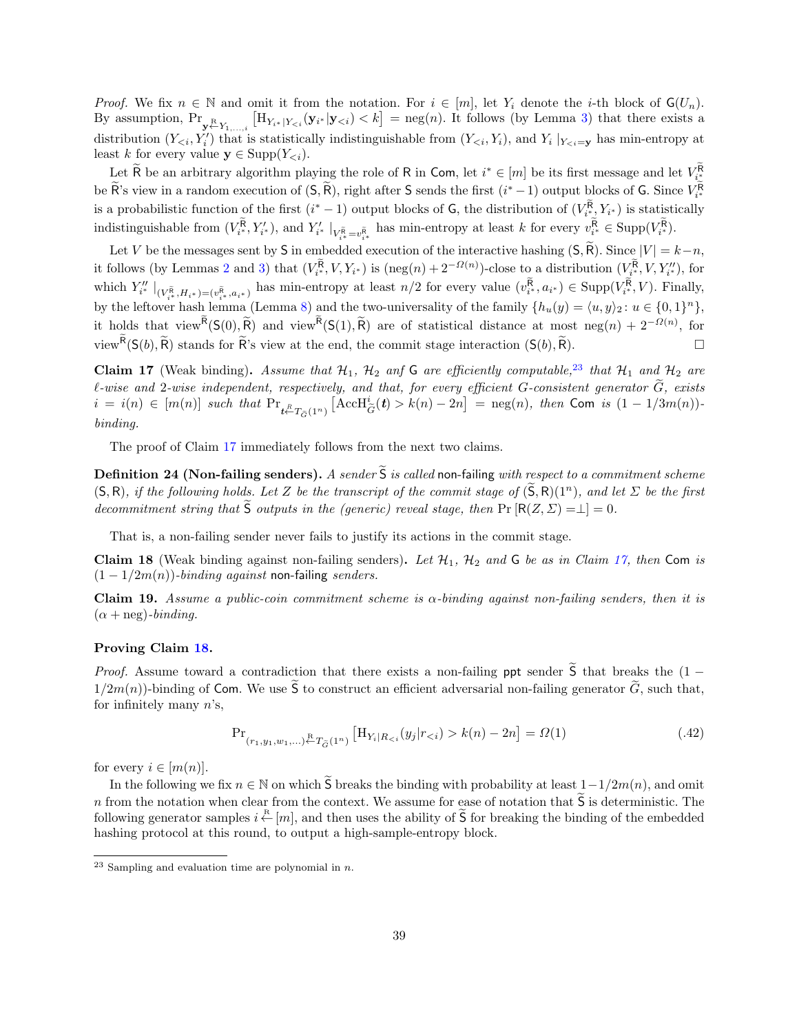*Proof.* We fix $n \in \mathbb{N}$ and omit it from the notation. For $i \in [m]$, let $Y_i$ denote the $i$-th block of $\mathsf{G}(U_n)$. By assumption, $\Pr_{\mathbf{y} \xleftarrow{R} Y_{1,\ldots,i}} \left[ \mathrm{H}_{Y_{i^*}|Y_{<i}}(\mathbf{y}_{i^*}|\mathbf{y}_{<i}) < k \right] = \mathrm{neg}(n)$. It follows (by Lemma 3) that there exists a distribution $(Y_{<i}, Y'_i)$ that is statistically indistinguishable from $(Y_{<i}, Y_i)$, and $Y_i \mid_{Y_{<i}=\mathbf{y}}$ has min-entropy at least $k$ for every value $\mathbf{y} \in \mathrm{Supp}(Y_{<i})$.

Let $\widetilde{\mathsf{R}}$ be an arbitrary algorithm playing the role of $\mathsf{R}$ in $\mathsf{Com}$, let $i^* \in [m]$ be its first message and let $V_{i^*}^{\widetilde{\mathsf{R}}}$ be $\widetilde{\mathsf{R}}$'s view in a random execution of $(\mathsf{S}, \widetilde{\mathsf{R}})$, right after $\mathsf{S}$ sends the first $(i^*-1)$ output blocks of $\mathsf{G}$. Since $V_{i^*}^{\widetilde{\mathsf{R}}}$ is a probabilistic function of the first $(i^*-1)$ output blocks of $\mathsf{G}$, the distribution of $(V_{i^*}^{\widetilde{\mathsf{R}}}, Y_{i^*})$ is statistically indistinguishable from $(V_{i^*}^{\widetilde{\mathsf{R}}}, Y'_{i^*})$, and $Y'_{i^*} \mid_{V_{i^*}^{\widetilde{\mathsf{R}}} = v_{i^*}^{\widetilde{\mathsf{R}}}}$ has min-entropy at least $k$ for every $v_{i^*}^{\widetilde{\mathsf{R}}} \in \mathrm{Supp}(V_{i^*}^{\widetilde{\mathsf{R}}})$.

Let $V$ be the messages sent by $\mathsf{S}$ in embedded execution of the interactive hashing $(\mathsf{S}, \widetilde{\mathsf{R}})$. Since $|V| = k-n$, it follows (by Lemmas 2 and 3) that $(V_{i^*}^{\widetilde{\mathsf{R}}}, V, Y_{i^*})$ is $(\mathrm{neg}(n) + 2^{-\Omega(n)})$-close to a distribution $(V_{i^*}^{\widetilde{\mathsf{R}}}, V, Y''_{i^*})$, for which $Y''_{i^*} \mid_{(V_{i^*}^{\widetilde{\mathsf{R}}}, H_{i^*}) = (v_{i^*}^{\widetilde{\mathsf{R}}}, a_{i^*})}$ has min-entropy at least $n/2$ for every value $(v_{i^*}^{\widetilde{\mathsf{R}}}, a_{i^*}) \in \mathrm{Supp}(V_{i^*}^{\widetilde{\mathsf{R}}}, V)$. Finally, by the leftover hash lemma (Lemma 8) and the two-universality of the family $\{h_u(y) = \langle u, y \rangle_2 \colon u \in \{0,1\}^n\}$, it holds that $\mathrm{view}^{\widetilde{\mathsf{R}}}(\mathsf{S}(0), \widetilde{\mathsf{R}})$ and $\mathrm{view}^{\widetilde{\mathsf{R}}}(\mathsf{S}(1), \widetilde{\mathsf{R}})$ are of statistical distance at most $\mathrm{neg}(n) + 2^{-\Omega(n)}$, for $\mathrm{view}^{\widetilde{\mathsf{R}}}(\mathsf{S}(b), \widetilde{\mathsf{R}})$ stands for $\widetilde{\mathsf{R}}$'s view at the end, the commit stage interaction $(\mathsf{S}(b), \widetilde{\mathsf{R}})$. □

**Claim 17** (Weak binding)**.** *Assume that $\mathcal{H}_1$, $\mathcal{H}_2$ anf $\mathsf{G}$ are efficiently computable,[23] that $\mathcal{H}_1$ and $\mathcal{H}_2$ are $\ell$-wise and 2-wise independent, respectively, and that, for every efficient $G$-consistent generator $\widetilde{G}$, exists $i = i(n) \in [m(n)]$ such that $\Pr_{\boldsymbol{t} \xleftarrow{R} T_{\widetilde{G}}(1^n)} \left[ \mathrm{AccH}_{\widetilde{G}}^{i}(\boldsymbol{t}) > k(n) - 2n \right] = \mathrm{neg}(n)$, then $\mathsf{Com}$ is $(1 - 1/3m(n))$-binding.*

The proof of Claim 17 immediately follows from the next two claims.

**Definition 24 (Non-failing senders).** *A sender $\widetilde{\mathsf{S}}$ is called* non-failing *with respect to a commitment scheme $(\mathsf{S}, \mathsf{R})$, if the following holds. Let $Z$ be the transcript of the commit stage of $(\widetilde{\mathsf{S}}, \mathsf{R})(1^n)$, and let $\Sigma$ be the first decommitment string that $\widetilde{\mathsf{S}}$ outputs in the (generic) reveal stage, then $\Pr\left[\mathsf{R}(Z, \Sigma) = \perp\right] = 0$.*

That is, a non-failing sender never fails to justify its actions in the commit stage.

**Claim 18** (Weak binding against non-failing senders)**.** *Let $\mathcal{H}_1$, $\mathcal{H}_2$ and $\mathsf{G}$ be as in Claim 17, then $\mathsf{Com}$ is $(1 - 1/2m(n))$-binding against* non-failing *senders.*

**Claim 19.** *Assume a public-coin commitment scheme is $\alpha$-binding against non-failing senders, then it is $(\alpha + \mathrm{neg})$-binding.*

**Proving Claim 18.**

*Proof.* Assume toward a contradiction that there exists a non-failing ppt sender $\widetilde{\mathsf{S}}$ that breaks the $(1 - 1/2m(n))$-binding of $\mathsf{Com}$. We use $\widetilde{\mathsf{S}}$ to construct an efficient adversarial non-failing generator $\widetilde{G}$, such that, for infinitely many $n$'s,

$$\Pr_{(r_1, y_1, w_1, \ldots) \xleftarrow{R} T_{\widetilde{G}}(1^n)} \left[ \mathrm{H}_{Y_i|R_{<i}}(y_j | r_{<i}) > k(n) - 2n \right] = \Omega(1) \tag{.42}$$

for every $i \in [m(n)]$.

In the following we fix $n \in \mathbb{N}$ on which $\widetilde{\mathsf{S}}$ breaks the binding with probability at least $1 - 1/2m(n)$, and omit $n$ from the notation when clear from the context. We assume for ease of notation that $\widetilde{\mathsf{S}}$ is deterministic. The following generator samples $i \xleftarrow{R} [m]$, and then uses the ability of $\widetilde{\mathsf{S}}$ for breaking the binding of the embedded hashing protocol at this round, to output a high-sample-entropy block.

[23] Sampling and evaluation time are polynomial in $n$.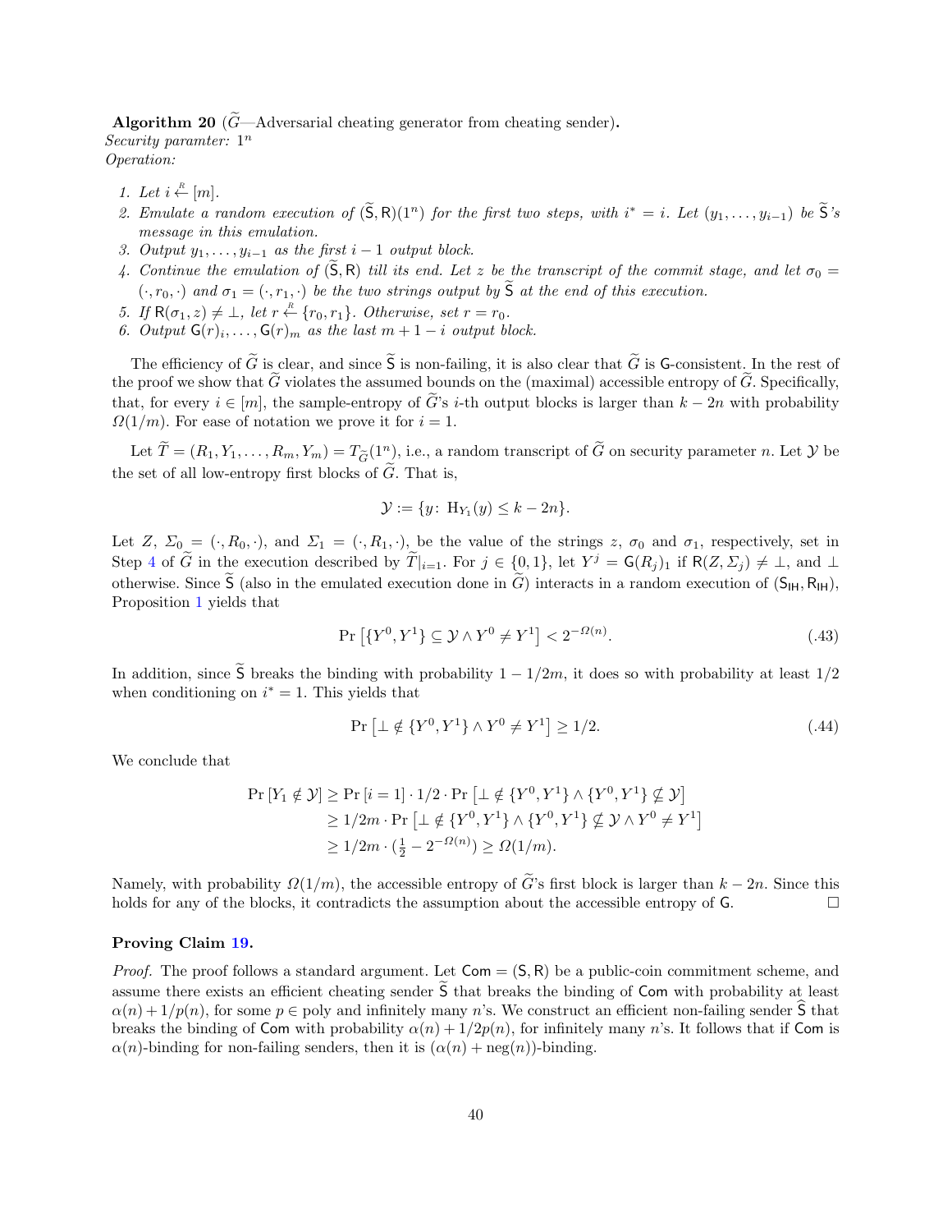**Algorithm 20** ($\widetilde{G}$—Adversarial cheating generator from cheating sender)**.**
*Security paramter:* $1^n$
*Operation:*

1. *Let* $i \xleftarrow{R} [m]$*.*
2. *Emulate a random execution of* $(\widetilde{\mathsf{S}}, \mathsf{R})(1^n)$ *for the first two steps, with* $i^* = i$*. Let* $(y_1, \ldots, y_{i-1})$ *be* $\widetilde{\mathsf{S}}$*'s message in this emulation.*
3. *Output* $y_1, \ldots, y_{i-1}$ *as the first* $i-1$ *output block.*
4. *Continue the emulation of* $(\widetilde{\mathsf{S}}, \mathsf{R})$ *till its end. Let* $z$ *be the transcript of the commit stage, and let* $\sigma_0 = (\cdot, r_0, \cdot)$ *and* $\sigma_1 = (\cdot, r_1, \cdot)$ *be the two strings output by* $\widetilde{\mathsf{S}}$ *at the end of this execution.*
5. *If* $\mathsf{R}(\sigma_1, z) \neq \perp$*, let* $r \xleftarrow{R} \{r_0, r_1\}$*. Otherwise, set* $r = r_0$*.*
6. *Output* $\mathsf{G}(r)_i, \ldots, \mathsf{G}(r)_m$ *as the last* $m + 1 - i$ *output block.*

The efficiency of $\widetilde{G}$ is clear, and since $\widetilde{\mathsf{S}}$ is non-failing, it is also clear that $\widetilde{G}$ is $\mathsf{G}$-consistent. In the rest of the proof we show that $\widetilde{G}$ violates the assumed bounds on the (maximal) accessible entropy of $\widetilde{G}$. Specifically, that, for every $i \in [m]$, the sample-entropy of $\widetilde{G}$'s $i$-th output blocks is larger than $k - 2n$ with probability $\Omega(1/m)$. For ease of notation we prove it for $i = 1$.

Let $\widetilde{T} = (R_1, Y_1, \ldots, R_m, Y_m) = T_{\widetilde{G}}(1^n)$, i.e., a random transcript of $\widetilde{G}$ on security parameter $n$. Let $\mathcal{Y}$ be the set of all low-entropy first blocks of $\widetilde{G}$. That is,

$$\mathcal{Y} := \{y \colon \mathrm{H}_{Y_1}(y) \leq k - 2n\}.$$

Let $Z$, $\Sigma_0 = (\cdot, R_0, \cdot)$, and $\Sigma_1 = (\cdot, R_1, \cdot)$, be the value of the strings $z$, $\sigma_0$ and $\sigma_1$, respectively, set in Step 4 of $\widetilde{G}$ in the execution described by $\widetilde{T}|_{i=1}$. For $j \in \{0, 1\}$, let $Y^j = \mathsf{G}(R_j)_1$ if $\mathsf{R}(Z, \Sigma_j) \neq \perp$, and $\perp$ otherwise. Since $\widetilde{\mathsf{S}}$ (also in the emulated execution done in $\widetilde{G}$) interacts in a random execution of $(\mathsf{S}_{\mathsf{IH}}, \mathsf{R}_{\mathsf{IH}})$, Proposition 1 yields that

$$\Pr\left[\{Y^0, Y^1\} \subseteq \mathcal{Y} \wedge Y^0 \neq Y^1\right] < 2^{-\Omega(n)}. \tag{.43}$$

In addition, since $\widetilde{\mathsf{S}}$ breaks the binding with probability $1 - 1/2m$, it does so with probability at least $1/2$ when conditioning on $i^* = 1$. This yields that

$$\Pr\left[\perp \notin \{Y^0, Y^1\} \wedge Y^0 \neq Y^1\right] \geq 1/2. \tag{.44}$$

We conclude that

$$\begin{aligned}
\Pr\left[Y_1 \notin \mathcal{Y}\right] &\geq \Pr\left[i = 1\right] \cdot 1/2 \cdot \Pr\left[\perp \notin \{Y^0, Y^1\} \wedge \{Y^0, Y^1\} \nsubseteq \mathcal{Y}\right] \\
&\geq 1/2m \cdot \Pr\left[\perp \notin \{Y^0, Y^1\} \wedge \{Y^0, Y^1\} \nsubseteq \mathcal{Y} \wedge Y^0 \neq Y^1\right] \\
&\geq 1/2m \cdot \left(\tfrac{1}{2} - 2^{-\Omega(n)}\right) \geq \Omega(1/m).
\end{aligned}$$

Namely, with probability $\Omega(1/m)$, the accessible entropy of $\widetilde{G}$'s first block is larger than $k - 2n$. Since this holds for any of the blocks, it contradicts the assumption about the accessible entropy of $\mathsf{G}$. □

**Proving Claim 19.**

*Proof.* The proof follows a standard argument. Let $\mathsf{Com} = (\mathsf{S}, \mathsf{R})$ be a public-coin commitment scheme, and assume there exists an efficient cheating sender $\widetilde{\mathsf{S}}$ that breaks the binding of $\mathsf{Com}$ with probability at least $\alpha(n) + 1/p(n)$, for some $p \in \mathrm{poly}$ and infinitely many $n$'s. We construct an efficient non-failing sender $\widehat{\mathsf{S}}$ that breaks the binding of $\mathsf{Com}$ with probability $\alpha(n) + 1/2p(n)$, for infinitely many $n$'s. It follows that if $\mathsf{Com}$ is $\alpha(n)$-binding for non-failing senders, then it is $(\alpha(n) + \mathrm{neg}(n))$-binding.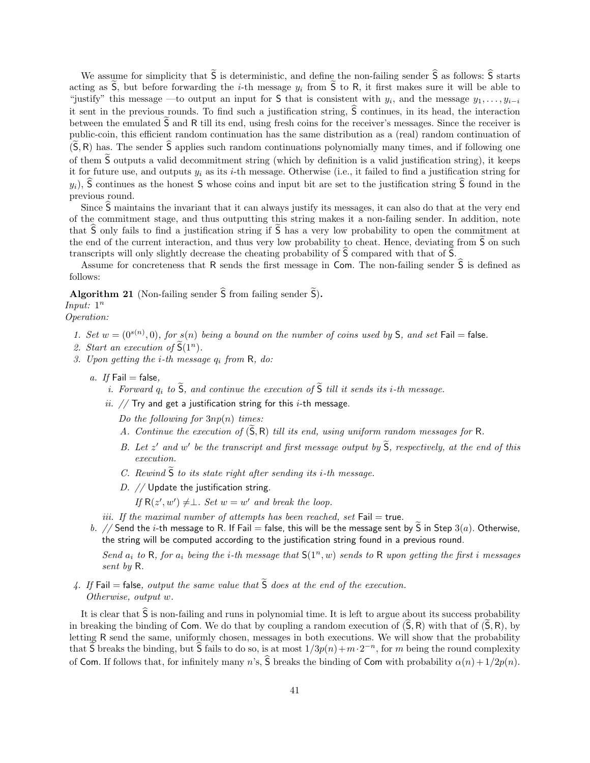We assume for simplicity that $\widetilde{\mathsf{S}}$ is deterministic, and define the non-failing sender $\widehat{\mathsf{S}}$ as follows: $\widehat{\mathsf{S}}$ starts acting as $\widetilde{\mathsf{S}}$, but before forwarding the $i$-th message $y_i$ from $\widetilde{\mathsf{S}}$ to $\mathsf{R}$, it first makes sure it will be able to "justify" this message —to output an input for $\mathsf{S}$ that is consistent with $y_i$, and the message $y_1, \ldots, y_{i-i}$ it sent in the previous rounds. To find such a justification string, $\widehat{\mathsf{S}}$ continues, in its head, the interaction between the emulated $\widetilde{\mathsf{S}}$ and $\mathsf{R}$ till its end, using fresh coins for the receiver's messages. Since the receiver is public-coin, this efficient random continuation has the same distribution as a (real) random continuation of $(\widetilde{\mathsf{S}}, \mathsf{R})$ has. The sender $\widehat{\mathsf{S}}$ applies such random continuations polynomially many times, and if following one of them $\widetilde{\mathsf{S}}$ outputs a valid decommitment string (which by definition is a valid justification string), it keeps it for future use, and outputs $y_i$ as its $i$-th message. Otherwise (i.e., it failed to find a justification string for $y_i$), $\widehat{\mathsf{S}}$ continues as the honest $\mathsf{S}$ whose coins and input bit are set to the justification string $\widehat{\mathsf{S}}$ found in the previous round.

Since $\widehat{\mathsf{S}}$ maintains the invariant that it can always justify its messages, it can also do that at the very end of the commitment stage, and thus outputting this string makes it a non-failing sender. In addition, note that $\widehat{\mathsf{S}}$ only fails to find a justification string if $\widetilde{\mathsf{S}}$ has a very low probability to open the commitment at the end of the current interaction, and thus very low probability to cheat. Hence, deviating from $\widetilde{\mathsf{S}}$ on such transcripts will only slightly decrease the cheating probability of $\widehat{\mathsf{S}}$ compared with that of $\widetilde{\mathsf{S}}$.

Assume for concreteness that $\mathsf{R}$ sends the first message in $\mathsf{Com}$. The non-failing sender $\widehat{\mathsf{S}}$ is defined as follows:

**Algorithm 21** (Non-failing sender $\widehat{\mathsf{S}}$ from failing sender $\widetilde{\mathsf{S}}$)**.**
*Input:* $1^n$
*Operation:*

1. *Set* $w = (0^{s(n)}, 0)$*, for* $s(n)$ *being a bound on the number of coins used by* $\mathsf{S}$*, and set* $\mathsf{Fail} = \mathsf{false}$*.*
2. *Start an execution of* $\widetilde{\mathsf{S}}(1^n)$*.*
3. *Upon getting the* $i$*-th message* $q_i$ *from* $\mathsf{R}$*, do:*
   a. *If* $\mathsf{Fail} = \mathsf{false}$*,*
      i. *Forward* $q_i$ *to* $\widetilde{\mathsf{S}}$*, and continue the execution of* $\widetilde{\mathsf{S}}$ *till it sends its* $i$*-th message.*
      ii. *//* Try and get a justification string for this $i$-th message.

         *Do the following for* $3np(n)$ *times:*
         A. *Continue the execution of* $(\widetilde{\mathsf{S}}, \mathsf{R})$ *till its end, using uniform random messages for* $\mathsf{R}$*.*
         B. *Let* $z'$ *and* $w'$ *be the transcript and first message output by* $\widetilde{\mathsf{S}}$*, respectively, at the end of this execution.*
         C. *Rewind* $\widetilde{\mathsf{S}}$ *to its state right after sending its* $i$*-th message.*
         D. *//* Update the justification string.

            *If* $\mathsf{R}(z', w') \neq \perp$*. Set* $w = w'$ *and break the loop.*
      iii. *If the maximal number of attempts has been reached, set* $\mathsf{Fail} = \mathsf{true}$*.*
   b. *//* Send the $i$-th message to $\mathsf{R}$. If $\mathsf{Fail} = \mathsf{false}$, this will be the message sent by $\widetilde{\mathsf{S}}$ in Step $3(a)$. Otherwise, the string will be computed according to the justification string found in a previous round.

      *Send* $a_i$ *to* $\mathsf{R}$*, for* $a_i$ *being the* $i$*-th message that* $\mathsf{S}(1^n, w)$ *sends to* $\mathsf{R}$ *upon getting the first* $i$ *messages sent by* $\mathsf{R}$*.*
4. *If* $\mathsf{Fail} = \mathsf{false}$*, output the same value that* $\widetilde{\mathsf{S}}$ *does at the end of the execution.*
   *Otherwise, output* $w$*.*

It is clear that $\widehat{\mathsf{S}}$ is non-failing and runs in polynomial time. It is left to argue about its success probability in breaking the binding of $\mathsf{Com}$. We do that by coupling a random execution of $(\widehat{\mathsf{S}}, \mathsf{R})$ with that of $(\widetilde{\mathsf{S}}, \mathsf{R})$, by letting $\mathsf{R}$ send the same, uniformly chosen, messages in both executions. We will show that the probability that $\widetilde{\mathsf{S}}$ breaks the binding, but $\widehat{\mathsf{S}}$ fails to do so, is at most $1/3p(n) + m \cdot 2^{-n}$, for $m$ being the round complexity of $\mathsf{Com}$. If follows that, for infinitely many $n$'s, $\widehat{\mathsf{S}}$ breaks the binding of $\mathsf{Com}$ with probability $\alpha(n) + 1/2p(n)$.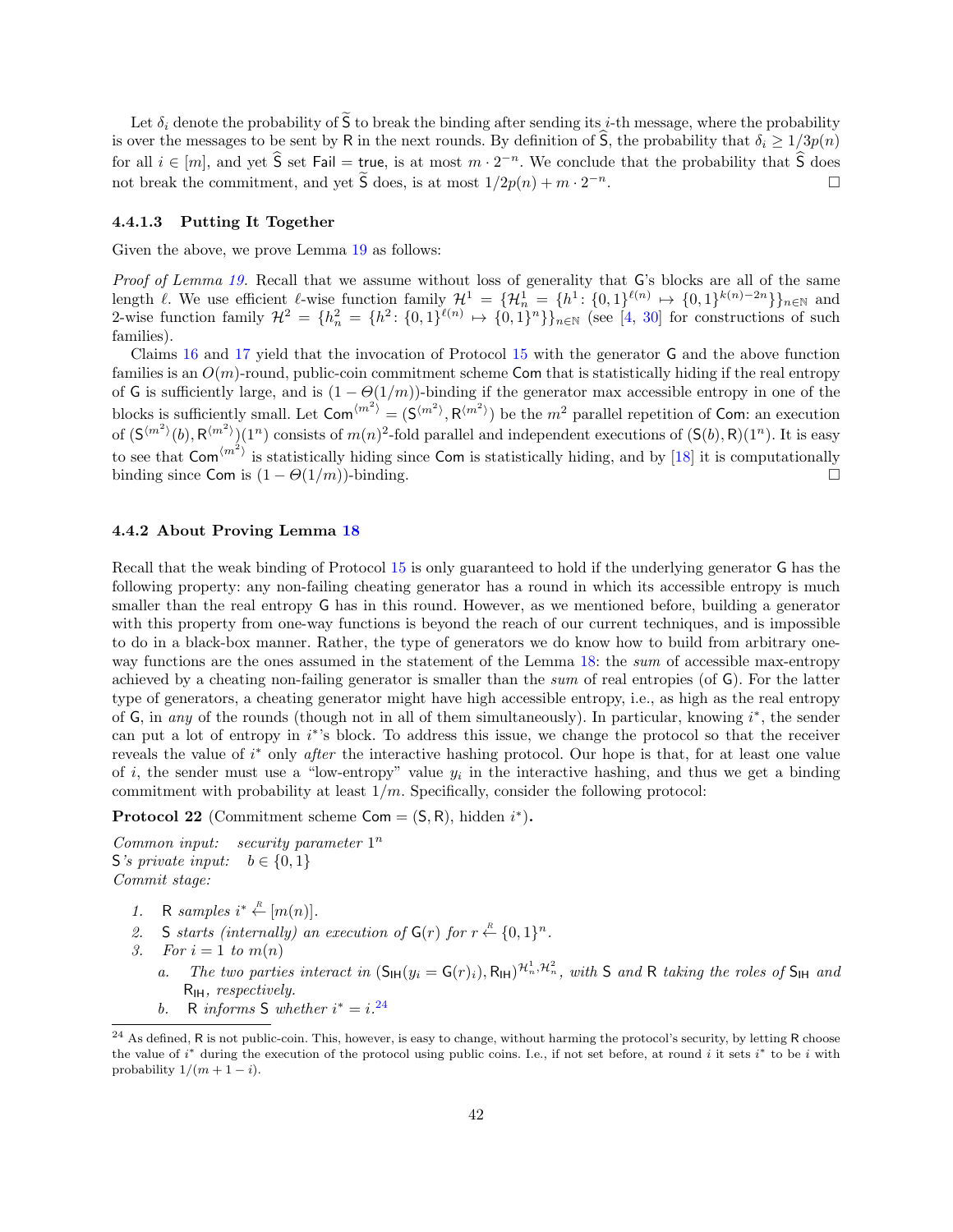Let $\delta_i$ denote the probability of $\widetilde{\mathsf{S}}$ to break the binding after sending its $i$-th message, where the probability is over the messages to be sent by $\mathsf{R}$ in the next rounds. By definition of $\widehat{\mathsf{S}}$, the probability that $\delta_i \geq 1/3p(n)$ for all $i \in [m]$, and yet $\widehat{\mathsf{S}}$ set $\mathsf{Fail} = \mathsf{true}$, is at most $m \cdot 2^{-n}$. We conclude that the probability that $\widehat{\mathsf{S}}$ does not break the commitment, and yet $\widetilde{\mathsf{S}}$ does, is at most $1/2p(n) + m \cdot 2^{-n}$. □

#### 4.4.1.3 Putting It Together

Given the above, we prove Lemma 19 as follows:

*Proof of Lemma 19.* Recall that we assume without loss of generality that $\mathsf{G}$'s blocks are all of the same length $\ell$. We use efficient $\ell$-wise function family $\mathcal{H}^1 = \{\mathcal{H}^1_n = \{h^1 \colon \{0,1\}^{\ell(n)} \mapsto \{0,1\}^{k(n)-2n}\}\}_{n\in\mathbb{N}}$ and 2-wise function family $\mathcal{H}^2 = \{h^2_n = \{h^2 \colon \{0,1\}^{\ell(n)} \mapsto \{0,1\}^n\}\}_{n\in\mathbb{N}}$ (see [4, 30] for constructions of such families).

Claims 16 and 17 yield that the invocation of Protocol 15 with the generator $\mathsf{G}$ and the above function families is an $O(m)$-round, public-coin commitment scheme $\mathsf{Com}$ that is statistically hiding if the real entropy of $\mathsf{G}$ is sufficiently large, and is $(1 - \Theta(1/m))$-binding if the generator max accessible entropy in one of the blocks is sufficiently small. Let $\mathsf{Com}^{\langle m^2 \rangle} = (\mathsf{S}^{\langle m^2 \rangle}, \mathsf{R}^{\langle m^2 \rangle})$ be the $m^2$ parallel repetition of $\mathsf{Com}$: an execution of $(\mathsf{S}^{\langle m^2 \rangle}(b), \mathsf{R}^{\langle m^2 \rangle})(1^n)$ consists of $m(n)^2$-fold parallel and independent executions of $(\mathsf{S}(b), \mathsf{R})(1^n)$. It is easy to see that $\mathsf{Com}^{\langle m^2 \rangle}$ is statistically hiding since $\mathsf{Com}$ is statistically hiding, and by [18] it is computationally binding since $\mathsf{Com}$ is $(1 - \Theta(1/m))$-binding. □

### 4.4.2 About Proving Lemma 18

Recall that the weak binding of Protocol 15 is only guaranteed to hold if the underlying generator $\mathsf{G}$ has the following property: any non-failing cheating generator has a round in which its accessible entropy is much smaller than the real entropy $\mathsf{G}$ has in this round. However, as we mentioned before, building a generator with this property from one-way functions is beyond the reach of our current techniques, and is impossible to do in a black-box manner. Rather, the type of generators we do know how to build from arbitrary one-way functions are the ones assumed in the statement of the Lemma 18: the *sum* of accessible max-entropy achieved by a cheating non-failing generator is smaller than the *sum* of real entropies (of $\mathsf{G}$). For the latter type of generators, a cheating generator might have high accessible entropy, i.e., as high as the real entropy of $\mathsf{G}$, in *any* of the rounds (though not in all of them simultaneously). In particular, knowing $i^*$, the sender can put a lot of entropy in $i^*$'s block. To address this issue, we change the protocol so that the receiver reveals the value of $i^*$ only *after* the interactive hashing protocol. Our hope is that, for at least one value of $i$, the sender must use a "low-entropy" value $y_i$ in the interactive hashing, and thus we get a binding commitment with probability at least $1/m$. Specifically, consider the following protocol:

**Protocol 22** (Commitment scheme $\mathsf{Com} = (\mathsf{S}, \mathsf{R})$, hidden $i^*$)**.**

*Common input:* *security parameter* $1^n$
$\mathsf{S}$*'s private input:* $b \in \{0,1\}$
*Commit stage:*

1. $\mathsf{R}$ *samples* $i^* \xleftarrow{R} [m(n)]$.
2. $\mathsf{S}$ *starts (internally) an execution of* $\mathsf{G}(r)$ *for* $r \xleftarrow{R} \{0,1\}^n$.
3. *For* $i = 1$ *to* $m(n)$
   a. *The two parties interact in* $(\mathsf{S_{IH}}(y_i = \mathsf{G}(r)_i), \mathsf{R_{IH}})^{\mathcal{H}^1_n, \mathcal{H}^2_n}$*, with* $\mathsf{S}$ *and* $\mathsf{R}$ *taking the roles of* $\mathsf{S_{IH}}$ *and* $\mathsf{R_{IH}}$*, respectively.*
   b. $\mathsf{R}$ *informs* $\mathsf{S}$ *whether* $i^* = i$.[24]

[24] As defined, $\mathsf{R}$ is not public-coin. This, however, is easy to change, without harming the protocol's security, by letting $\mathsf{R}$ choose the value of $i^*$ during the execution of the protocol using public coins. I.e., if not set before, at round $i$ it sets $i^*$ to be $i$ with probability $1/(m + 1 - i)$.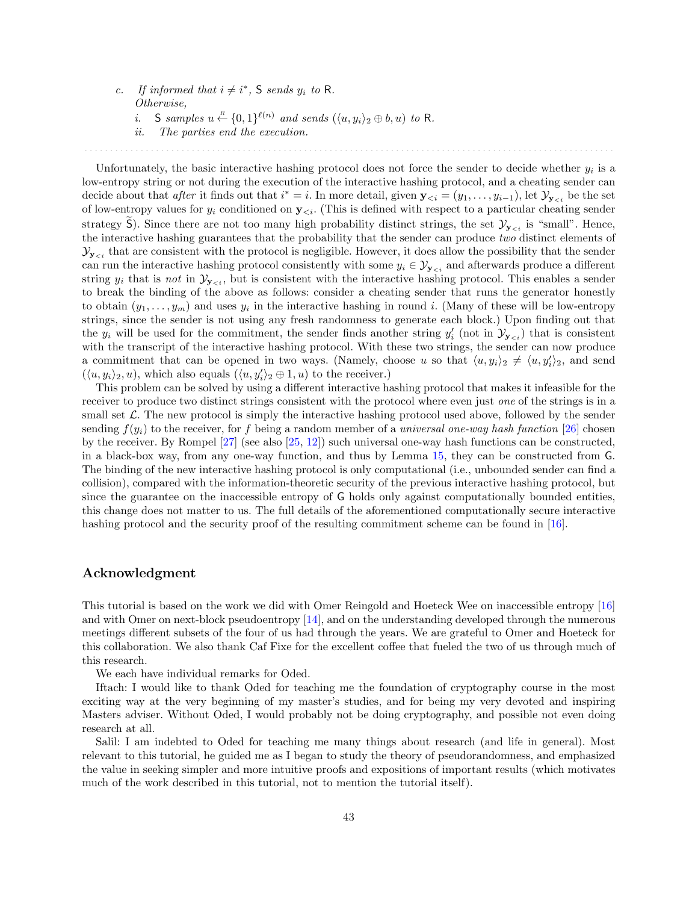*c. If informed that $i \neq i^*$,* $\mathsf{S}$ *sends* $y_i$ *to* $\mathsf{R}$.
*Otherwise,*

*i.* $\mathsf{S}$ *samples* $u \xleftarrow{R} \{0,1\}^{\ell(n)}$ *and sends* $(\langle u, y_i \rangle_2 \oplus b, u)$ *to* $\mathsf{R}$.

*ii. The parties end the execution.*

Unfortunately, the basic interactive hashing protocol does not force the sender to decide whether $y_i$ is a low-entropy string or not during the execution of the interactive hashing protocol, and a cheating sender can decide about that *after* it finds out that $i^* = i$. In more detail, given $\mathbf{y}_{<i} = (y_1, \ldots, y_{i-1})$, let $\mathcal{Y}_{\mathbf{y}_{<i}}$ be the set of low-entropy values for $y_i$ conditioned on $\mathbf{y}_{<i}$. (This is defined with respect to a particular cheating sender strategy $\widetilde{\mathsf{S}}$). Since there are not too many high probability distinct strings, the set $\mathcal{Y}_{\mathbf{y}_{<i}}$ is "small". Hence, the interactive hashing guarantees that the probability that the sender can produce *two* distinct elements of $\mathcal{Y}_{\mathbf{y}_{<i}}$ that are consistent with the protocol is negligible. However, it does allow the possibility that the sender can run the interactive hashing protocol consistently with some $y_i \in \mathcal{Y}_{\mathbf{y}_{<i}}$ and afterwards produce a different string $y_i$ that is *not* in $\mathcal{Y}_{\mathbf{y}_{<i}}$, but is consistent with the interactive hashing protocol. This enables a sender to break the binding of the above as follows: consider a cheating sender that runs the generator honestly to obtain $(y_1, \ldots, y_m)$ and uses $y_i$ in the interactive hashing in round $i$. (Many of these will be low-entropy strings, since the sender is not using any fresh randomness to generate each block.) Upon finding out that the $y_i$ will be used for the commitment, the sender finds another string $y'_i$ (not in $\mathcal{Y}_{\mathbf{y}_{<i}}$) that is consistent with the transcript of the interactive hashing protocol. With these two strings, the sender can now produce a commitment that can be opened in two ways. (Namely, choose $u$ so that $\langle u, y_i \rangle_2 \neq \langle u, y'_i \rangle_2$, and send $(\langle u, y_i \rangle_2, u)$, which also equals $(\langle u, y'_i \rangle_2 \oplus 1, u)$ to the receiver.)

This problem can be solved by using a different interactive hashing protocol that makes it infeasible for the receiver to produce two distinct strings consistent with the protocol where even just *one* of the strings is in a small set $\mathcal{L}$. The new protocol is simply the interactive hashing protocol used above, followed by the sender sending $f(y_i)$ to the receiver, for $f$ being a random member of a *universal one-way hash function* [26] chosen by the receiver. By Rompel [27] (see also [25, 12]) such universal one-way hash functions can be constructed, in a black-box way, from any one-way function, and thus by Lemma 15, they can be constructed from $\mathsf{G}$. The binding of the new interactive hashing protocol is only computational (i.e., unbounded sender can find a collision), compared with the information-theoretic security of the previous interactive hashing protocol, but since the guarantee on the inaccessible entropy of $\mathsf{G}$ holds only against computationally bounded entities, this change does not matter to us. The full details of the aforementioned computationally secure interactive hashing protocol and the security proof of the resulting commitment scheme can be found in [16].

## Acknowledgment

This tutorial is based on the work we did with Omer Reingold and Hoeteck Wee on inaccessible entropy [16] and with Omer on next-block pseudoentropy [14], and on the understanding developed through the numerous meetings different subsets of the four of us had through the years. We are grateful to Omer and Hoeteck for this collaboration. We also thank Caf Fixe for the excellent coffee that fueled the two of us through much of this research.

We each have individual remarks for Oded.

Iftach: I would like to thank Oded for teaching me the foundation of cryptography course in the most exciting way at the very beginning of my master's studies, and for being my very devoted and inspiring Masters adviser. Without Oded, I would probably not be doing cryptography, and possible not even doing research at all.

Salil: I am indebted to Oded for teaching me many things about research (and life in general). Most relevant to this tutorial, he guided me as I began to study the theory of pseudorandomness, and emphasized the value in seeking simpler and more intuitive proofs and expositions of important results (which motivates much of the work described in this tutorial, not to mention the tutorial itself).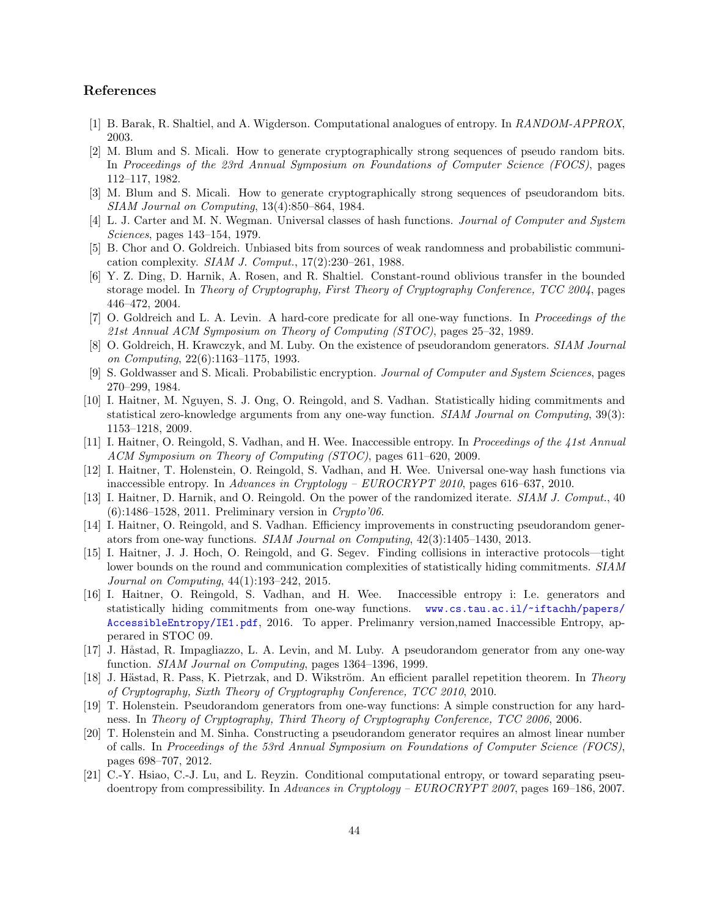## References

[1] B. Barak, R. Shaltiel, and A. Wigderson. Computational analogues of entropy. In *RANDOM-APPROX*, 2003.

[2] M. Blum and S. Micali. How to generate cryptographically strong sequences of pseudo random bits. In *Proceedings of the 23rd Annual Symposium on Foundations of Computer Science (FOCS)*, pages 112–117, 1982.

[3] M. Blum and S. Micali. How to generate cryptographically strong sequences of pseudorandom bits. *SIAM Journal on Computing*, 13(4):850–864, 1984.

[4] L. J. Carter and M. N. Wegman. Universal classes of hash functions. *Journal of Computer and System Sciences*, pages 143–154, 1979.

[5] B. Chor and O. Goldreich. Unbiased bits from sources of weak randomness and probabilistic communication complexity. *SIAM J. Comput.*, 17(2):230–261, 1988.

[6] Y. Z. Ding, D. Harnik, A. Rosen, and R. Shaltiel. Constant-round oblivious transfer in the bounded storage model. In *Theory of Cryptography, First Theory of Cryptography Conference, TCC 2004*, pages 446–472, 2004.

[7] O. Goldreich and L. A. Levin. A hard-core predicate for all one-way functions. In *Proceedings of the 21st Annual ACM Symposium on Theory of Computing (STOC)*, pages 25–32, 1989.

[8] O. Goldreich, H. Krawczyk, and M. Luby. On the existence of pseudorandom generators. *SIAM Journal on Computing*, 22(6):1163–1175, 1993.

[9] S. Goldwasser and S. Micali. Probabilistic encryption. *Journal of Computer and System Sciences*, pages 270–299, 1984.

[10] I. Haitner, M. Nguyen, S. J. Ong, O. Reingold, and S. Vadhan. Statistically hiding commitments and statistical zero-knowledge arguments from any one-way function. *SIAM Journal on Computing*, 39(3): 1153–1218, 2009.

[11] I. Haitner, O. Reingold, S. Vadhan, and H. Wee. Inaccessible entropy. In *Proceedings of the 41st Annual ACM Symposium on Theory of Computing (STOC)*, pages 611–620, 2009.

[12] I. Haitner, T. Holenstein, O. Reingold, S. Vadhan, and H. Wee. Universal one-way hash functions via inaccessible entropy. In *Advances in Cryptology – EUROCRYPT 2010*, pages 616–637, 2010.

[13] I. Haitner, D. Harnik, and O. Reingold. On the power of the randomized iterate. *SIAM J. Comput.*, 40 (6):1486–1528, 2011. Preliminary version in *Crypto'06*.

[14] I. Haitner, O. Reingold, and S. Vadhan. Efficiency improvements in constructing pseudorandom generators from one-way functions. *SIAM Journal on Computing*, 42(3):1405–1430, 2013.

[15] I. Haitner, J. J. Hoch, O. Reingold, and G. Segev. Finding collisions in interactive protocols—tight lower bounds on the round and communication complexities of statistically hiding commitments. *SIAM Journal on Computing*, 44(1):193–242, 2015.

[16] I. Haitner, O. Reingold, S. Vadhan, and H. Wee. Inaccessible entropy i: I.e. generators and statistically hiding commitments from one-way functions. www.cs.tau.ac.il/~iftachh/papers/AccessibleEntropy/IE1.pdf, 2016. To apper. Prelimanry version,named Inaccessible Entropy, apperared in STOC 09.

[17] J. Håstad, R. Impagliazzo, L. A. Levin, and M. Luby. A pseudorandom generator from any one-way function. *SIAM Journal on Computing*, pages 1364–1396, 1999.

[18] J. Hästad, R. Pass, K. Pietrzak, and D. Wikström. An efficient parallel repetition theorem. In *Theory of Cryptography, Sixth Theory of Cryptography Conference, TCC 2010*, 2010.

[19] T. Holenstein. Pseudorandom generators from one-way functions: A simple construction for any hardness. In *Theory of Cryptography, Third Theory of Cryptography Conference, TCC 2006*, 2006.

[20] T. Holenstein and M. Sinha. Constructing a pseudorandom generator requires an almost linear number of calls. In *Proceedings of the 53rd Annual Symposium on Foundations of Computer Science (FOCS)*, pages 698–707, 2012.

[21] C.-Y. Hsiao, C.-J. Lu, and L. Reyzin. Conditional computational entropy, or toward separating pseudoentropy from compressibility. In *Advances in Cryptology – EUROCRYPT 2007*, pages 169–186, 2007.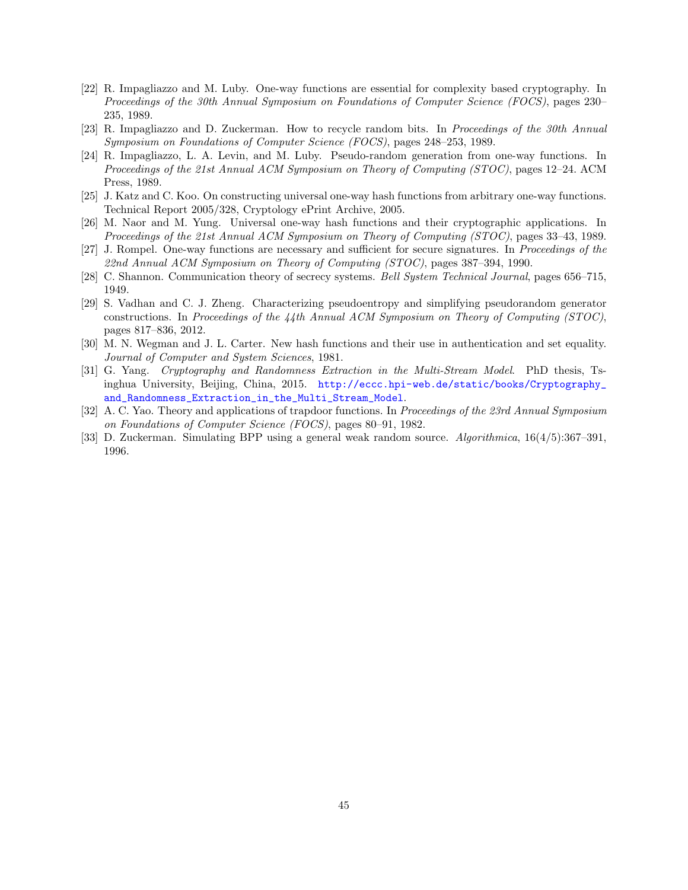[22] R. Impagliazzo and M. Luby. One-way functions are essential for complexity based cryptography. In *Proceedings of the 30th Annual Symposium on Foundations of Computer Science (FOCS)*, pages 230–235, 1989.

[23] R. Impagliazzo and D. Zuckerman. How to recycle random bits. In *Proceedings of the 30th Annual Symposium on Foundations of Computer Science (FOCS)*, pages 248–253, 1989.

[24] R. Impagliazzo, L. A. Levin, and M. Luby. Pseudo-random generation from one-way functions. In *Proceedings of the 21st Annual ACM Symposium on Theory of Computing (STOC)*, pages 12–24. ACM Press, 1989.

[25] J. Katz and C. Koo. On constructing universal one-way hash functions from arbitrary one-way functions. Technical Report 2005/328, Cryptology ePrint Archive, 2005.

[26] M. Naor and M. Yung. Universal one-way hash functions and their cryptographic applications. In *Proceedings of the 21st Annual ACM Symposium on Theory of Computing (STOC)*, pages 33–43, 1989.

[27] J. Rompel. One-way functions are necessary and sufficient for secure signatures. In *Proceedings of the 22nd Annual ACM Symposium on Theory of Computing (STOC)*, pages 387–394, 1990.

[28] C. Shannon. Communication theory of secrecy systems. *Bell System Technical Journal*, pages 656–715, 1949.

[29] S. Vadhan and C. J. Zheng. Characterizing pseudoentropy and simplifying pseudorandom generator constructions. In *Proceedings of the 44th Annual ACM Symposium on Theory of Computing (STOC)*, pages 817–836, 2012.

[30] M. N. Wegman and J. L. Carter. New hash functions and their use in authentication and set equality. *Journal of Computer and System Sciences*, 1981.

[31] G. Yang. *Cryptography and Randomness Extraction in the Multi-Stream Model*. PhD thesis, Tsinghua University, Beijing, China, 2015. http://eccc.hpi-web.de/static/books/Cryptography_and_Randomness_Extraction_in_the_Multi_Stream_Model.

[32] A. C. Yao. Theory and applications of trapdoor functions. In *Proceedings of the 23rd Annual Symposium on Foundations of Computer Science (FOCS)*, pages 80–91, 1982.

[33] D. Zuckerman. Simulating BPP using a general weak random source. *Algorithmica*, 16(4/5):367–391, 1996.